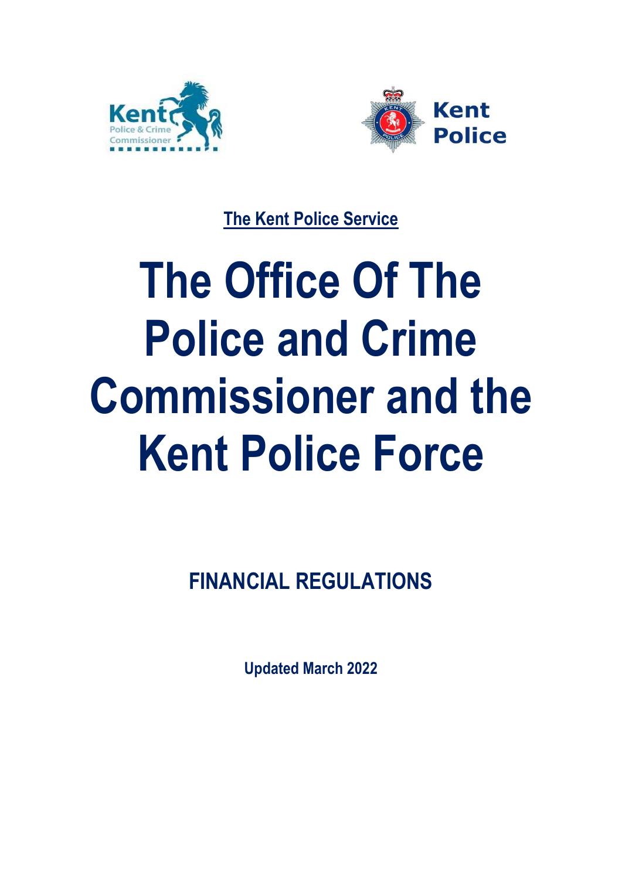**The Kent Police Service**

# The Office Of The Police and Crime Commissioner and the Kent Police Force

## FINANCIAL REGULATIONS

**Updated March 2022**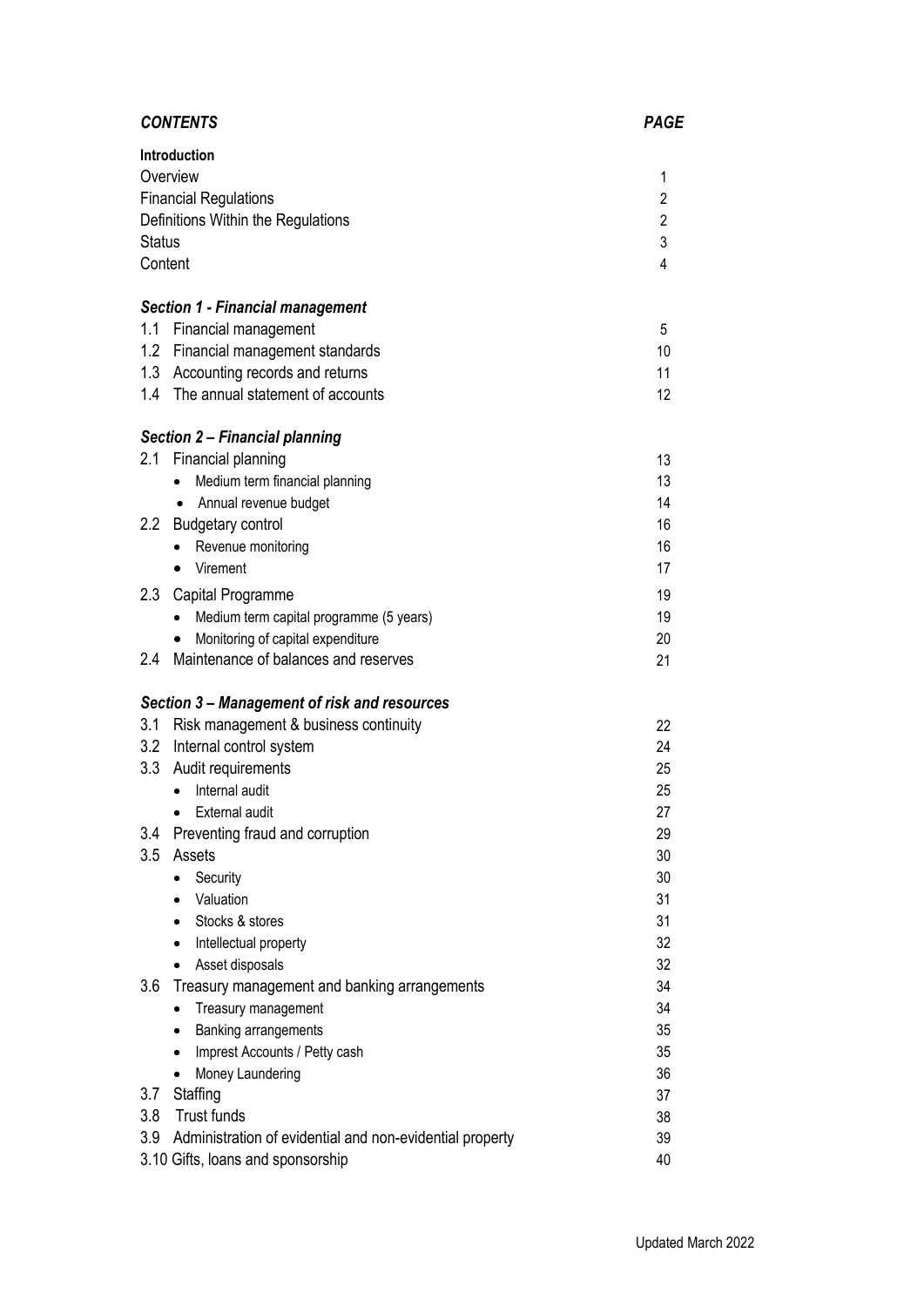| *CONTENTS* | *PAGE* |
|---|---|
| **Introduction** | |
| Overview | 1 |
| Financial Regulations | 2 |
| Definitions Within the Regulations | 2 |
| Status | 3 |
| Content | 4 |
| ***Section 1 - Financial management*** | |
| 1.1 Financial management | 5 |
| 1.2 Financial management standards | 10 |
| 1.3 Accounting records and returns | 11 |
| 1.4 The annual statement of accounts | 12 |
| ***Section 2 – Financial planning*** | |
| 2.1 Financial planning | 13 |
| • Medium term financial planning | 13 |
| • Annual revenue budget | 14 |
| 2.2 Budgetary control | 16 |
| • Revenue monitoring | 16 |
| • Virement | 17 |
| 2.3 Capital Programme | 19 |
| • Medium term capital programme (5 years) | 19 |
| • Monitoring of capital expenditure | 20 |
| 2.4 Maintenance of balances and reserves | 21 |
| ***Section 3 – Management of risk and resources*** | |
| 3.1 Risk management & business continuity | 22 |
| 3.2 Internal control system | 24 |
| 3.3 Audit requirements | 25 |
| • Internal audit | 25 |
| • External audit | 27 |
| 3.4 Preventing fraud and corruption | 29 |
| 3.5 Assets | 30 |
| • Security | 30 |
| • Valuation | 31 |
| • Stocks & stores | 31 |
| • Intellectual property | 32 |
| • Asset disposals | 32 |
| 3.6 Treasury management and banking arrangements | 34 |
| • Treasury management | 34 |
| • Banking arrangements | 35 |
| • Imprest Accounts / Petty cash | 35 |
| • Money Laundering | 36 |
| 3.7 Staffing | 37 |
| 3.8 Trust funds | 38 |
| 3.9 Administration of evidential and non-evidential property | 39 |
| 3.10 Gifts, loans and sponsorship | 40 |

Updated March 2022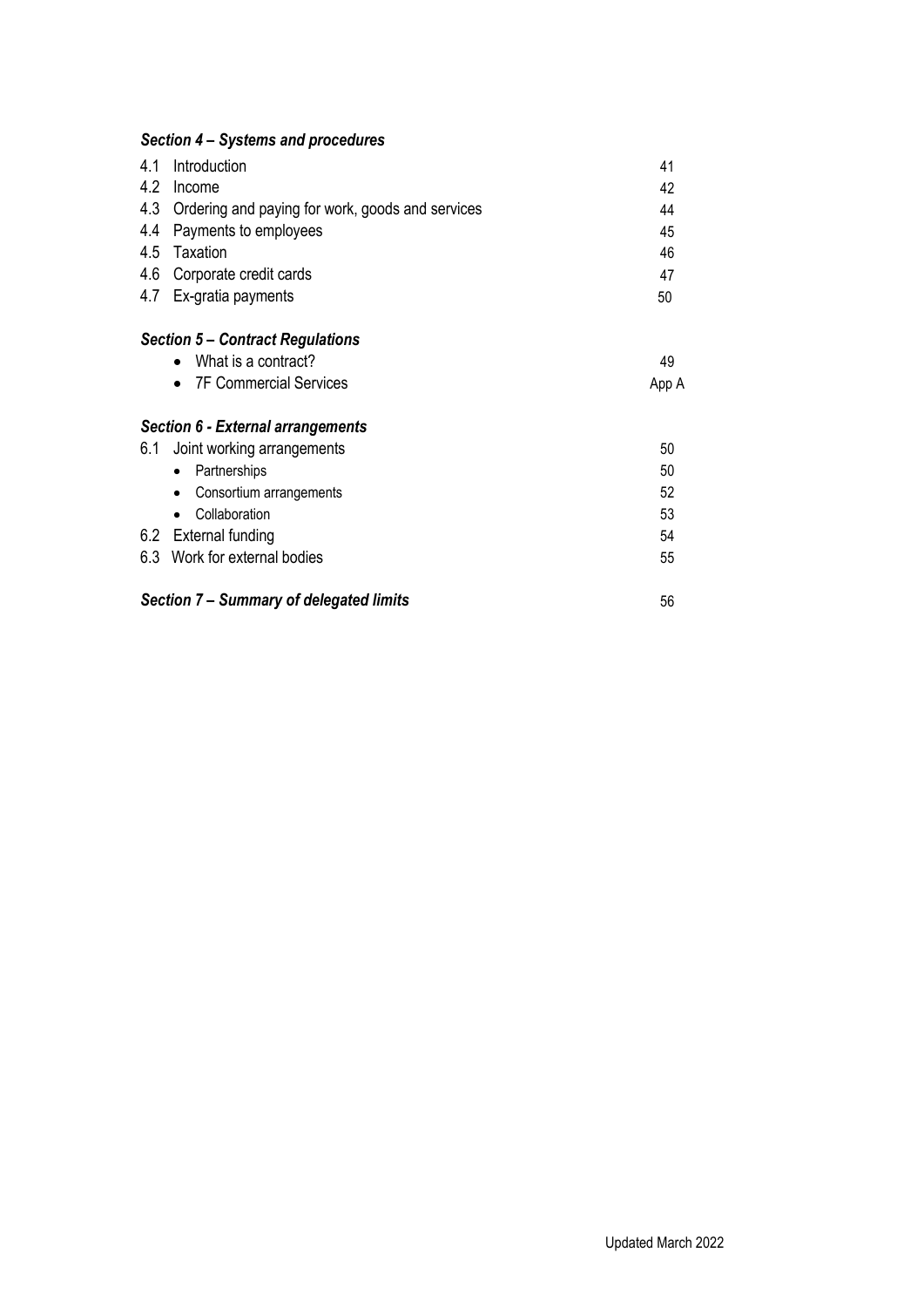### *Section 4 – Systems and procedures*

| | | |
|---|---|---|
| 4.1 | Introduction | 41 |
| 4.2 | Income | 42 |
| 4.3 | Ordering and paying for work, goods and services | 44 |
| 4.4 | Payments to employees | 45 |
| 4.5 | Taxation | 46 |
| 4.6 | Corporate credit cards | 47 |
| 4.7 | Ex-gratia payments | 50 |

### *Section 5 – Contract Regulations*

| | |
|---|---|
| • What is a contract? | 49 |
| • 7F Commercial Services | App A |

### *Section 6 - External arrangements*

| | | |
|---|---|---|
| 6.1 | Joint working arrangements | 50 |
| | • Partnerships | 50 |
| | • Consortium arrangements | 52 |
| | • Collaboration | 53 |
| 6.2 | External funding | 54 |
| 6.3 | Work for external bodies | 55 |

### *Section 7 – Summary of delegated limits* 56

Updated March 2022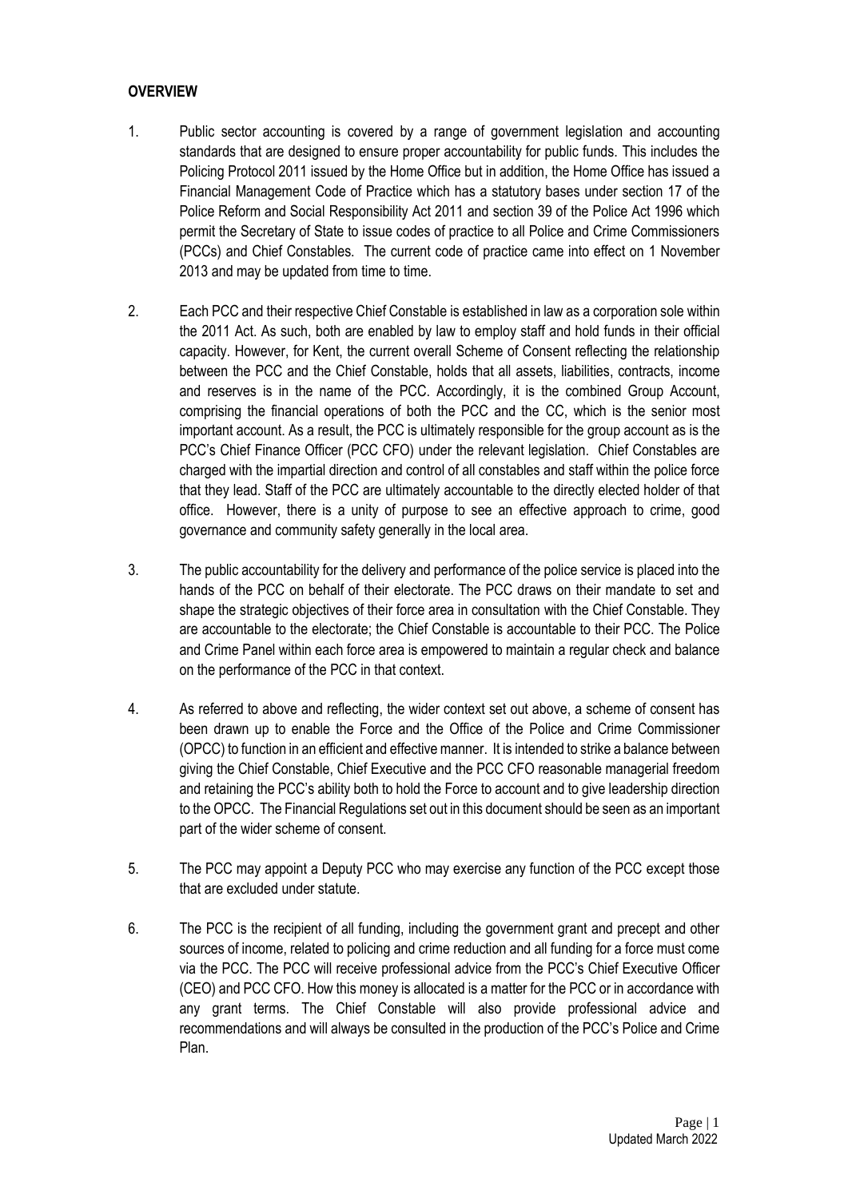## OVERVIEW

1. Public sector accounting is covered by a range of government legislation and accounting standards that are designed to ensure proper accountability for public funds. This includes the Policing Protocol 2011 issued by the Home Office but in addition, the Home Office has issued a Financial Management Code of Practice which has a statutory bases under section 17 of the Police Reform and Social Responsibility Act 2011 and section 39 of the Police Act 1996 which permit the Secretary of State to issue codes of practice to all Police and Crime Commissioners (PCCs) and Chief Constables. The current code of practice came into effect on 1 November 2013 and may be updated from time to time.

2. Each PCC and their respective Chief Constable is established in law as a corporation sole within the 2011 Act. As such, both are enabled by law to employ staff and hold funds in their official capacity. However, for Kent, the current overall Scheme of Consent reflecting the relationship between the PCC and the Chief Constable, holds that all assets, liabilities, contracts, income and reserves is in the name of the PCC. Accordingly, it is the combined Group Account, comprising the financial operations of both the PCC and the CC, which is the senior most important account. As a result, the PCC is ultimately responsible for the group account as is the PCC's Chief Finance Officer (PCC CFO) under the relevant legislation. Chief Constables are charged with the impartial direction and control of all constables and staff within the police force that they lead. Staff of the PCC are ultimately accountable to the directly elected holder of that office. However, there is a unity of purpose to see an effective approach to crime, good governance and community safety generally in the local area.

3. The public accountability for the delivery and performance of the police service is placed into the hands of the PCC on behalf of their electorate. The PCC draws on their mandate to set and shape the strategic objectives of their force area in consultation with the Chief Constable. They are accountable to the electorate; the Chief Constable is accountable to their PCC. The Police and Crime Panel within each force area is empowered to maintain a regular check and balance on the performance of the PCC in that context.

4. As referred to above and reflecting, the wider context set out above, a scheme of consent has been drawn up to enable the Force and the Office of the Police and Crime Commissioner (OPCC) to function in an efficient and effective manner. It is intended to strike a balance between giving the Chief Constable, Chief Executive and the PCC CFO reasonable managerial freedom and retaining the PCC's ability both to hold the Force to account and to give leadership direction to the OPCC. The Financial Regulations set out in this document should be seen as an important part of the wider scheme of consent.

5. The PCC may appoint a Deputy PCC who may exercise any function of the PCC except those that are excluded under statute.

6. The PCC is the recipient of all funding, including the government grant and precept and other sources of income, related to policing and crime reduction and all funding for a force must come via the PCC. The PCC will receive professional advice from the PCC's Chief Executive Officer (CEO) and PCC CFO. How this money is allocated is a matter for the PCC or in accordance with any grant terms. The Chief Constable will also provide professional advice and recommendations and will always be consulted in the production of the PCC's Police and Crime Plan.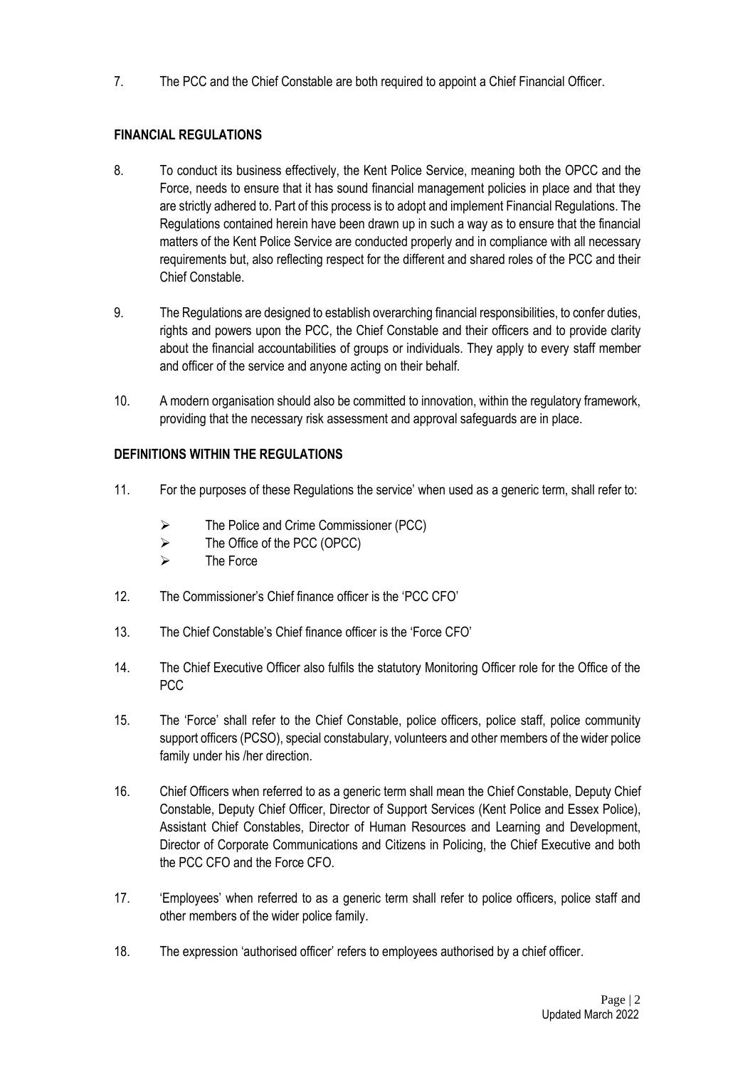7. The PCC and the Chief Constable are both required to appoint a Chief Financial Officer.

## FINANCIAL REGULATIONS

8. To conduct its business effectively, the Kent Police Service, meaning both the OPCC and the Force, needs to ensure that it has sound financial management policies in place and that they are strictly adhered to. Part of this process is to adopt and implement Financial Regulations. The Regulations contained herein have been drawn up in such a way as to ensure that the financial matters of the Kent Police Service are conducted properly and in compliance with all necessary requirements but, also reflecting respect for the different and shared roles of the PCC and their Chief Constable.

9. The Regulations are designed to establish overarching financial responsibilities, to confer duties, rights and powers upon the PCC, the Chief Constable and their officers and to provide clarity about the financial accountabilities of groups or individuals. They apply to every staff member and officer of the service and anyone acting on their behalf.

10. A modern organisation should also be committed to innovation, within the regulatory framework, providing that the necessary risk assessment and approval safeguards are in place.

## DEFINITIONS WITHIN THE REGULATIONS

11. For the purposes of these Regulations the service' when used as a generic term, shall refer to:

    - The Police and Crime Commissioner (PCC)
    - The Office of the PCC (OPCC)
    - The Force

12. The Commissioner's Chief finance officer is the 'PCC CFO'

13. The Chief Constable's Chief finance officer is the 'Force CFO'

14. The Chief Executive Officer also fulfils the statutory Monitoring Officer role for the Office of the PCC

15. The 'Force' shall refer to the Chief Constable, police officers, police staff, police community support officers (PCSO), special constabulary, volunteers and other members of the wider police family under his /her direction.

16. Chief Officers when referred to as a generic term shall mean the Chief Constable, Deputy Chief Constable, Deputy Chief Officer, Director of Support Services (Kent Police and Essex Police), Assistant Chief Constables, Director of Human Resources and Learning and Development, Director of Corporate Communications and Citizens in Policing, the Chief Executive and both the PCC CFO and the Force CFO.

17. 'Employees' when referred to as a generic term shall refer to police officers, police staff and other members of the wider police family.

18. The expression 'authorised officer' refers to employees authorised by a chief officer.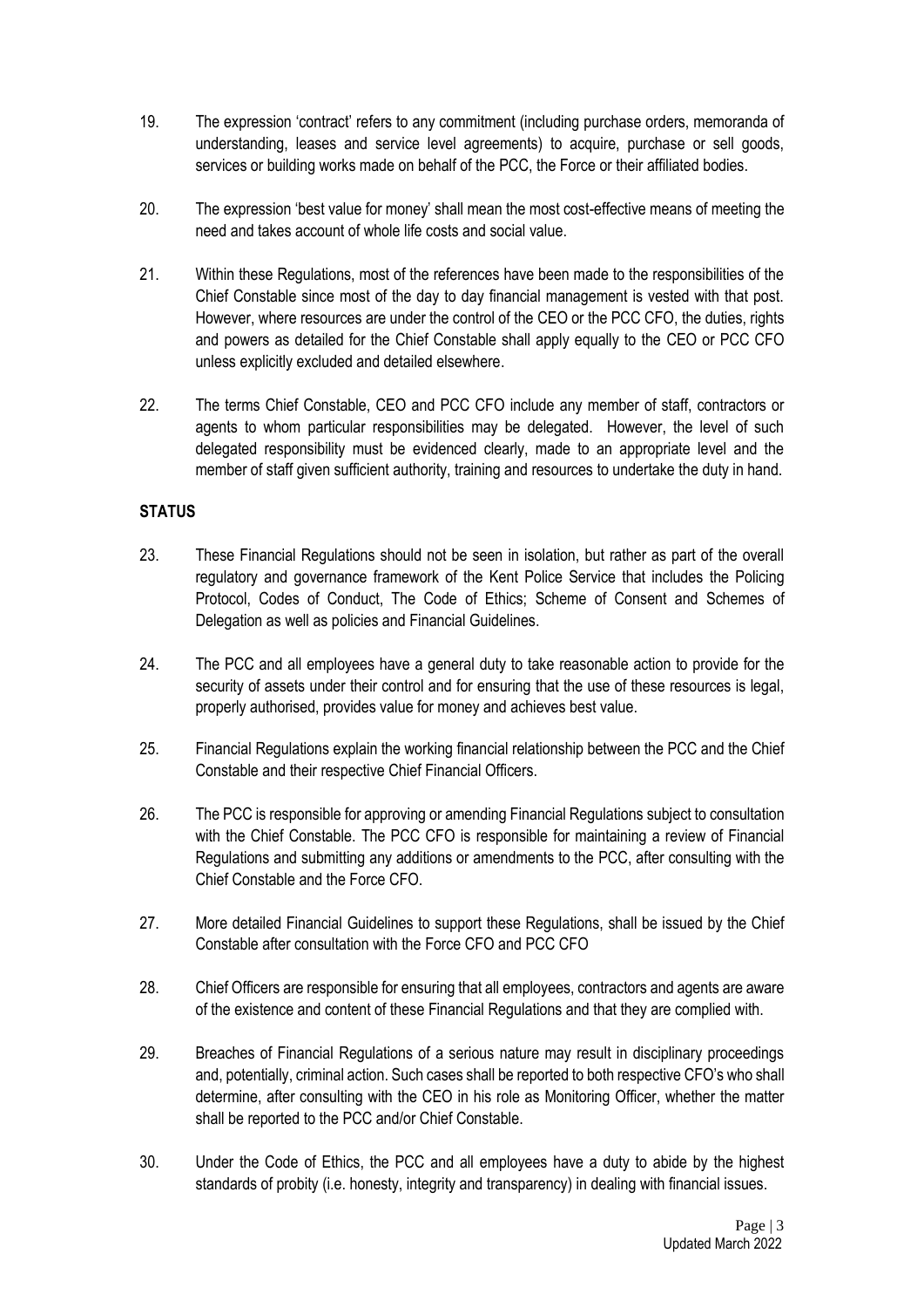19. The expression 'contract' refers to any commitment (including purchase orders, memoranda of understanding, leases and service level agreements) to acquire, purchase or sell goods, services or building works made on behalf of the PCC, the Force or their affiliated bodies.

20. The expression 'best value for money' shall mean the most cost-effective means of meeting the need and takes account of whole life costs and social value.

21. Within these Regulations, most of the references have been made to the responsibilities of the Chief Constable since most of the day to day financial management is vested with that post. However, where resources are under the control of the CEO or the PCC CFO, the duties, rights and powers as detailed for the Chief Constable shall apply equally to the CEO or PCC CFO unless explicitly excluded and detailed elsewhere.

22. The terms Chief Constable, CEO and PCC CFO include any member of staff, contractors or agents to whom particular responsibilities may be delegated. However, the level of such delegated responsibility must be evidenced clearly, made to an appropriate level and the member of staff given sufficient authority, training and resources to undertake the duty in hand.

**STATUS**

23. These Financial Regulations should not be seen in isolation, but rather as part of the overall regulatory and governance framework of the Kent Police Service that includes the Policing Protocol, Codes of Conduct, The Code of Ethics; Scheme of Consent and Schemes of Delegation as well as policies and Financial Guidelines.

24. The PCC and all employees have a general duty to take reasonable action to provide for the security of assets under their control and for ensuring that the use of these resources is legal, properly authorised, provides value for money and achieves best value.

25. Financial Regulations explain the working financial relationship between the PCC and the Chief Constable and their respective Chief Financial Officers.

26. The PCC is responsible for approving or amending Financial Regulations subject to consultation with the Chief Constable. The PCC CFO is responsible for maintaining a review of Financial Regulations and submitting any additions or amendments to the PCC, after consulting with the Chief Constable and the Force CFO.

27. More detailed Financial Guidelines to support these Regulations, shall be issued by the Chief Constable after consultation with the Force CFO and PCC CFO

28. Chief Officers are responsible for ensuring that all employees, contractors and agents are aware of the existence and content of these Financial Regulations and that they are complied with.

29. Breaches of Financial Regulations of a serious nature may result in disciplinary proceedings and, potentially, criminal action. Such cases shall be reported to both respective CFO's who shall determine, after consulting with the CEO in his role as Monitoring Officer, whether the matter shall be reported to the PCC and/or Chief Constable.

30. Under the Code of Ethics, the PCC and all employees have a duty to abide by the highest standards of probity (i.e. honesty, integrity and transparency) in dealing with financial issues.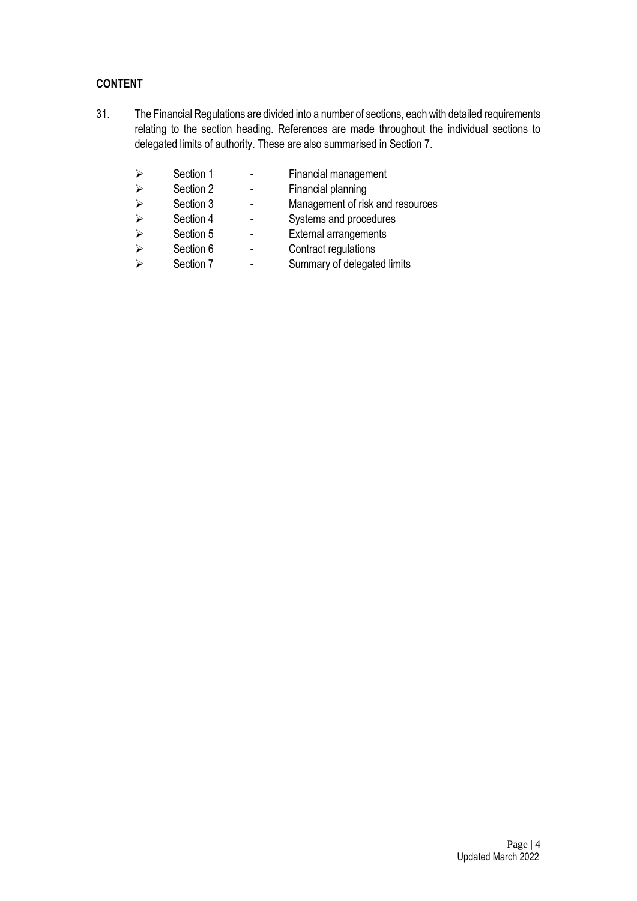**CONTENT**

31. The Financial Regulations are divided into a number of sections, each with detailed requirements relating to the section heading. References are made throughout the individual sections to delegated limits of authority. These are also summarised in Section 7.

- Section 1 - Financial management
- Section 2 - Financial planning
- Section 3 - Management of risk and resources
- Section 4 - Systems and procedures
- Section 5 - External arrangements
- Section 6 - Contract regulations
- Section 7 - Summary of delegated limits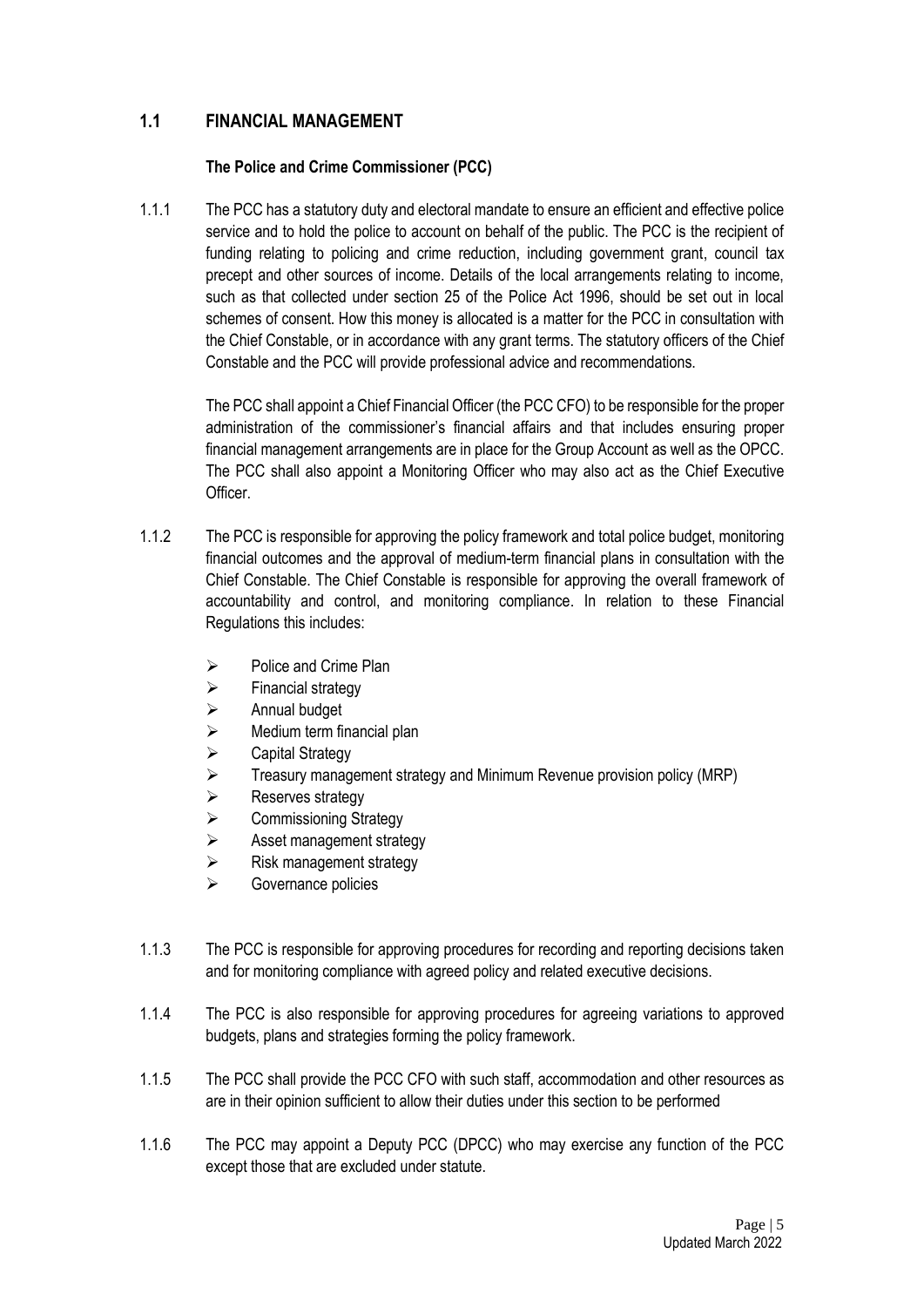## 1.1 FINANCIAL MANAGEMENT

### The Police and Crime Commissioner (PCC)

1.1.1 The PCC has a statutory duty and electoral mandate to ensure an efficient and effective police service and to hold the police to account on behalf of the public. The PCC is the recipient of funding relating to policing and crime reduction, including government grant, council tax precept and other sources of income. Details of the local arrangements relating to income, such as that collected under section 25 of the Police Act 1996, should be set out in local schemes of consent. How this money is allocated is a matter for the PCC in consultation with the Chief Constable, or in accordance with any grant terms. The statutory officers of the Chief Constable and the PCC will provide professional advice and recommendations.

The PCC shall appoint a Chief Financial Officer (the PCC CFO) to be responsible for the proper administration of the commissioner's financial affairs and that includes ensuring proper financial management arrangements are in place for the Group Account as well as the OPCC. The PCC shall also appoint a Monitoring Officer who may also act as the Chief Executive Officer.

1.1.2 The PCC is responsible for approving the policy framework and total police budget, monitoring financial outcomes and the approval of medium-term financial plans in consultation with the Chief Constable. The Chief Constable is responsible for approving the overall framework of accountability and control, and monitoring compliance. In relation to these Financial Regulations this includes:

- Police and Crime Plan
- Financial strategy
- Annual budget
- Medium term financial plan
- Capital Strategy
- Treasury management strategy and Minimum Revenue provision policy (MRP)
- Reserves strategy
- Commissioning Strategy
- Asset management strategy
- Risk management strategy
- Governance policies

1.1.3 The PCC is responsible for approving procedures for recording and reporting decisions taken and for monitoring compliance with agreed policy and related executive decisions.

1.1.4 The PCC is also responsible for approving procedures for agreeing variations to approved budgets, plans and strategies forming the policy framework.

1.1.5 The PCC shall provide the PCC CFO with such staff, accommodation and other resources as are in their opinion sufficient to allow their duties under this section to be performed

1.1.6 The PCC may appoint a Deputy PCC (DPCC) who may exercise any function of the PCC except those that are excluded under statute.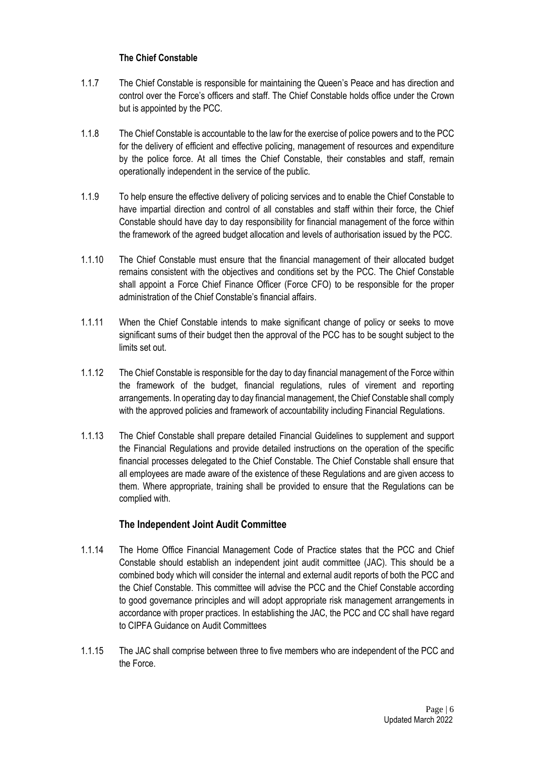### The Chief Constable

1.1.7 The Chief Constable is responsible for maintaining the Queen's Peace and has direction and control over the Force's officers and staff. The Chief Constable holds office under the Crown but is appointed by the PCC.

1.1.8 The Chief Constable is accountable to the law for the exercise of police powers and to the PCC for the delivery of efficient and effective policing, management of resources and expenditure by the police force. At all times the Chief Constable, their constables and staff, remain operationally independent in the service of the public.

1.1.9 To help ensure the effective delivery of policing services and to enable the Chief Constable to have impartial direction and control of all constables and staff within their force, the Chief Constable should have day to day responsibility for financial management of the force within the framework of the agreed budget allocation and levels of authorisation issued by the PCC.

1.1.10 The Chief Constable must ensure that the financial management of their allocated budget remains consistent with the objectives and conditions set by the PCC. The Chief Constable shall appoint a Force Chief Finance Officer (Force CFO) to be responsible for the proper administration of the Chief Constable's financial affairs.

1.1.11 When the Chief Constable intends to make significant change of policy or seeks to move significant sums of their budget then the approval of the PCC has to be sought subject to the limits set out.

1.1.12 The Chief Constable is responsible for the day to day financial management of the Force within the framework of the budget, financial regulations, rules of virement and reporting arrangements. In operating day to day financial management, the Chief Constable shall comply with the approved policies and framework of accountability including Financial Regulations.

1.1.13 The Chief Constable shall prepare detailed Financial Guidelines to supplement and support the Financial Regulations and provide detailed instructions on the operation of the specific financial processes delegated to the Chief Constable. The Chief Constable shall ensure that all employees are made aware of the existence of these Regulations and are given access to them. Where appropriate, training shall be provided to ensure that the Regulations can be complied with.

### The Independent Joint Audit Committee

1.1.14 The Home Office Financial Management Code of Practice states that the PCC and Chief Constable should establish an independent joint audit committee (JAC). This should be a combined body which will consider the internal and external audit reports of both the PCC and the Chief Constable. This committee will advise the PCC and the Chief Constable according to good governance principles and will adopt appropriate risk management arrangements in accordance with proper practices. In establishing the JAC, the PCC and CC shall have regard to CIPFA Guidance on Audit Committees

1.1.15 The JAC shall comprise between three to five members who are independent of the PCC and the Force.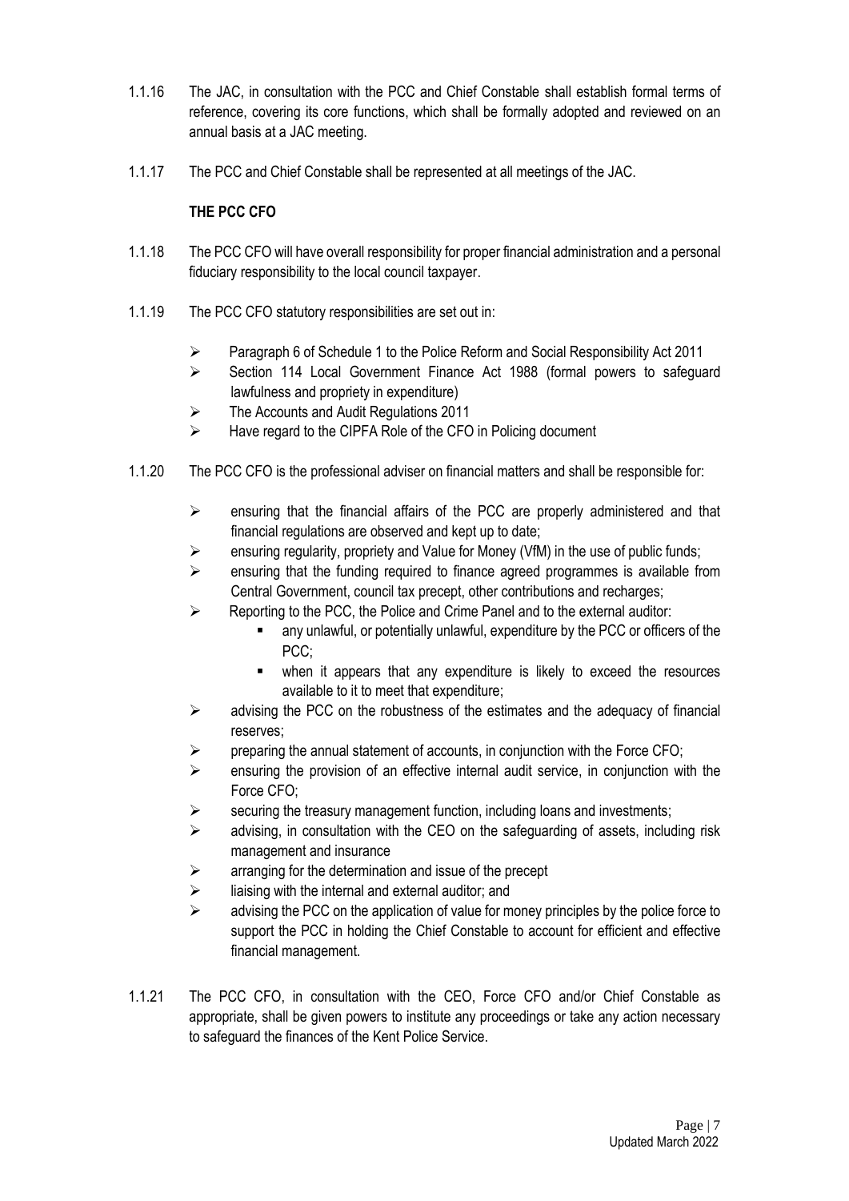1.1.16 The JAC, in consultation with the PCC and Chief Constable shall establish formal terms of reference, covering its core functions, which shall be formally adopted and reviewed on an annual basis at a JAC meeting.

1.1.17 The PCC and Chief Constable shall be represented at all meetings of the JAC.

**THE PCC CFO**

1.1.18 The PCC CFO will have overall responsibility for proper financial administration and a personal fiduciary responsibility to the local council taxpayer.

1.1.19 The PCC CFO statutory responsibilities are set out in:

- Paragraph 6 of Schedule 1 to the Police Reform and Social Responsibility Act 2011
- Section 114 Local Government Finance Act 1988 (formal powers to safeguard lawfulness and propriety in expenditure)
- The Accounts and Audit Regulations 2011
- Have regard to the CIPFA Role of the CFO in Policing document

1.1.20 The PCC CFO is the professional adviser on financial matters and shall be responsible for:

- ensuring that the financial affairs of the PCC are properly administered and that financial regulations are observed and kept up to date;
- ensuring regularity, propriety and Value for Money (VfM) in the use of public funds;
- ensuring that the funding required to finance agreed programmes is available from Central Government, council tax precept, other contributions and recharges;
- Reporting to the PCC, the Police and Crime Panel and to the external auditor:
  - any unlawful, or potentially unlawful, expenditure by the PCC or officers of the PCC;
  - when it appears that any expenditure is likely to exceed the resources available to it to meet that expenditure;
- advising the PCC on the robustness of the estimates and the adequacy of financial reserves;
- preparing the annual statement of accounts, in conjunction with the Force CFO;
- ensuring the provision of an effective internal audit service, in conjunction with the Force CFO;
- securing the treasury management function, including loans and investments;
- advising, in consultation with the CEO on the safeguarding of assets, including risk management and insurance
- arranging for the determination and issue of the precept
- liaising with the internal and external auditor; and
- advising the PCC on the application of value for money principles by the police force to support the PCC in holding the Chief Constable to account for efficient and effective financial management.

1.1.21 The PCC CFO, in consultation with the CEO, Force CFO and/or Chief Constable as appropriate, shall be given powers to institute any proceedings or take any action necessary to safeguard the finances of the Kent Police Service.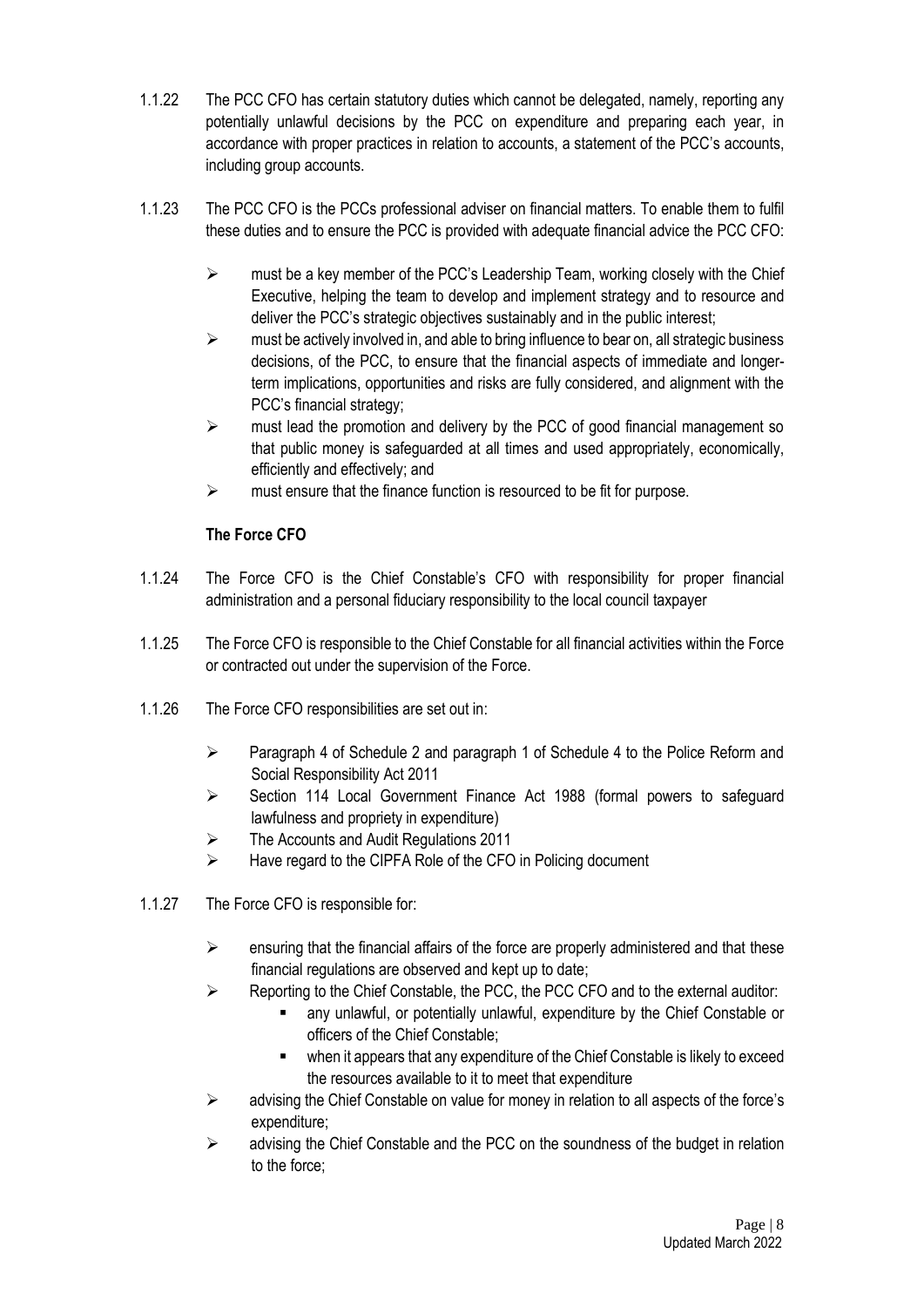1.1.22 The PCC CFO has certain statutory duties which cannot be delegated, namely, reporting any potentially unlawful decisions by the PCC on expenditure and preparing each year, in accordance with proper practices in relation to accounts, a statement of the PCC's accounts, including group accounts.

1.1.23 The PCC CFO is the PCCs professional adviser on financial matters. To enable them to fulfil these duties and to ensure the PCC is provided with adequate financial advice the PCC CFO:

- must be a key member of the PCC's Leadership Team, working closely with the Chief Executive, helping the team to develop and implement strategy and to resource and deliver the PCC's strategic objectives sustainably and in the public interest;
- must be actively involved in, and able to bring influence to bear on, all strategic business decisions, of the PCC, to ensure that the financial aspects of immediate and longer-term implications, opportunities and risks are fully considered, and alignment with the PCC's financial strategy;
- must lead the promotion and delivery by the PCC of good financial management so that public money is safeguarded at all times and used appropriately, economically, efficiently and effectively; and
- must ensure that the finance function is resourced to be fit for purpose.

**The Force CFO**

1.1.24 The Force CFO is the Chief Constable's CFO with responsibility for proper financial administration and a personal fiduciary responsibility to the local council taxpayer

1.1.25 The Force CFO is responsible to the Chief Constable for all financial activities within the Force or contracted out under the supervision of the Force.

1.1.26 The Force CFO responsibilities are set out in:

- Paragraph 4 of Schedule 2 and paragraph 1 of Schedule 4 to the Police Reform and Social Responsibility Act 2011
- Section 114 Local Government Finance Act 1988 (formal powers to safeguard lawfulness and propriety in expenditure)
- The Accounts and Audit Regulations 2011
- Have regard to the CIPFA Role of the CFO in Policing document

1.1.27 The Force CFO is responsible for:

- ensuring that the financial affairs of the force are properly administered and that these financial regulations are observed and kept up to date;
- Reporting to the Chief Constable, the PCC, the PCC CFO and to the external auditor:
  - any unlawful, or potentially unlawful, expenditure by the Chief Constable or officers of the Chief Constable;
  - when it appears that any expenditure of the Chief Constable is likely to exceed the resources available to it to meet that expenditure
- advising the Chief Constable on value for money in relation to all aspects of the force's expenditure;
- advising the Chief Constable and the PCC on the soundness of the budget in relation to the force;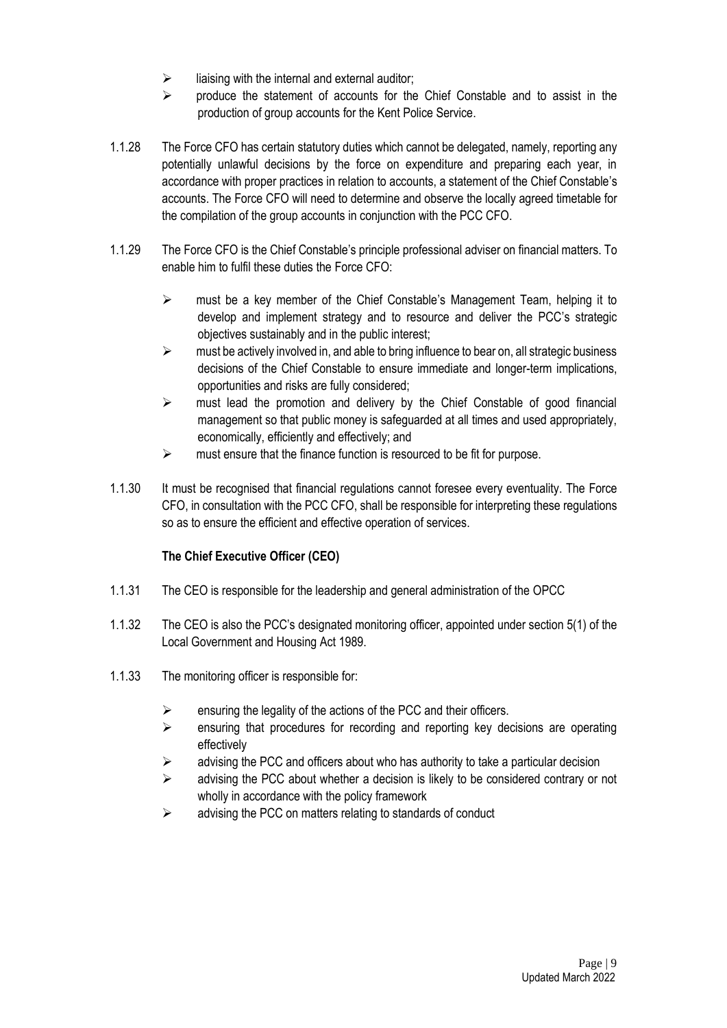- liaising with the internal and external auditor;
- produce the statement of accounts for the Chief Constable and to assist in the production of group accounts for the Kent Police Service.

1.1.28 The Force CFO has certain statutory duties which cannot be delegated, namely, reporting any potentially unlawful decisions by the force on expenditure and preparing each year, in accordance with proper practices in relation to accounts, a statement of the Chief Constable's accounts. The Force CFO will need to determine and observe the locally agreed timetable for the compilation of the group accounts in conjunction with the PCC CFO.

1.1.29 The Force CFO is the Chief Constable's principle professional adviser on financial matters. To enable him to fulfil these duties the Force CFO:

- must be a key member of the Chief Constable's Management Team, helping it to develop and implement strategy and to resource and deliver the PCC's strategic objectives sustainably and in the public interest;
- must be actively involved in, and able to bring influence to bear on, all strategic business decisions of the Chief Constable to ensure immediate and longer-term implications, opportunities and risks are fully considered;
- must lead the promotion and delivery by the Chief Constable of good financial management so that public money is safeguarded at all times and used appropriately, economically, efficiently and effectively; and
- must ensure that the finance function is resourced to be fit for purpose.

1.1.30 It must be recognised that financial regulations cannot foresee every eventuality. The Force CFO, in consultation with the PCC CFO, shall be responsible for interpreting these regulations so as to ensure the efficient and effective operation of services.

**The Chief Executive Officer (CEO)**

1.1.31 The CEO is responsible for the leadership and general administration of the OPCC

1.1.32 The CEO is also the PCC's designated monitoring officer, appointed under section 5(1) of the Local Government and Housing Act 1989.

1.1.33 The monitoring officer is responsible for:

- ensuring the legality of the actions of the PCC and their officers.
- ensuring that procedures for recording and reporting key decisions are operating effectively
- advising the PCC and officers about who has authority to take a particular decision
- advising the PCC about whether a decision is likely to be considered contrary or not wholly in accordance with the policy framework
- advising the PCC on matters relating to standards of conduct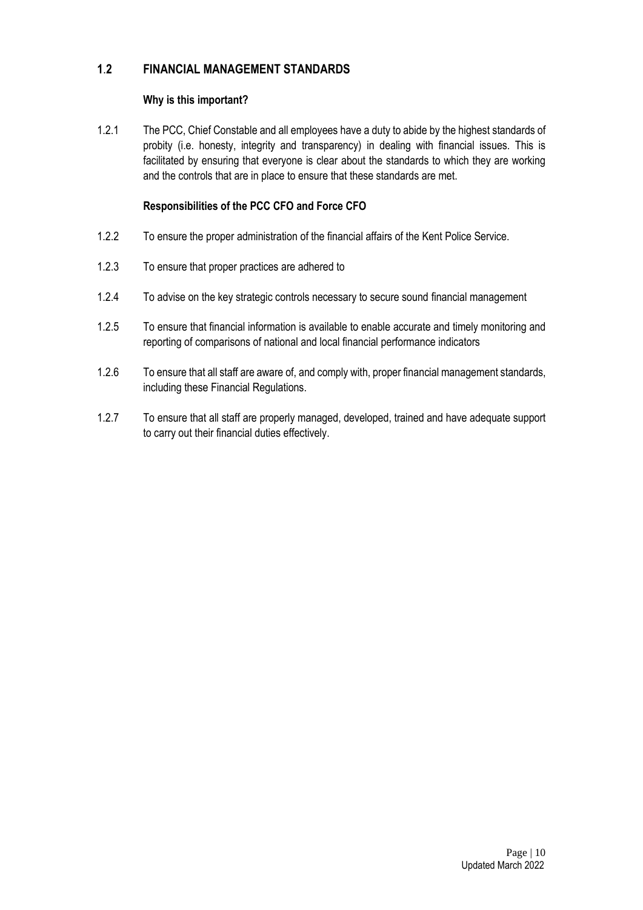## 1.2 FINANCIAL MANAGEMENT STANDARDS

**Why is this important?**

1.2.1 The PCC, Chief Constable and all employees have a duty to abide by the highest standards of probity (i.e. honesty, integrity and transparency) in dealing with financial issues. This is facilitated by ensuring that everyone is clear about the standards to which they are working and the controls that are in place to ensure that these standards are met.

**Responsibilities of the PCC CFO and Force CFO**

1.2.2 To ensure the proper administration of the financial affairs of the Kent Police Service.

1.2.3 To ensure that proper practices are adhered to

1.2.4 To advise on the key strategic controls necessary to secure sound financial management

1.2.5 To ensure that financial information is available to enable accurate and timely monitoring and reporting of comparisons of national and local financial performance indicators

1.2.6 To ensure that all staff are aware of, and comply with, proper financial management standards, including these Financial Regulations.

1.2.7 To ensure that all staff are properly managed, developed, trained and have adequate support to carry out their financial duties effectively.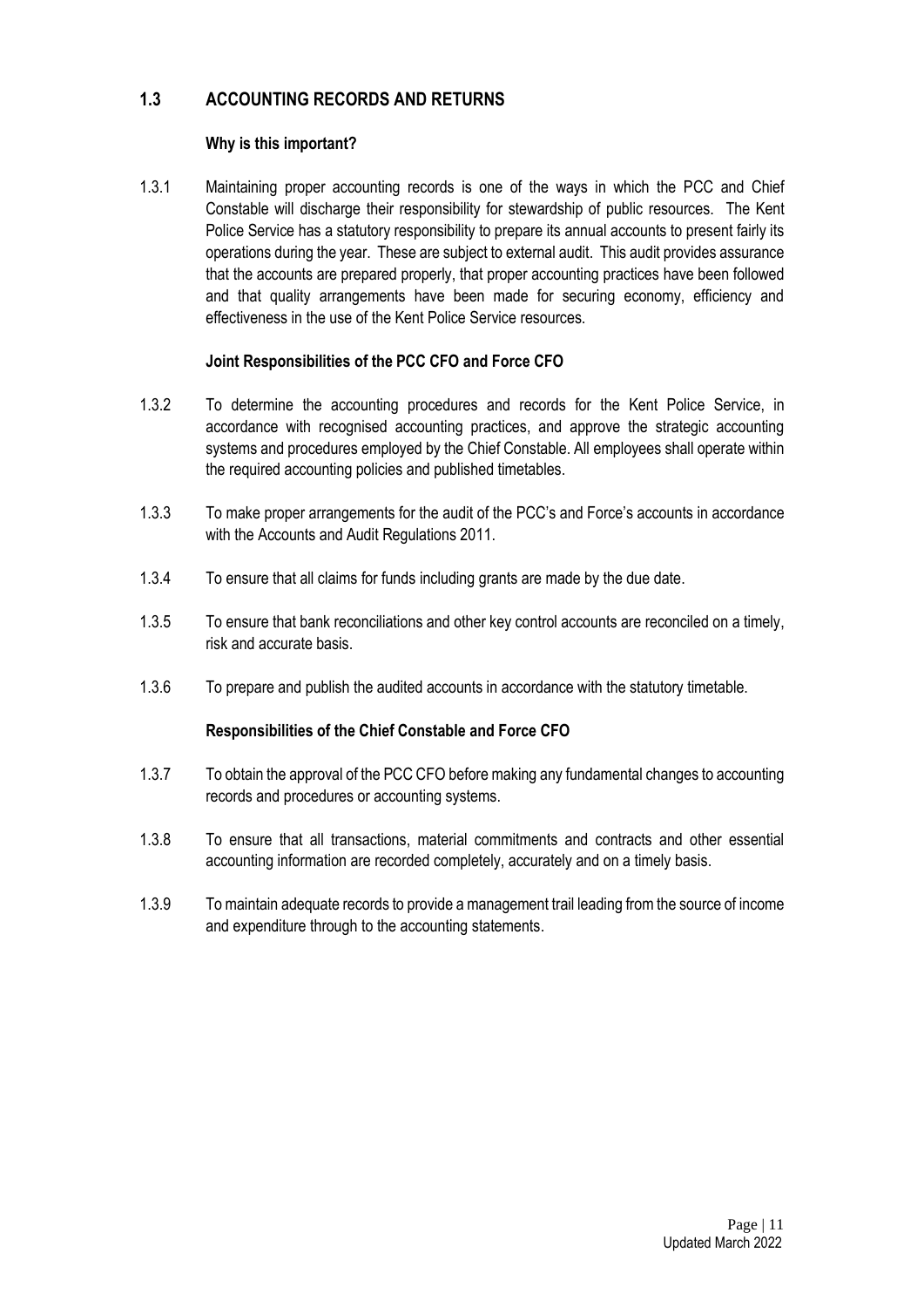## 1.3 ACCOUNTING RECORDS AND RETURNS

**Why is this important?**

1.3.1 Maintaining proper accounting records is one of the ways in which the PCC and Chief Constable will discharge their responsibility for stewardship of public resources. The Kent Police Service has a statutory responsibility to prepare its annual accounts to present fairly its operations during the year. These are subject to external audit. This audit provides assurance that the accounts are prepared properly, that proper accounting practices have been followed and that quality arrangements have been made for securing economy, efficiency and effectiveness in the use of the Kent Police Service resources.

**Joint Responsibilities of the PCC CFO and Force CFO**

1.3.2 To determine the accounting procedures and records for the Kent Police Service, in accordance with recognised accounting practices, and approve the strategic accounting systems and procedures employed by the Chief Constable. All employees shall operate within the required accounting policies and published timetables.

1.3.3 To make proper arrangements for the audit of the PCC's and Force's accounts in accordance with the Accounts and Audit Regulations 2011.

1.3.4 To ensure that all claims for funds including grants are made by the due date.

1.3.5 To ensure that bank reconciliations and other key control accounts are reconciled on a timely, risk and accurate basis.

1.3.6 To prepare and publish the audited accounts in accordance with the statutory timetable.

**Responsibilities of the Chief Constable and Force CFO**

1.3.7 To obtain the approval of the PCC CFO before making any fundamental changes to accounting records and procedures or accounting systems.

1.3.8 To ensure that all transactions, material commitments and contracts and other essential accounting information are recorded completely, accurately and on a timely basis.

1.3.9 To maintain adequate records to provide a management trail leading from the source of income and expenditure through to the accounting statements.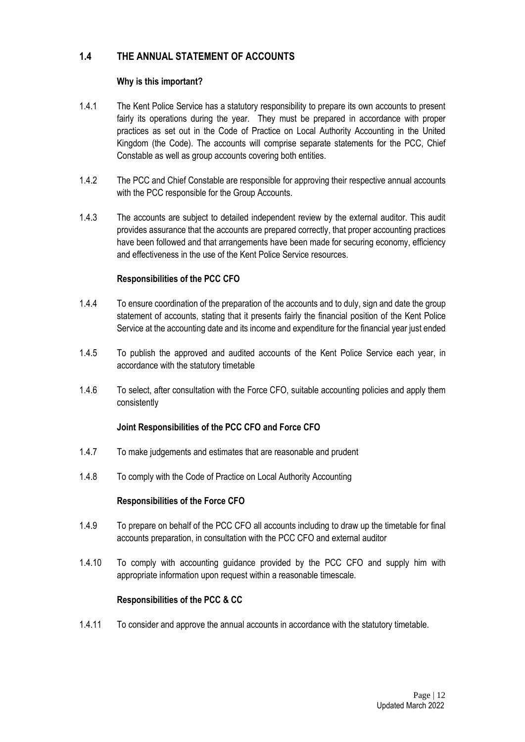## 1.4 THE ANNUAL STATEMENT OF ACCOUNTS

**Why is this important?**

1.4.1 The Kent Police Service has a statutory responsibility to prepare its own accounts to present fairly its operations during the year. They must be prepared in accordance with proper practices as set out in the Code of Practice on Local Authority Accounting in the United Kingdom (the Code). The accounts will comprise separate statements for the PCC, Chief Constable as well as group accounts covering both entities.

1.4.2 The PCC and Chief Constable are responsible for approving their respective annual accounts with the PCC responsible for the Group Accounts.

1.4.3 The accounts are subject to detailed independent review by the external auditor. This audit provides assurance that the accounts are prepared correctly, that proper accounting practices have been followed and that arrangements have been made for securing economy, efficiency and effectiveness in the use of the Kent Police Service resources.

**Responsibilities of the PCC CFO**

1.4.4 To ensure coordination of the preparation of the accounts and to duly, sign and date the group statement of accounts, stating that it presents fairly the financial position of the Kent Police Service at the accounting date and its income and expenditure for the financial year just ended

1.4.5 To publish the approved and audited accounts of the Kent Police Service each year, in accordance with the statutory timetable

1.4.6 To select, after consultation with the Force CFO, suitable accounting policies and apply them consistently

**Joint Responsibilities of the PCC CFO and Force CFO**

1.4.7 To make judgements and estimates that are reasonable and prudent

1.4.8 To comply with the Code of Practice on Local Authority Accounting

**Responsibilities of the Force CFO**

1.4.9 To prepare on behalf of the PCC CFO all accounts including to draw up the timetable for final accounts preparation, in consultation with the PCC CFO and external auditor

1.4.10 To comply with accounting guidance provided by the PCC CFO and supply him with appropriate information upon request within a reasonable timescale.

**Responsibilities of the PCC & CC**

1.4.11 To consider and approve the annual accounts in accordance with the statutory timetable.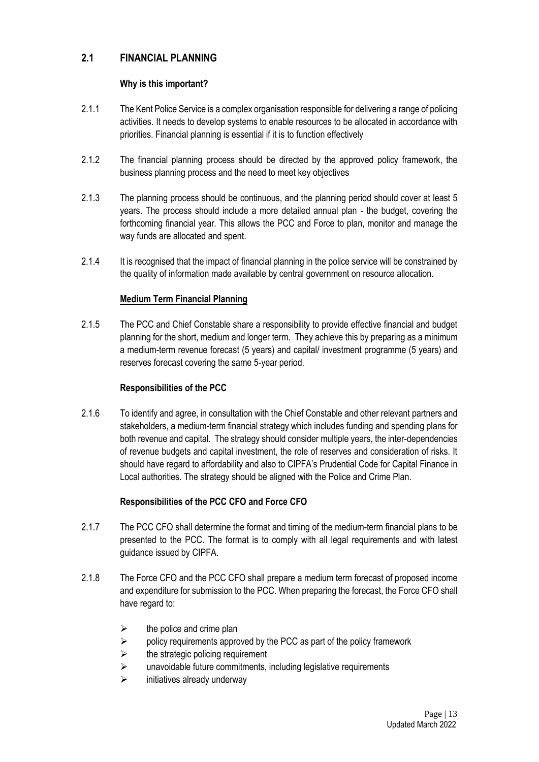## 2.1 FINANCIAL PLANNING

**Why is this important?**

2.1.1 The Kent Police Service is a complex organisation responsible for delivering a range of policing activities. It needs to develop systems to enable resources to be allocated in accordance with priorities. Financial planning is essential if it is to function effectively

2.1.2 The financial planning process should be directed by the approved policy framework, the business planning process and the need to meet key objectives

2.1.3 The planning process should be continuous, and the planning period should cover at least 5 years. The process should include a more detailed annual plan - the budget, covering the forthcoming financial year. This allows the PCC and Force to plan, monitor and manage the way funds are allocated and spent.

2.1.4 It is recognised that the impact of financial planning in the police service will be constrained by the quality of information made available by central government on resource allocation.

**Medium Term Financial Planning**

2.1.5 The PCC and Chief Constable share a responsibility to provide effective financial and budget planning for the short, medium and longer term. They achieve this by preparing as a minimum a medium-term revenue forecast (5 years) and capital/ investment programme (5 years) and reserves forecast covering the same 5-year period.

**Responsibilities of the PCC**

2.1.6 To identify and agree, in consultation with the Chief Constable and other relevant partners and stakeholders, a medium-term financial strategy which includes funding and spending plans for both revenue and capital. The strategy should consider multiple years, the inter-dependencies of revenue budgets and capital investment, the role of reserves and consideration of risks. It should have regard to affordability and also to CIPFA's Prudential Code for Capital Finance in Local authorities. The strategy should be aligned with the Police and Crime Plan.

**Responsibilities of the PCC CFO and Force CFO**

2.1.7 The PCC CFO shall determine the format and timing of the medium-term financial plans to be presented to the PCC. The format is to comply with all legal requirements and with latest guidance issued by CIPFA.

2.1.8 The Force CFO and the PCC CFO shall prepare a medium term forecast of proposed income and expenditure for submission to the PCC. When preparing the forecast, the Force CFO shall have regard to:

- the police and crime plan
- policy requirements approved by the PCC as part of the policy framework
- the strategic policing requirement
- unavoidable future commitments, including legislative requirements
- initiatives already underway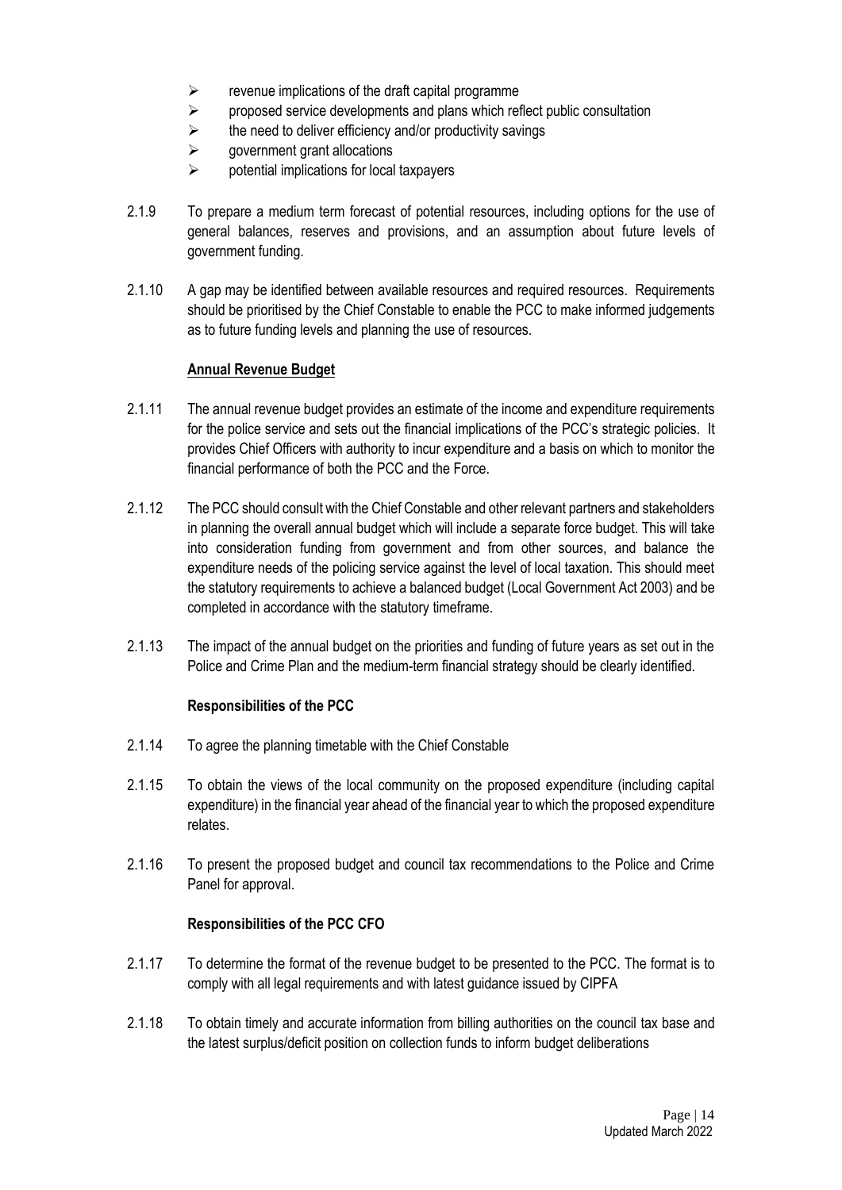- revenue implications of the draft capital programme
- proposed service developments and plans which reflect public consultation
- the need to deliver efficiency and/or productivity savings
- government grant allocations
- potential implications for local taxpayers

2.1.9 To prepare a medium term forecast of potential resources, including options for the use of general balances, reserves and provisions, and an assumption about future levels of government funding.

2.1.10 A gap may be identified between available resources and required resources. Requirements should be prioritised by the Chief Constable to enable the PCC to make informed judgements as to future funding levels and planning the use of resources.

**Annual Revenue Budget**

2.1.11 The annual revenue budget provides an estimate of the income and expenditure requirements for the police service and sets out the financial implications of the PCC's strategic policies. It provides Chief Officers with authority to incur expenditure and a basis on which to monitor the financial performance of both the PCC and the Force.

2.1.12 The PCC should consult with the Chief Constable and other relevant partners and stakeholders in planning the overall annual budget which will include a separate force budget. This will take into consideration funding from government and from other sources, and balance the expenditure needs of the policing service against the level of local taxation. This should meet the statutory requirements to achieve a balanced budget (Local Government Act 2003) and be completed in accordance with the statutory timeframe.

2.1.13 The impact of the annual budget on the priorities and funding of future years as set out in the Police and Crime Plan and the medium-term financial strategy should be clearly identified.

**Responsibilities of the PCC**

2.1.14 To agree the planning timetable with the Chief Constable

2.1.15 To obtain the views of the local community on the proposed expenditure (including capital expenditure) in the financial year ahead of the financial year to which the proposed expenditure relates.

2.1.16 To present the proposed budget and council tax recommendations to the Police and Crime Panel for approval.

**Responsibilities of the PCC CFO**

2.1.17 To determine the format of the revenue budget to be presented to the PCC. The format is to comply with all legal requirements and with latest guidance issued by CIPFA

2.1.18 To obtain timely and accurate information from billing authorities on the council tax base and the latest surplus/deficit position on collection funds to inform budget deliberations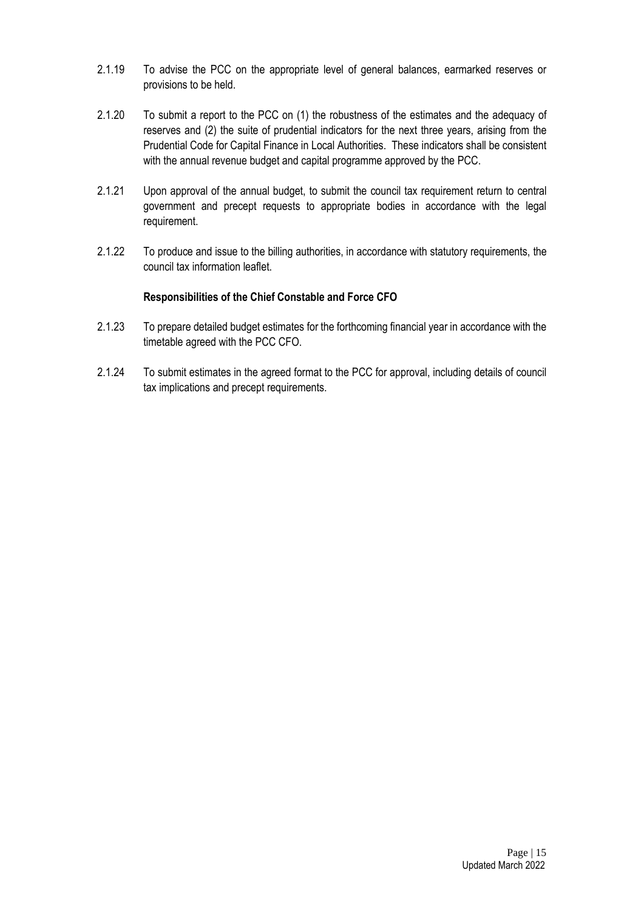2.1.19 To advise the PCC on the appropriate level of general balances, earmarked reserves or provisions to be held.

2.1.20 To submit a report to the PCC on (1) the robustness of the estimates and the adequacy of reserves and (2) the suite of prudential indicators for the next three years, arising from the Prudential Code for Capital Finance in Local Authorities. These indicators shall be consistent with the annual revenue budget and capital programme approved by the PCC.

2.1.21 Upon approval of the annual budget, to submit the council tax requirement return to central government and precept requests to appropriate bodies in accordance with the legal requirement.

2.1.22 To produce and issue to the billing authorities, in accordance with statutory requirements, the council tax information leaflet.

**Responsibilities of the Chief Constable and Force CFO**

2.1.23 To prepare detailed budget estimates for the forthcoming financial year in accordance with the timetable agreed with the PCC CFO.

2.1.24 To submit estimates in the agreed format to the PCC for approval, including details of council tax implications and precept requirements.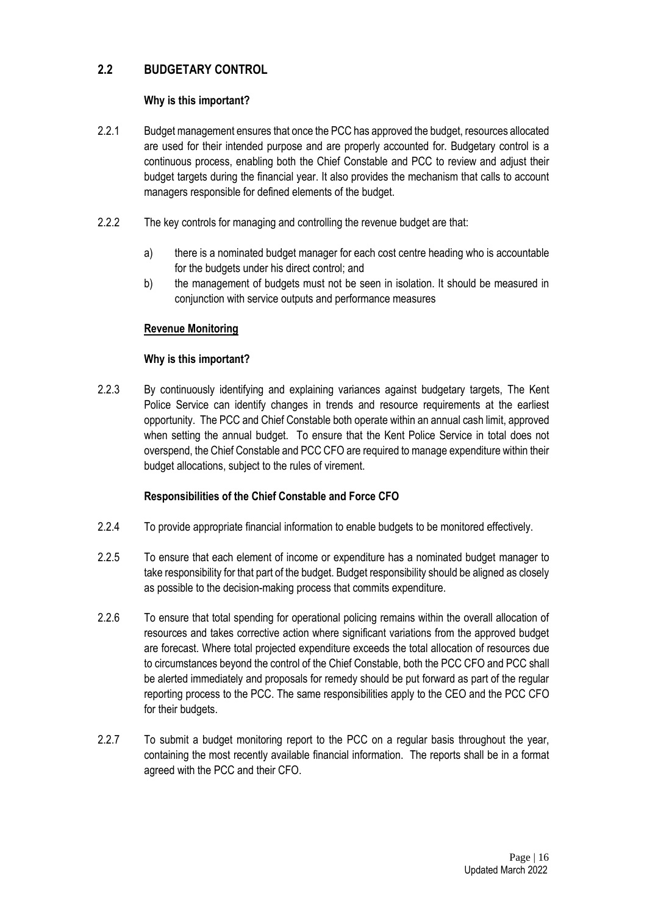## 2.2 BUDGETARY CONTROL

**Why is this important?**

2.2.1 Budget management ensures that once the PCC has approved the budget, resources allocated are used for their intended purpose and are properly accounted for. Budgetary control is a continuous process, enabling both the Chief Constable and PCC to review and adjust their budget targets during the financial year. It also provides the mechanism that calls to account managers responsible for defined elements of the budget.

2.2.2 The key controls for managing and controlling the revenue budget are that:

a) there is a nominated budget manager for each cost centre heading who is accountable for the budgets under his direct control; and
b) the management of budgets must not be seen in isolation. It should be measured in conjunction with service outputs and performance measures

**Revenue Monitoring**

**Why is this important?**

2.2.3 By continuously identifying and explaining variances against budgetary targets, The Kent Police Service can identify changes in trends and resource requirements at the earliest opportunity. The PCC and Chief Constable both operate within an annual cash limit, approved when setting the annual budget. To ensure that the Kent Police Service in total does not overspend, the Chief Constable and PCC CFO are required to manage expenditure within their budget allocations, subject to the rules of virement.

**Responsibilities of the Chief Constable and Force CFO**

2.2.4 To provide appropriate financial information to enable budgets to be monitored effectively.

2.2.5 To ensure that each element of income or expenditure has a nominated budget manager to take responsibility for that part of the budget. Budget responsibility should be aligned as closely as possible to the decision-making process that commits expenditure.

2.2.6 To ensure that total spending for operational policing remains within the overall allocation of resources and takes corrective action where significant variations from the approved budget are forecast. Where total projected expenditure exceeds the total allocation of resources due to circumstances beyond the control of the Chief Constable, both the PCC CFO and PCC shall be alerted immediately and proposals for remedy should be put forward as part of the regular reporting process to the PCC. The same responsibilities apply to the CEO and the PCC CFO for their budgets.

2.2.7 To submit a budget monitoring report to the PCC on a regular basis throughout the year, containing the most recently available financial information. The reports shall be in a format agreed with the PCC and their CFO.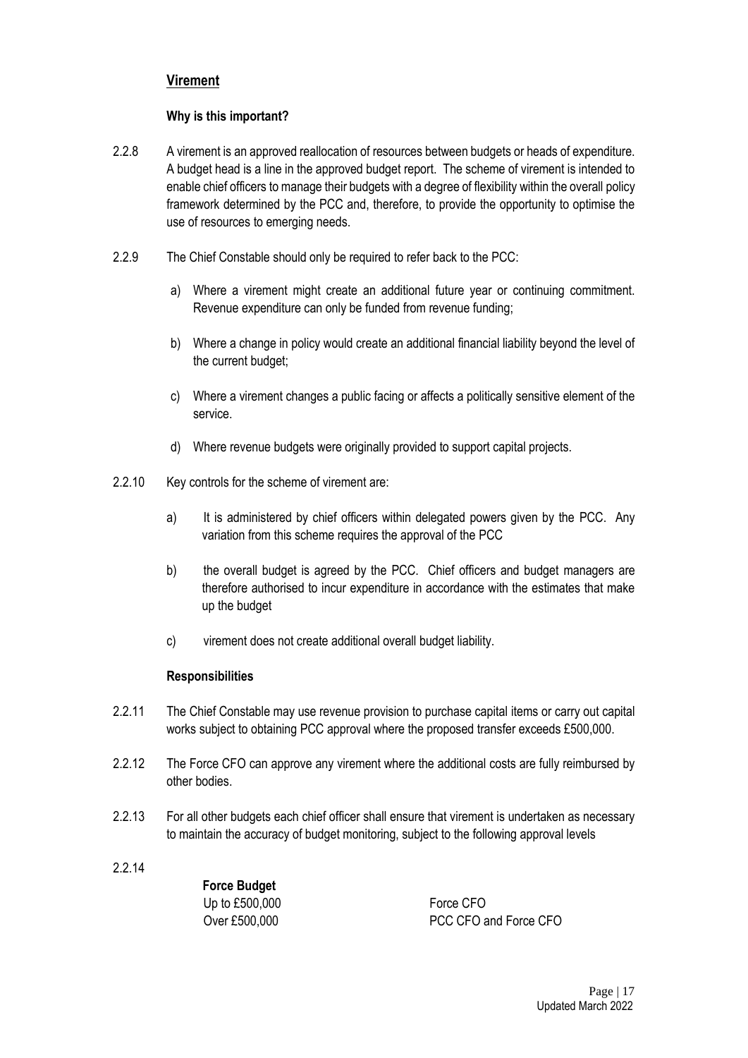## Virement

### Why is this important?

2.2.8 A virement is an approved reallocation of resources between budgets or heads of expenditure. A budget head is a line in the approved budget report. The scheme of virement is intended to enable chief officers to manage their budgets with a degree of flexibility within the overall policy framework determined by the PCC and, therefore, to provide the opportunity to optimise the use of resources to emerging needs.

2.2.9 The Chief Constable should only be required to refer back to the PCC:

a) Where a virement might create an additional future year or continuing commitment. Revenue expenditure can only be funded from revenue funding;

b) Where a change in policy would create an additional financial liability beyond the level of the current budget;

c) Where a virement changes a public facing or affects a politically sensitive element of the service.

d) Where revenue budgets were originally provided to support capital projects.

2.2.10 Key controls for the scheme of virement are:

a) It is administered by chief officers within delegated powers given by the PCC. Any variation from this scheme requires the approval of the PCC

b) the overall budget is agreed by the PCC. Chief officers and budget managers are therefore authorised to incur expenditure in accordance with the estimates that make up the budget

c) virement does not create additional overall budget liability.

### Responsibilities

2.2.11 The Chief Constable may use revenue provision to purchase capital items or carry out capital works subject to obtaining PCC approval where the proposed transfer exceeds £500,000.

2.2.12 The Force CFO can approve any virement where the additional costs are fully reimbursed by other bodies.

2.2.13 For all other budgets each chief officer shall ensure that virement is undertaken as necessary to maintain the accuracy of budget monitoring, subject to the following approval levels

2.2.14

| **Force Budget** | |
|---|---|
| Up to £500,000 | Force CFO |
| Over £500,000 | PCC CFO and Force CFO |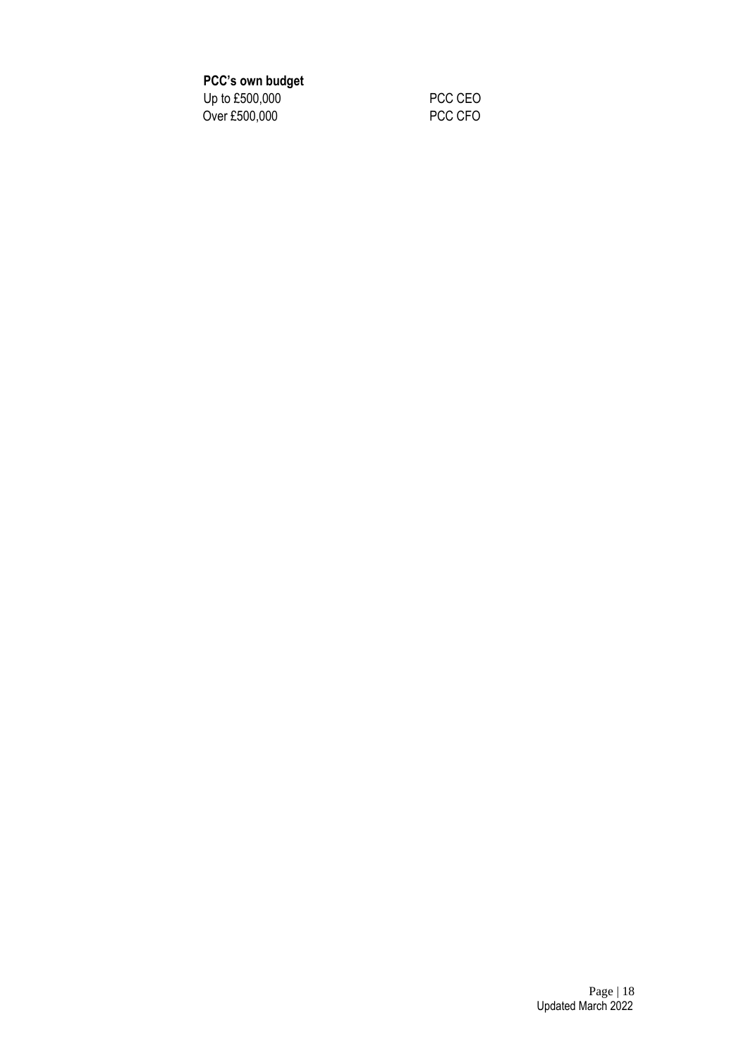**PCC's own budget**

| | |
|---|---|
| Up to £500,000 | PCC CEO |
| Over £500,000 | PCC CFO |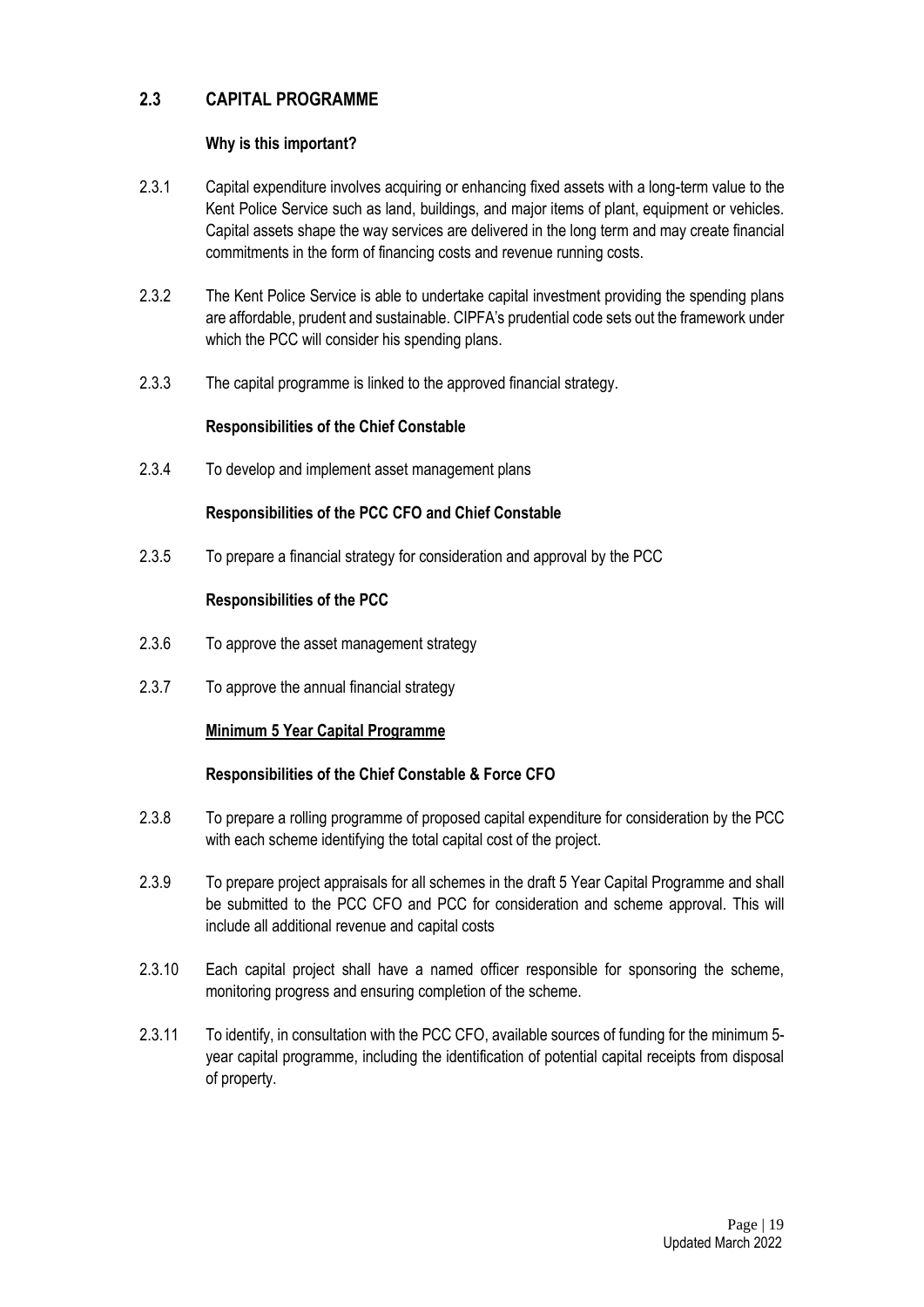## 2.3 CAPITAL PROGRAMME

**Why is this important?**

2.3.1 Capital expenditure involves acquiring or enhancing fixed assets with a long-term value to the Kent Police Service such as land, buildings, and major items of plant, equipment or vehicles. Capital assets shape the way services are delivered in the long term and may create financial commitments in the form of financing costs and revenue running costs.

2.3.2 The Kent Police Service is able to undertake capital investment providing the spending plans are affordable, prudent and sustainable. CIPFA's prudential code sets out the framework under which the PCC will consider his spending plans.

2.3.3 The capital programme is linked to the approved financial strategy.

**Responsibilities of the Chief Constable**

2.3.4 To develop and implement asset management plans

**Responsibilities of the PCC CFO and Chief Constable**

2.3.5 To prepare a financial strategy for consideration and approval by the PCC

**Responsibilities of the PCC**

2.3.6 To approve the asset management strategy

2.3.7 To approve the annual financial strategy

**Minimum 5 Year Capital Programme**

**Responsibilities of the Chief Constable & Force CFO**

2.3.8 To prepare a rolling programme of proposed capital expenditure for consideration by the PCC with each scheme identifying the total capital cost of the project.

2.3.9 To prepare project appraisals for all schemes in the draft 5 Year Capital Programme and shall be submitted to the PCC CFO and PCC for consideration and scheme approval. This will include all additional revenue and capital costs

2.3.10 Each capital project shall have a named officer responsible for sponsoring the scheme, monitoring progress and ensuring completion of the scheme.

2.3.11 To identify, in consultation with the PCC CFO, available sources of funding for the minimum 5-year capital programme, including the identification of potential capital receipts from disposal of property.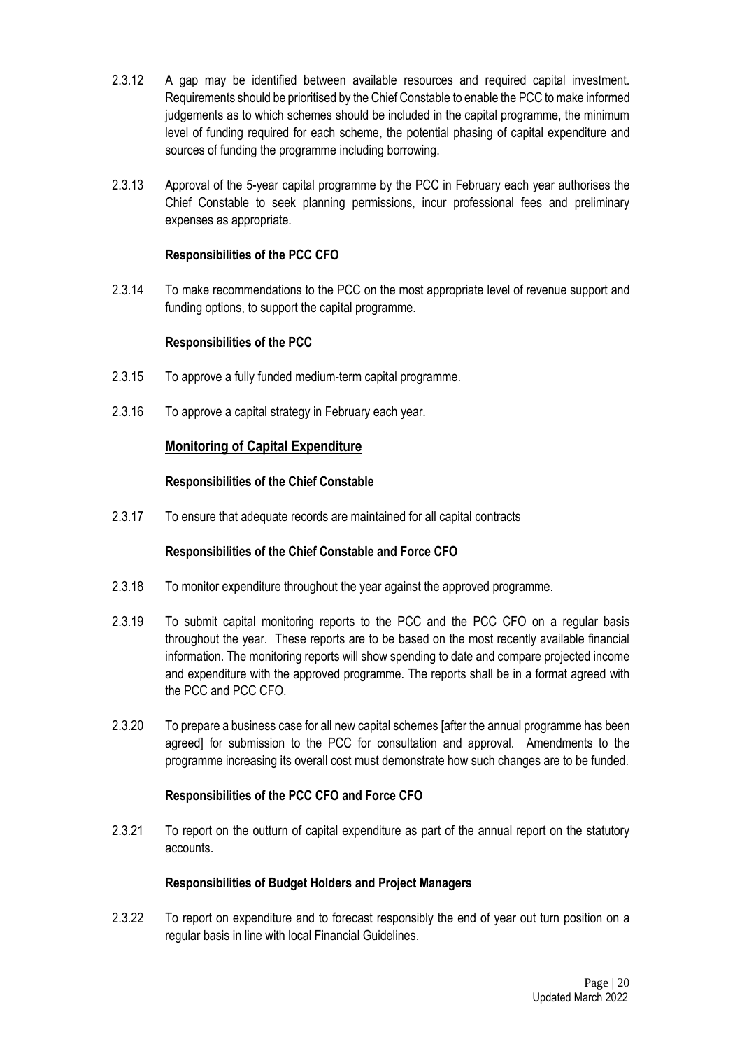2.3.12 A gap may be identified between available resources and required capital investment. Requirements should be prioritised by the Chief Constable to enable the PCC to make informed judgements as to which schemes should be included in the capital programme, the minimum level of funding required for each scheme, the potential phasing of capital expenditure and sources of funding the programme including borrowing.

2.3.13 Approval of the 5-year capital programme by the PCC in February each year authorises the Chief Constable to seek planning permissions, incur professional fees and preliminary expenses as appropriate.

**Responsibilities of the PCC CFO**

2.3.14 To make recommendations to the PCC on the most appropriate level of revenue support and funding options, to support the capital programme.

**Responsibilities of the PCC**

2.3.15 To approve a fully funded medium-term capital programme.

2.3.16 To approve a capital strategy in February each year.

## Monitoring of Capital Expenditure

**Responsibilities of the Chief Constable**

2.3.17 To ensure that adequate records are maintained for all capital contracts

**Responsibilities of the Chief Constable and Force CFO**

2.3.18 To monitor expenditure throughout the year against the approved programme.

2.3.19 To submit capital monitoring reports to the PCC and the PCC CFO on a regular basis throughout the year. These reports are to be based on the most recently available financial information. The monitoring reports will show spending to date and compare projected income and expenditure with the approved programme. The reports shall be in a format agreed with the PCC and PCC CFO.

2.3.20 To prepare a business case for all new capital schemes [after the annual programme has been agreed] for submission to the PCC for consultation and approval. Amendments to the programme increasing its overall cost must demonstrate how such changes are to be funded.

**Responsibilities of the PCC CFO and Force CFO**

2.3.21 To report on the outturn of capital expenditure as part of the annual report on the statutory accounts.

**Responsibilities of Budget Holders and Project Managers**

2.3.22 To report on expenditure and to forecast responsibly the end of year out turn position on a regular basis in line with local Financial Guidelines.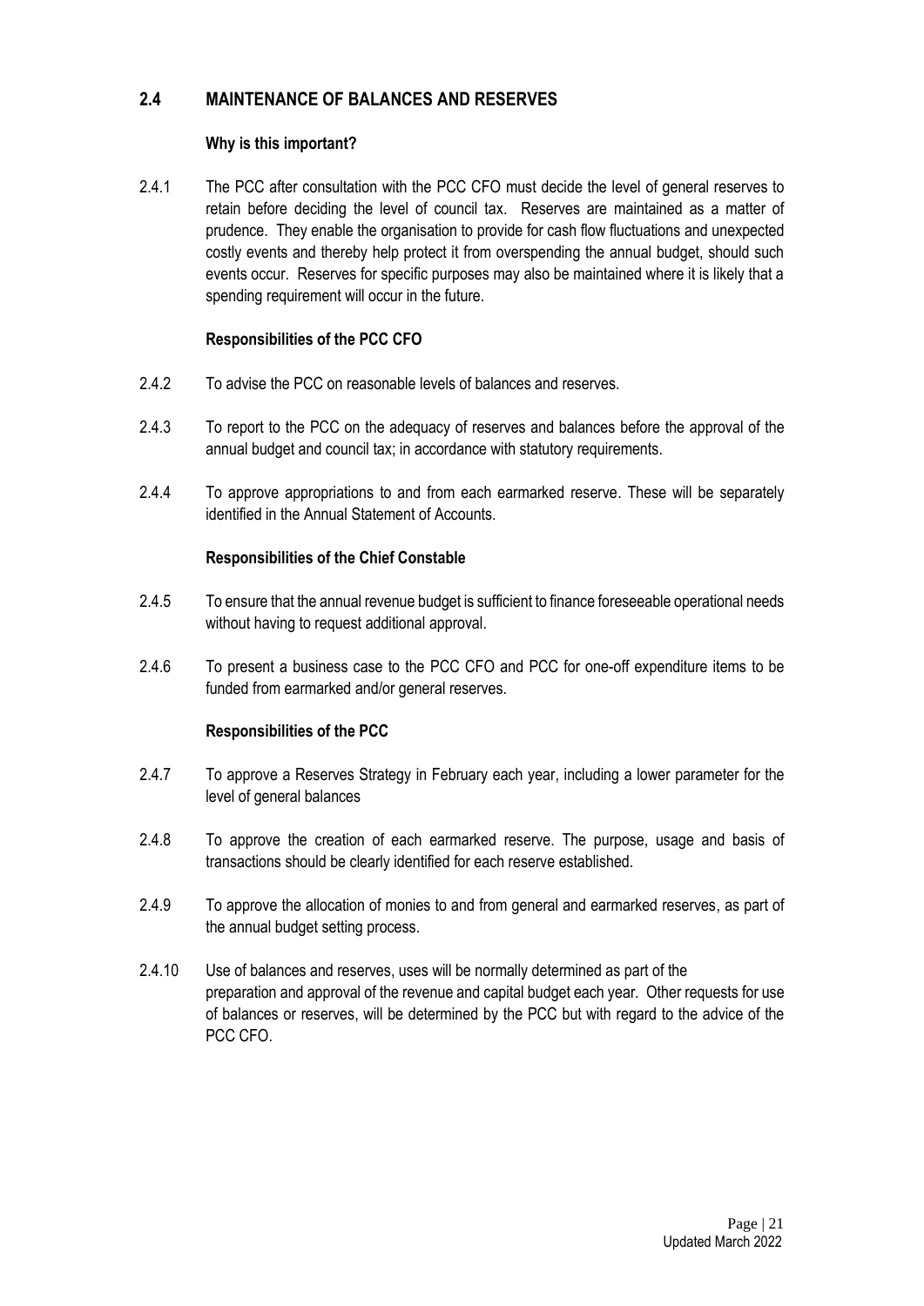## 2.4 MAINTENANCE OF BALANCES AND RESERVES

**Why is this important?**

2.4.1 The PCC after consultation with the PCC CFO must decide the level of general reserves to retain before deciding the level of council tax. Reserves are maintained as a matter of prudence. They enable the organisation to provide for cash flow fluctuations and unexpected costly events and thereby help protect it from overspending the annual budget, should such events occur. Reserves for specific purposes may also be maintained where it is likely that a spending requirement will occur in the future.

**Responsibilities of the PCC CFO**

2.4.2 To advise the PCC on reasonable levels of balances and reserves.

2.4.3 To report to the PCC on the adequacy of reserves and balances before the approval of the annual budget and council tax; in accordance with statutory requirements.

2.4.4 To approve appropriations to and from each earmarked reserve. These will be separately identified in the Annual Statement of Accounts.

**Responsibilities of the Chief Constable**

2.4.5 To ensure that the annual revenue budget is sufficient to finance foreseeable operational needs without having to request additional approval.

2.4.6 To present a business case to the PCC CFO and PCC for one-off expenditure items to be funded from earmarked and/or general reserves.

**Responsibilities of the PCC**

2.4.7 To approve a Reserves Strategy in February each year, including a lower parameter for the level of general balances

2.4.8 To approve the creation of each earmarked reserve. The purpose, usage and basis of transactions should be clearly identified for each reserve established.

2.4.9 To approve the allocation of monies to and from general and earmarked reserves, as part of the annual budget setting process.

2.4.10 Use of balances and reserves, uses will be normally determined as part of the preparation and approval of the revenue and capital budget each year. Other requests for use of balances or reserves, will be determined by the PCC but with regard to the advice of the PCC CFO.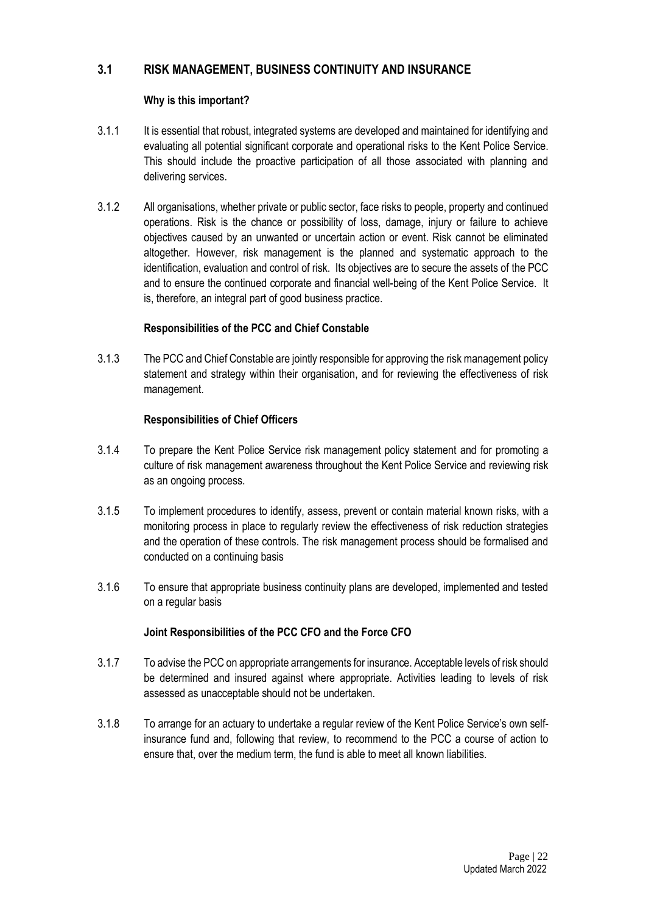## 3.1 RISK MANAGEMENT, BUSINESS CONTINUITY AND INSURANCE

**Why is this important?**

3.1.1 It is essential that robust, integrated systems are developed and maintained for identifying and evaluating all potential significant corporate and operational risks to the Kent Police Service. This should include the proactive participation of all those associated with planning and delivering services.

3.1.2 All organisations, whether private or public sector, face risks to people, property and continued operations. Risk is the chance or possibility of loss, damage, injury or failure to achieve objectives caused by an unwanted or uncertain action or event. Risk cannot be eliminated altogether. However, risk management is the planned and systematic approach to the identification, evaluation and control of risk. Its objectives are to secure the assets of the PCC and to ensure the continued corporate and financial well-being of the Kent Police Service. It is, therefore, an integral part of good business practice.

**Responsibilities of the PCC and Chief Constable**

3.1.3 The PCC and Chief Constable are jointly responsible for approving the risk management policy statement and strategy within their organisation, and for reviewing the effectiveness of risk management.

**Responsibilities of Chief Officers**

3.1.4 To prepare the Kent Police Service risk management policy statement and for promoting a culture of risk management awareness throughout the Kent Police Service and reviewing risk as an ongoing process.

3.1.5 To implement procedures to identify, assess, prevent or contain material known risks, with a monitoring process in place to regularly review the effectiveness of risk reduction strategies and the operation of these controls. The risk management process should be formalised and conducted on a continuing basis

3.1.6 To ensure that appropriate business continuity plans are developed, implemented and tested on a regular basis

**Joint Responsibilities of the PCC CFO and the Force CFO**

3.1.7 To advise the PCC on appropriate arrangements for insurance. Acceptable levels of risk should be determined and insured against where appropriate. Activities leading to levels of risk assessed as unacceptable should not be undertaken.

3.1.8 To arrange for an actuary to undertake a regular review of the Kent Police Service's own self-insurance fund and, following that review, to recommend to the PCC a course of action to ensure that, over the medium term, the fund is able to meet all known liabilities.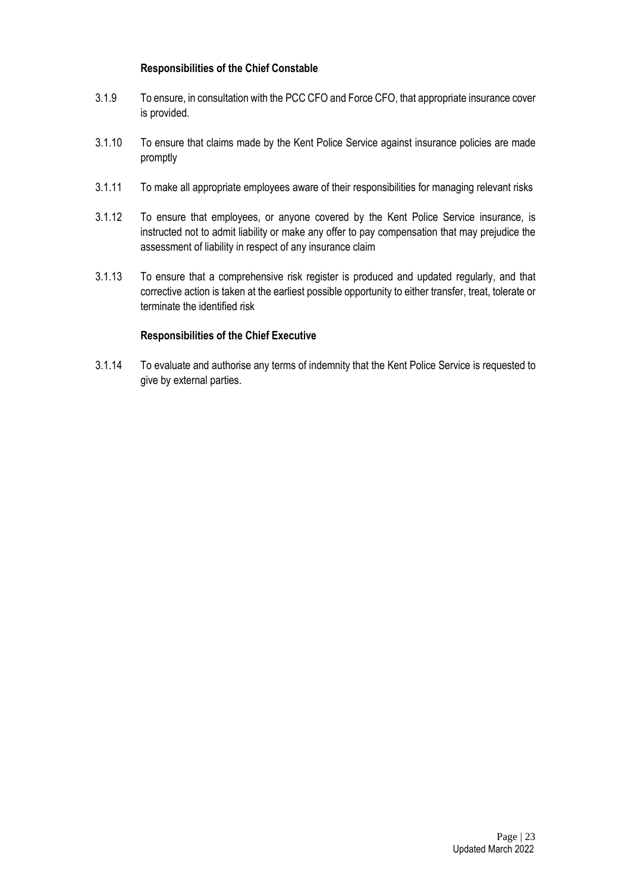**Responsibilities of the Chief Constable**

3.1.9 To ensure, in consultation with the PCC CFO and Force CFO, that appropriate insurance cover is provided.

3.1.10 To ensure that claims made by the Kent Police Service against insurance policies are made promptly

3.1.11 To make all appropriate employees aware of their responsibilities for managing relevant risks

3.1.12 To ensure that employees, or anyone covered by the Kent Police Service insurance, is instructed not to admit liability or make any offer to pay compensation that may prejudice the assessment of liability in respect of any insurance claim

3.1.13 To ensure that a comprehensive risk register is produced and updated regularly, and that corrective action is taken at the earliest possible opportunity to either transfer, treat, tolerate or terminate the identified risk

**Responsibilities of the Chief Executive**

3.1.14 To evaluate and authorise any terms of indemnity that the Kent Police Service is requested to give by external parties.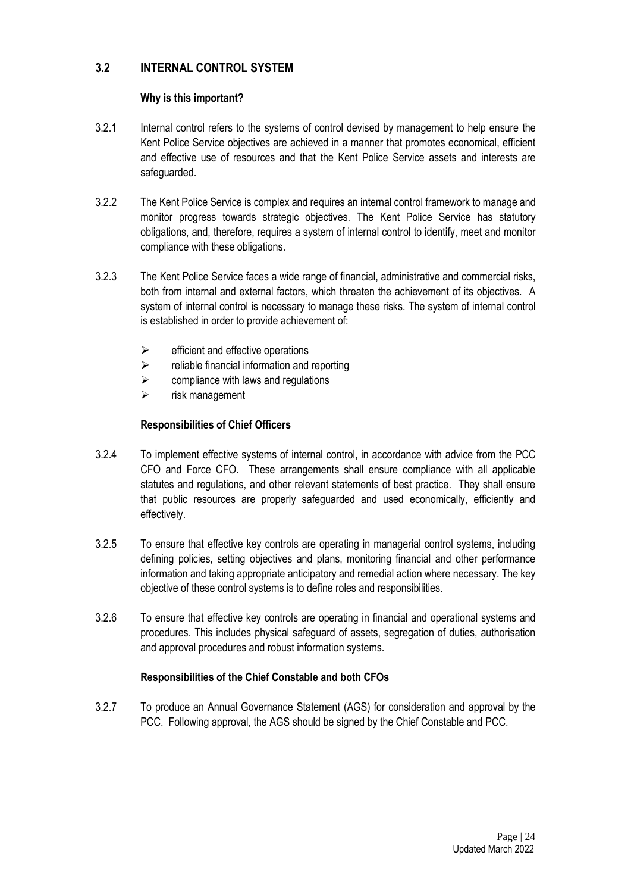## 3.2 INTERNAL CONTROL SYSTEM

**Why is this important?**

3.2.1 Internal control refers to the systems of control devised by management to help ensure the Kent Police Service objectives are achieved in a manner that promotes economical, efficient and effective use of resources and that the Kent Police Service assets and interests are safeguarded.

3.2.2 The Kent Police Service is complex and requires an internal control framework to manage and monitor progress towards strategic objectives. The Kent Police Service has statutory obligations, and, therefore, requires a system of internal control to identify, meet and monitor compliance with these obligations.

3.2.3 The Kent Police Service faces a wide range of financial, administrative and commercial risks, both from internal and external factors, which threaten the achievement of its objectives. A system of internal control is necessary to manage these risks. The system of internal control is established in order to provide achievement of:

- efficient and effective operations
- reliable financial information and reporting
- compliance with laws and regulations
- risk management

**Responsibilities of Chief Officers**

3.2.4 To implement effective systems of internal control, in accordance with advice from the PCC CFO and Force CFO. These arrangements shall ensure compliance with all applicable statutes and regulations, and other relevant statements of best practice. They shall ensure that public resources are properly safeguarded and used economically, efficiently and effectively.

3.2.5 To ensure that effective key controls are operating in managerial control systems, including defining policies, setting objectives and plans, monitoring financial and other performance information and taking appropriate anticipatory and remedial action where necessary. The key objective of these control systems is to define roles and responsibilities.

3.2.6 To ensure that effective key controls are operating in financial and operational systems and procedures. This includes physical safeguard of assets, segregation of duties, authorisation and approval procedures and robust information systems.

**Responsibilities of the Chief Constable and both CFOs**

3.2.7 To produce an Annual Governance Statement (AGS) for consideration and approval by the PCC. Following approval, the AGS should be signed by the Chief Constable and PCC.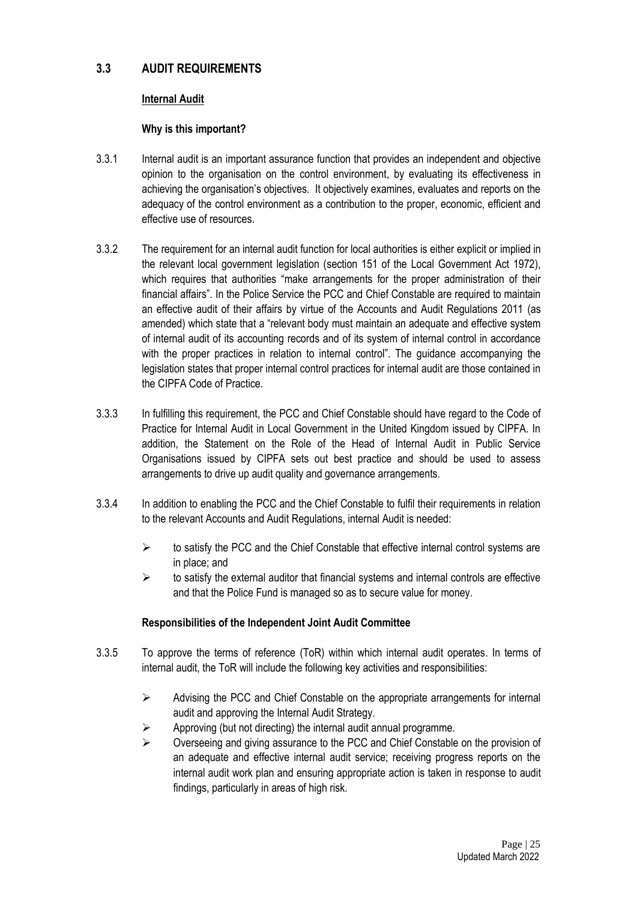## 3.3 AUDIT REQUIREMENTS

**Internal Audit**

**Why is this important?**

3.3.1 Internal audit is an important assurance function that provides an independent and objective opinion to the organisation on the control environment, by evaluating its effectiveness in achieving the organisation's objectives. It objectively examines, evaluates and reports on the adequacy of the control environment as a contribution to the proper, economic, efficient and effective use of resources.

3.3.2 The requirement for an internal audit function for local authorities is either explicit or implied in the relevant local government legislation (section 151 of the Local Government Act 1972), which requires that authorities "make arrangements for the proper administration of their financial affairs". In the Police Service the PCC and Chief Constable are required to maintain an effective audit of their affairs by virtue of the Accounts and Audit Regulations 2011 (as amended) which state that a "relevant body must maintain an adequate and effective system of internal audit of its accounting records and of its system of internal control in accordance with the proper practices in relation to internal control". The guidance accompanying the legislation states that proper internal control practices for internal audit are those contained in the CIPFA Code of Practice.

3.3.3 In fulfilling this requirement, the PCC and Chief Constable should have regard to the Code of Practice for Internal Audit in Local Government in the United Kingdom issued by CIPFA. In addition, the Statement on the Role of the Head of Internal Audit in Public Service Organisations issued by CIPFA sets out best practice and should be used to assess arrangements to drive up audit quality and governance arrangements.

3.3.4 In addition to enabling the PCC and the Chief Constable to fulfil their requirements in relation to the relevant Accounts and Audit Regulations, internal Audit is needed:

- to satisfy the PCC and the Chief Constable that effective internal control systems are in place; and
- to satisfy the external auditor that financial systems and internal controls are effective and that the Police Fund is managed so as to secure value for money.

**Responsibilities of the Independent Joint Audit Committee**

3.3.5 To approve the terms of reference (ToR) within which internal audit operates. In terms of internal audit, the ToR will include the following key activities and responsibilities:

- Advising the PCC and Chief Constable on the appropriate arrangements for internal audit and approving the Internal Audit Strategy.
- Approving (but not directing) the internal audit annual programme.
- Overseeing and giving assurance to the PCC and Chief Constable on the provision of an adequate and effective internal audit service; receiving progress reports on the internal audit work plan and ensuring appropriate action is taken in response to audit findings, particularly in areas of high risk.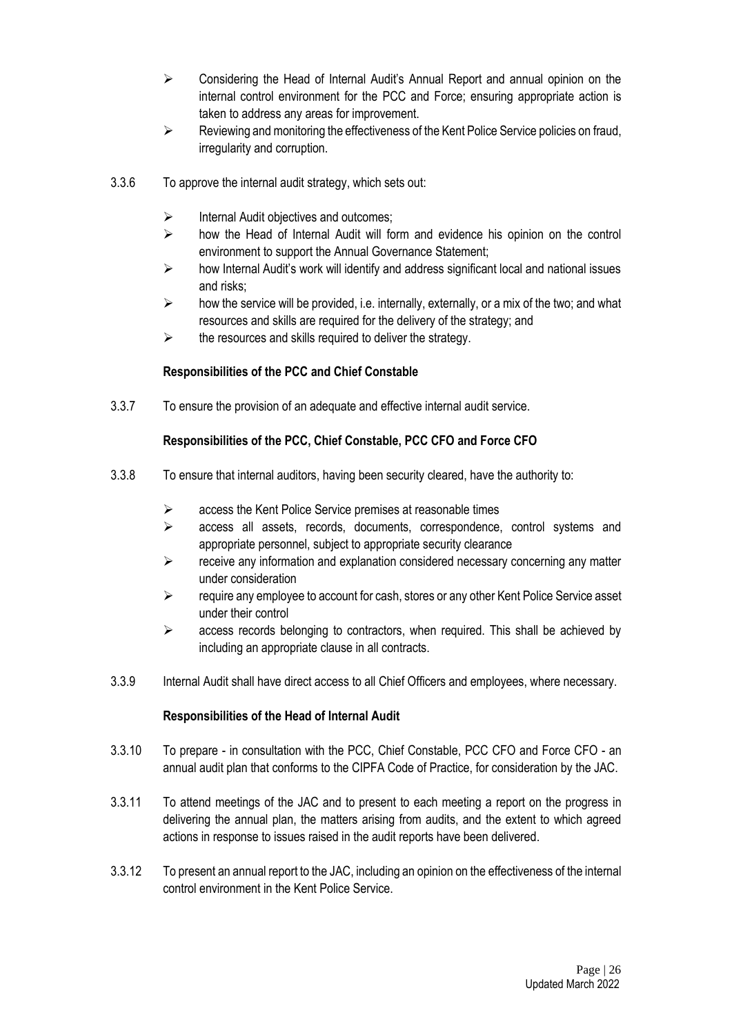- Considering the Head of Internal Audit's Annual Report and annual opinion on the internal control environment for the PCC and Force; ensuring appropriate action is taken to address any areas for improvement.
- Reviewing and monitoring the effectiveness of the Kent Police Service policies on fraud, irregularity and corruption.

3.3.6 To approve the internal audit strategy, which sets out:

- Internal Audit objectives and outcomes;
- how the Head of Internal Audit will form and evidence his opinion on the control environment to support the Annual Governance Statement;
- how Internal Audit's work will identify and address significant local and national issues and risks;
- how the service will be provided, i.e. internally, externally, or a mix of the two; and what resources and skills are required for the delivery of the strategy; and
- the resources and skills required to deliver the strategy.

**Responsibilities of the PCC and Chief Constable**

3.3.7 To ensure the provision of an adequate and effective internal audit service.

**Responsibilities of the PCC, Chief Constable, PCC CFO and Force CFO**

3.3.8 To ensure that internal auditors, having been security cleared, have the authority to:

- access the Kent Police Service premises at reasonable times
- access all assets, records, documents, correspondence, control systems and appropriate personnel, subject to appropriate security clearance
- receive any information and explanation considered necessary concerning any matter under consideration
- require any employee to account for cash, stores or any other Kent Police Service asset under their control
- access records belonging to contractors, when required. This shall be achieved by including an appropriate clause in all contracts.

3.3.9 Internal Audit shall have direct access to all Chief Officers and employees, where necessary.

**Responsibilities of the Head of Internal Audit**

3.3.10 To prepare - in consultation with the PCC, Chief Constable, PCC CFO and Force CFO - an annual audit plan that conforms to the CIPFA Code of Practice, for consideration by the JAC.

3.3.11 To attend meetings of the JAC and to present to each meeting a report on the progress in delivering the annual plan, the matters arising from audits, and the extent to which agreed actions in response to issues raised in the audit reports have been delivered.

3.3.12 To present an annual report to the JAC, including an opinion on the effectiveness of the internal control environment in the Kent Police Service.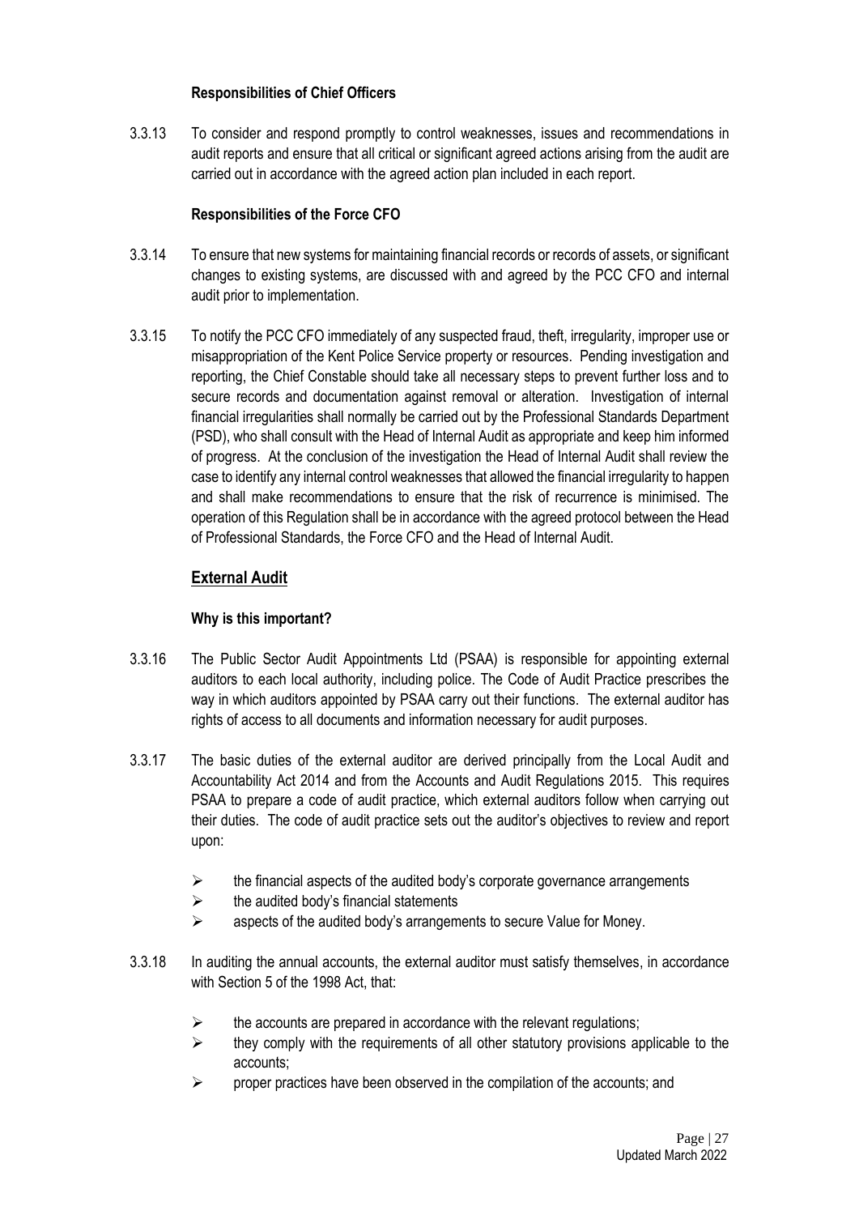**Responsibilities of Chief Officers**

3.3.13 To consider and respond promptly to control weaknesses, issues and recommendations in audit reports and ensure that all critical or significant agreed actions arising from the audit are carried out in accordance with the agreed action plan included in each report.

**Responsibilities of the Force CFO**

3.3.14 To ensure that new systems for maintaining financial records or records of assets, or significant changes to existing systems, are discussed with and agreed by the PCC CFO and internal audit prior to implementation.

3.3.15 To notify the PCC CFO immediately of any suspected fraud, theft, irregularity, improper use or misappropriation of the Kent Police Service property or resources. Pending investigation and reporting, the Chief Constable should take all necessary steps to prevent further loss and to secure records and documentation against removal or alteration. Investigation of internal financial irregularities shall normally be carried out by the Professional Standards Department (PSD), who shall consult with the Head of Internal Audit as appropriate and keep him informed of progress. At the conclusion of the investigation the Head of Internal Audit shall review the case to identify any internal control weaknesses that allowed the financial irregularity to happen and shall make recommendations to ensure that the risk of recurrence is minimised. The operation of this Regulation shall be in accordance with the agreed protocol between the Head of Professional Standards, the Force CFO and the Head of Internal Audit.

## External Audit

**Why is this important?**

3.3.16 The Public Sector Audit Appointments Ltd (PSAA) is responsible for appointing external auditors to each local authority, including police. The Code of Audit Practice prescribes the way in which auditors appointed by PSAA carry out their functions. The external auditor has rights of access to all documents and information necessary for audit purposes.

3.3.17 The basic duties of the external auditor are derived principally from the Local Audit and Accountability Act 2014 and from the Accounts and Audit Regulations 2015. This requires PSAA to prepare a code of audit practice, which external auditors follow when carrying out their duties. The code of audit practice sets out the auditor's objectives to review and report upon:

- the financial aspects of the audited body's corporate governance arrangements
- the audited body's financial statements
- aspects of the audited body's arrangements to secure Value for Money.

3.3.18 In auditing the annual accounts, the external auditor must satisfy themselves, in accordance with Section 5 of the 1998 Act, that:

- the accounts are prepared in accordance with the relevant regulations;
- they comply with the requirements of all other statutory provisions applicable to the accounts;
- proper practices have been observed in the compilation of the accounts; and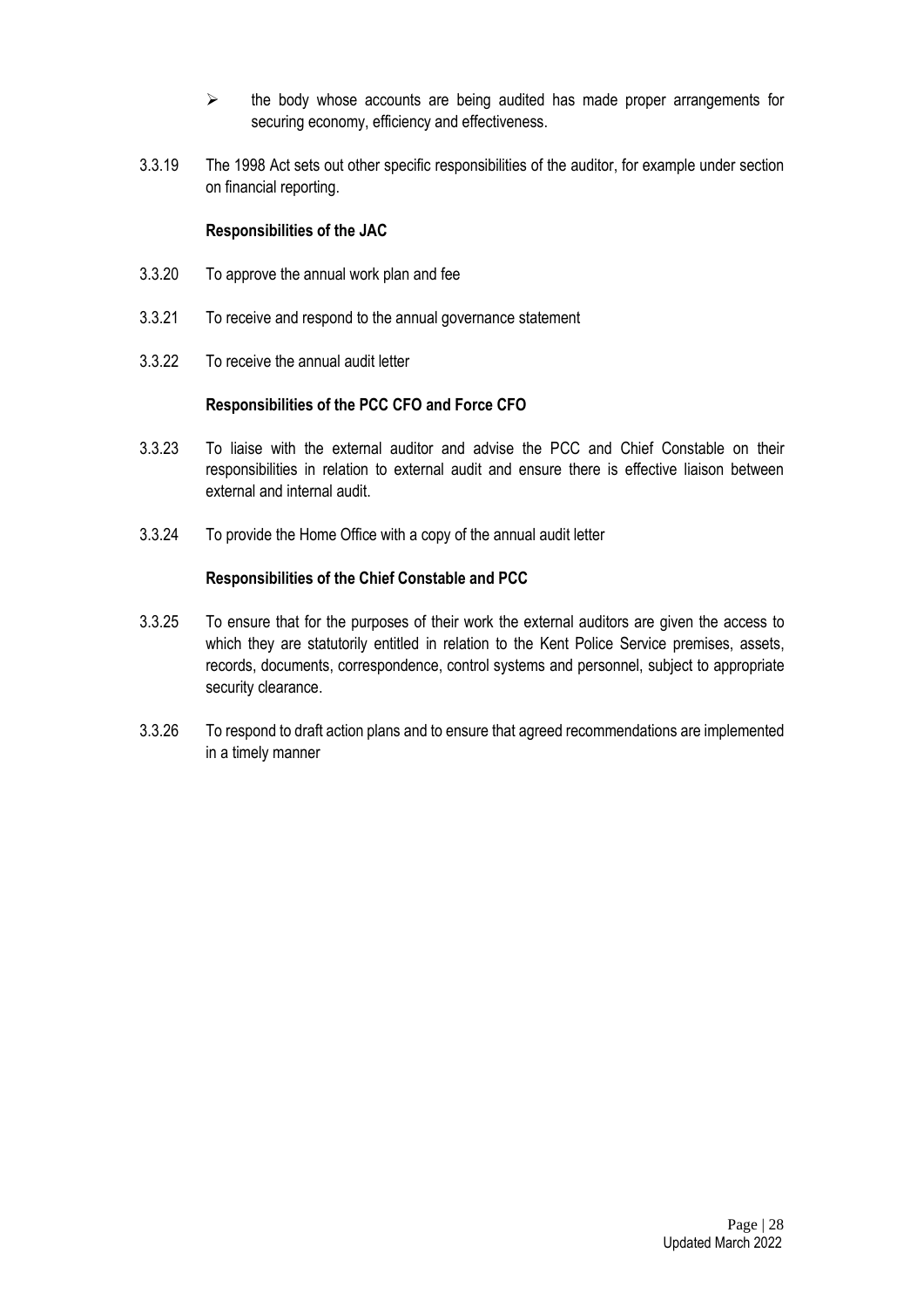- the body whose accounts are being audited has made proper arrangements for securing economy, efficiency and effectiveness.

3.3.19 The 1998 Act sets out other specific responsibilities of the auditor, for example under section on financial reporting.

**Responsibilities of the JAC**

3.3.20 To approve the annual work plan and fee

3.3.21 To receive and respond to the annual governance statement

3.3.22 To receive the annual audit letter

**Responsibilities of the PCC CFO and Force CFO**

3.3.23 To liaise with the external auditor and advise the PCC and Chief Constable on their responsibilities in relation to external audit and ensure there is effective liaison between external and internal audit.

3.3.24 To provide the Home Office with a copy of the annual audit letter

**Responsibilities of the Chief Constable and PCC**

3.3.25 To ensure that for the purposes of their work the external auditors are given the access to which they are statutorily entitled in relation to the Kent Police Service premises, assets, records, documents, correspondence, control systems and personnel, subject to appropriate security clearance.

3.3.26 To respond to draft action plans and to ensure that agreed recommendations are implemented in a timely manner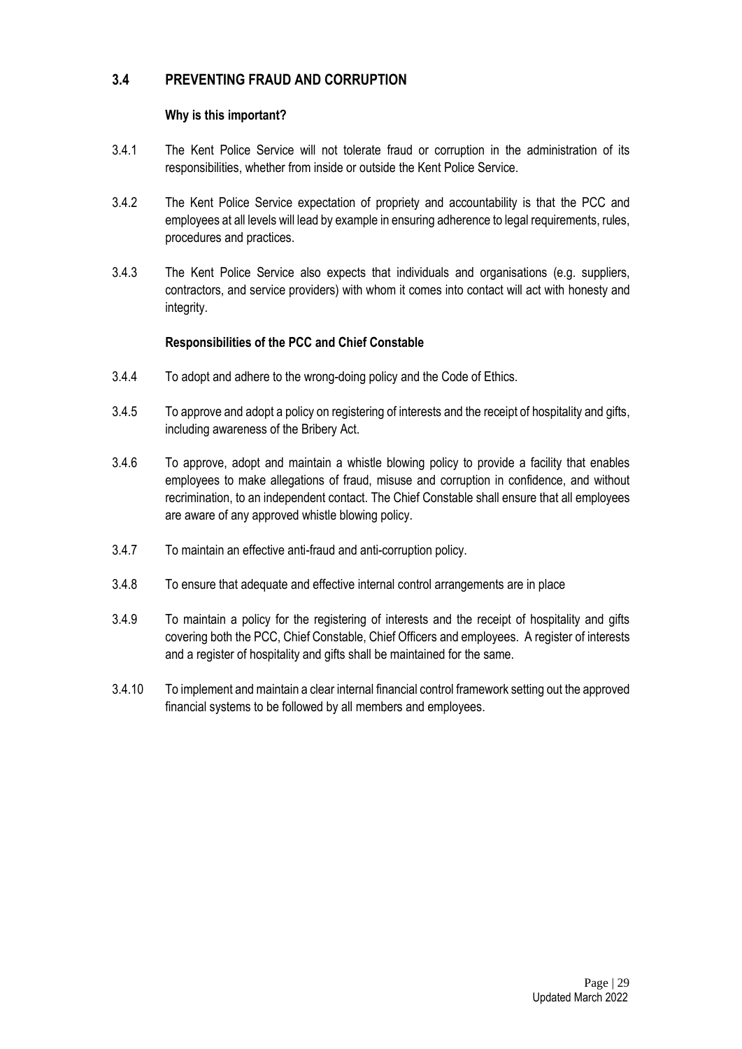## 3.4 PREVENTING FRAUD AND CORRUPTION

**Why is this important?**

3.4.1 The Kent Police Service will not tolerate fraud or corruption in the administration of its responsibilities, whether from inside or outside the Kent Police Service.

3.4.2 The Kent Police Service expectation of propriety and accountability is that the PCC and employees at all levels will lead by example in ensuring adherence to legal requirements, rules, procedures and practices.

3.4.3 The Kent Police Service also expects that individuals and organisations (e.g. suppliers, contractors, and service providers) with whom it comes into contact will act with honesty and integrity.

**Responsibilities of the PCC and Chief Constable**

3.4.4 To adopt and adhere to the wrong-doing policy and the Code of Ethics.

3.4.5 To approve and adopt a policy on registering of interests and the receipt of hospitality and gifts, including awareness of the Bribery Act.

3.4.6 To approve, adopt and maintain a whistle blowing policy to provide a facility that enables employees to make allegations of fraud, misuse and corruption in confidence, and without recrimination, to an independent contact. The Chief Constable shall ensure that all employees are aware of any approved whistle blowing policy.

3.4.7 To maintain an effective anti-fraud and anti-corruption policy.

3.4.8 To ensure that adequate and effective internal control arrangements are in place

3.4.9 To maintain a policy for the registering of interests and the receipt of hospitality and gifts covering both the PCC, Chief Constable, Chief Officers and employees. A register of interests and a register of hospitality and gifts shall be maintained for the same.

3.4.10 To implement and maintain a clear internal financial control framework setting out the approved financial systems to be followed by all members and employees.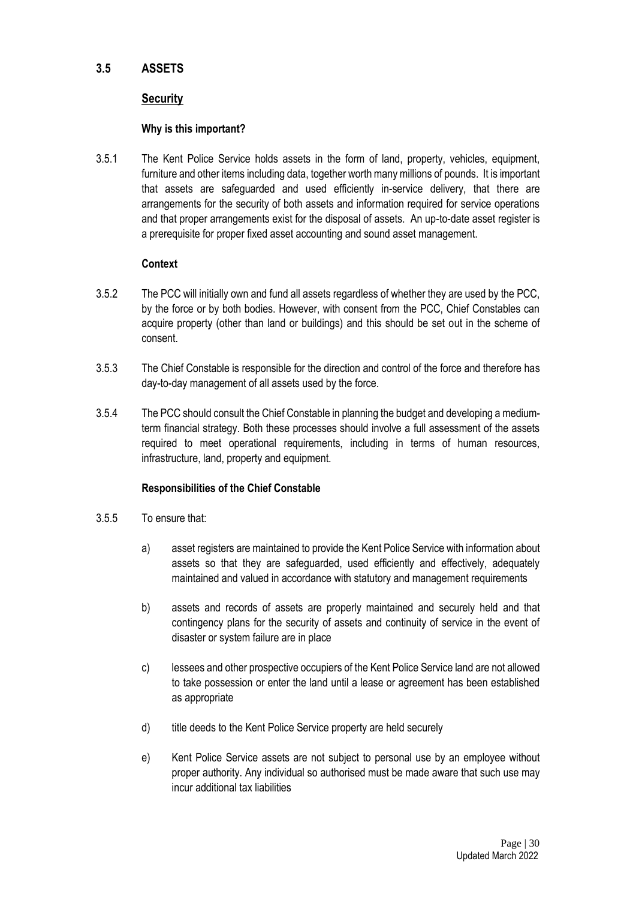## 3.5 ASSETS

### Security

#### Why is this important?

3.5.1 The Kent Police Service holds assets in the form of land, property, vehicles, equipment, furniture and other items including data, together worth many millions of pounds. It is important that assets are safeguarded and used efficiently in-service delivery, that there are arrangements for the security of both assets and information required for service operations and that proper arrangements exist for the disposal of assets. An up-to-date asset register is a prerequisite for proper fixed asset accounting and sound asset management.

#### Context

3.5.2 The PCC will initially own and fund all assets regardless of whether they are used by the PCC, by the force or by both bodies. However, with consent from the PCC, Chief Constables can acquire property (other than land or buildings) and this should be set out in the scheme of consent.

3.5.3 The Chief Constable is responsible for the direction and control of the force and therefore has day-to-day management of all assets used by the force.

3.5.4 The PCC should consult the Chief Constable in planning the budget and developing a medium-term financial strategy. Both these processes should involve a full assessment of the assets required to meet operational requirements, including in terms of human resources, infrastructure, land, property and equipment.

#### Responsibilities of the Chief Constable

3.5.5 To ensure that:

a) asset registers are maintained to provide the Kent Police Service with information about assets so that they are safeguarded, used efficiently and effectively, adequately maintained and valued in accordance with statutory and management requirements

b) assets and records of assets are properly maintained and securely held and that contingency plans for the security of assets and continuity of service in the event of disaster or system failure are in place

c) lessees and other prospective occupiers of the Kent Police Service land are not allowed to take possession or enter the land until a lease or agreement has been established as appropriate

d) title deeds to the Kent Police Service property are held securely

e) Kent Police Service assets are not subject to personal use by an employee without proper authority. Any individual so authorised must be made aware that such use may incur additional tax liabilities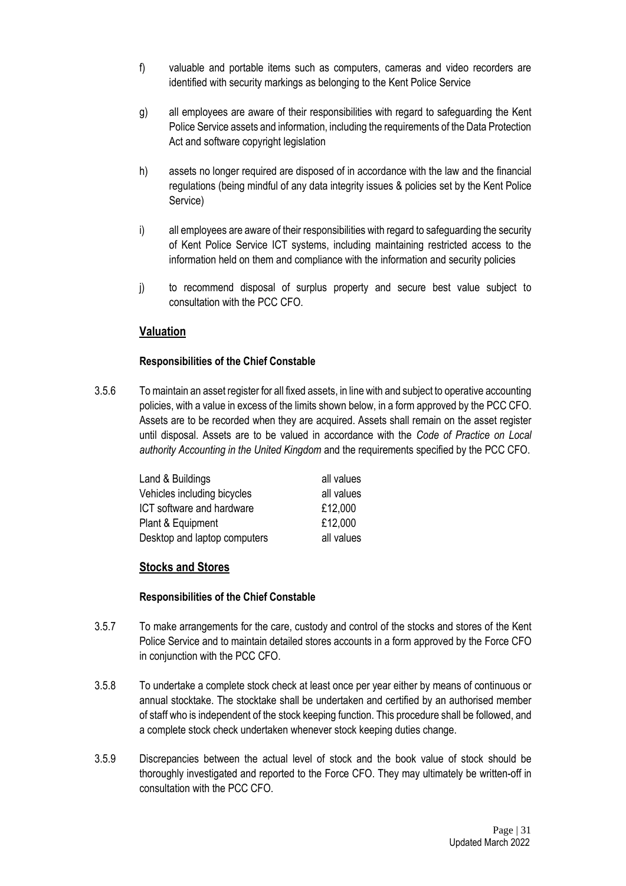f) valuable and portable items such as computers, cameras and video recorders are identified with security markings as belonging to the Kent Police Service

g) all employees are aware of their responsibilities with regard to safeguarding the Kent Police Service assets and information, including the requirements of the Data Protection Act and software copyright legislation

h) assets no longer required are disposed of in accordance with the law and the financial regulations (being mindful of any data integrity issues & policies set by the Kent Police Service)

i) all employees are aware of their responsibilities with regard to safeguarding the security of Kent Police Service ICT systems, including maintaining restricted access to the information held on them and compliance with the information and security policies

j) to recommend disposal of surplus property and secure best value subject to consultation with the PCC CFO.

## Valuation

**Responsibilities of the Chief Constable**

3.5.6 To maintain an asset register for all fixed assets, in line with and subject to operative accounting policies, with a value in excess of the limits shown below, in a form approved by the PCC CFO. Assets are to be recorded when they are acquired. Assets shall remain on the asset register until disposal. Assets are to be valued in accordance with the *Code of Practice on Local authority Accounting in the United Kingdom* and the requirements specified by the PCC CFO.

| | |
|---|---|
| Land & Buildings | all values |
| Vehicles including bicycles | all values |
| ICT software and hardware | £12,000 |
| Plant & Equipment | £12,000 |
| Desktop and laptop computers | all values |

## Stocks and Stores

**Responsibilities of the Chief Constable**

3.5.7 To make arrangements for the care, custody and control of the stocks and stores of the Kent Police Service and to maintain detailed stores accounts in a form approved by the Force CFO in conjunction with the PCC CFO.

3.5.8 To undertake a complete stock check at least once per year either by means of continuous or annual stocktake. The stocktake shall be undertaken and certified by an authorised member of staff who is independent of the stock keeping function. This procedure shall be followed, and a complete stock check undertaken whenever stock keeping duties change.

3.5.9 Discrepancies between the actual level of stock and the book value of stock should be thoroughly investigated and reported to the Force CFO. They may ultimately be written-off in consultation with the PCC CFO.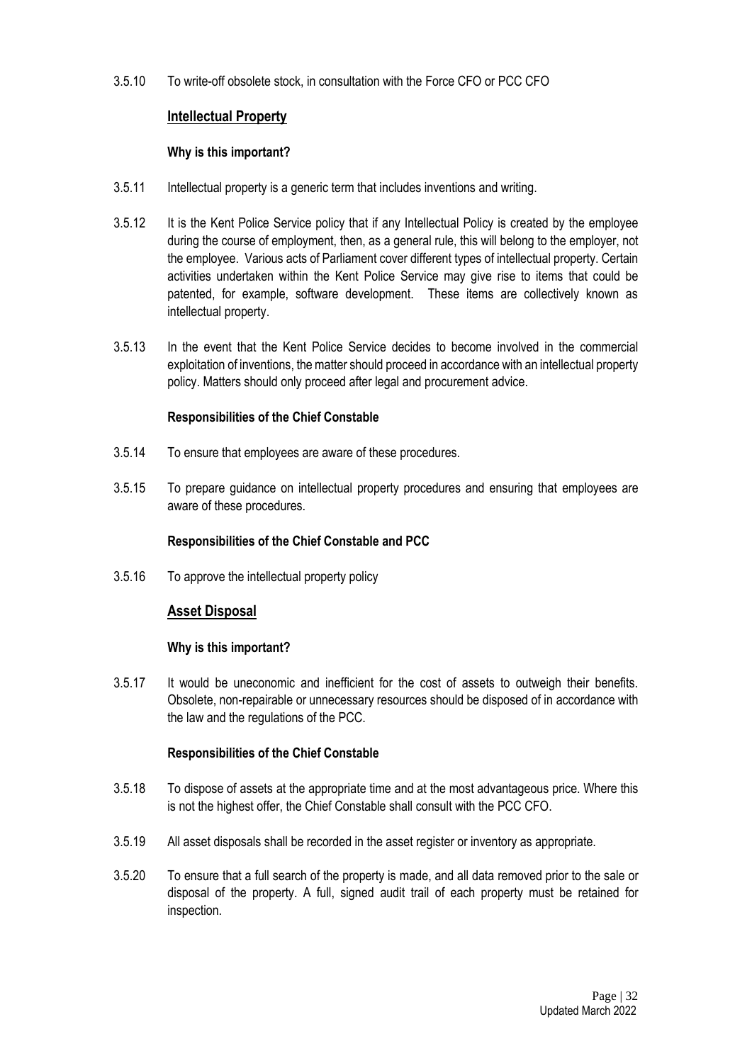3.5.10 To write-off obsolete stock, in consultation with the Force CFO or PCC CFO

## Intellectual Property

### Why is this important?

3.5.11 Intellectual property is a generic term that includes inventions and writing.

3.5.12 It is the Kent Police Service policy that if any Intellectual Policy is created by the employee during the course of employment, then, as a general rule, this will belong to the employer, not the employee. Various acts of Parliament cover different types of intellectual property. Certain activities undertaken within the Kent Police Service may give rise to items that could be patented, for example, software development. These items are collectively known as intellectual property.

3.5.13 In the event that the Kent Police Service decides to become involved in the commercial exploitation of inventions, the matter should proceed in accordance with an intellectual property policy. Matters should only proceed after legal and procurement advice.

### Responsibilities of the Chief Constable

3.5.14 To ensure that employees are aware of these procedures.

3.5.15 To prepare guidance on intellectual property procedures and ensuring that employees are aware of these procedures.

### Responsibilities of the Chief Constable and PCC

3.5.16 To approve the intellectual property policy

## Asset Disposal

### Why is this important?

3.5.17 It would be uneconomic and inefficient for the cost of assets to outweigh their benefits. Obsolete, non-repairable or unnecessary resources should be disposed of in accordance with the law and the regulations of the PCC.

### Responsibilities of the Chief Constable

3.5.18 To dispose of assets at the appropriate time and at the most advantageous price. Where this is not the highest offer, the Chief Constable shall consult with the PCC CFO.

3.5.19 All asset disposals shall be recorded in the asset register or inventory as appropriate.

3.5.20 To ensure that a full search of the property is made, and all data removed prior to the sale or disposal of the property. A full, signed audit trail of each property must be retained for inspection.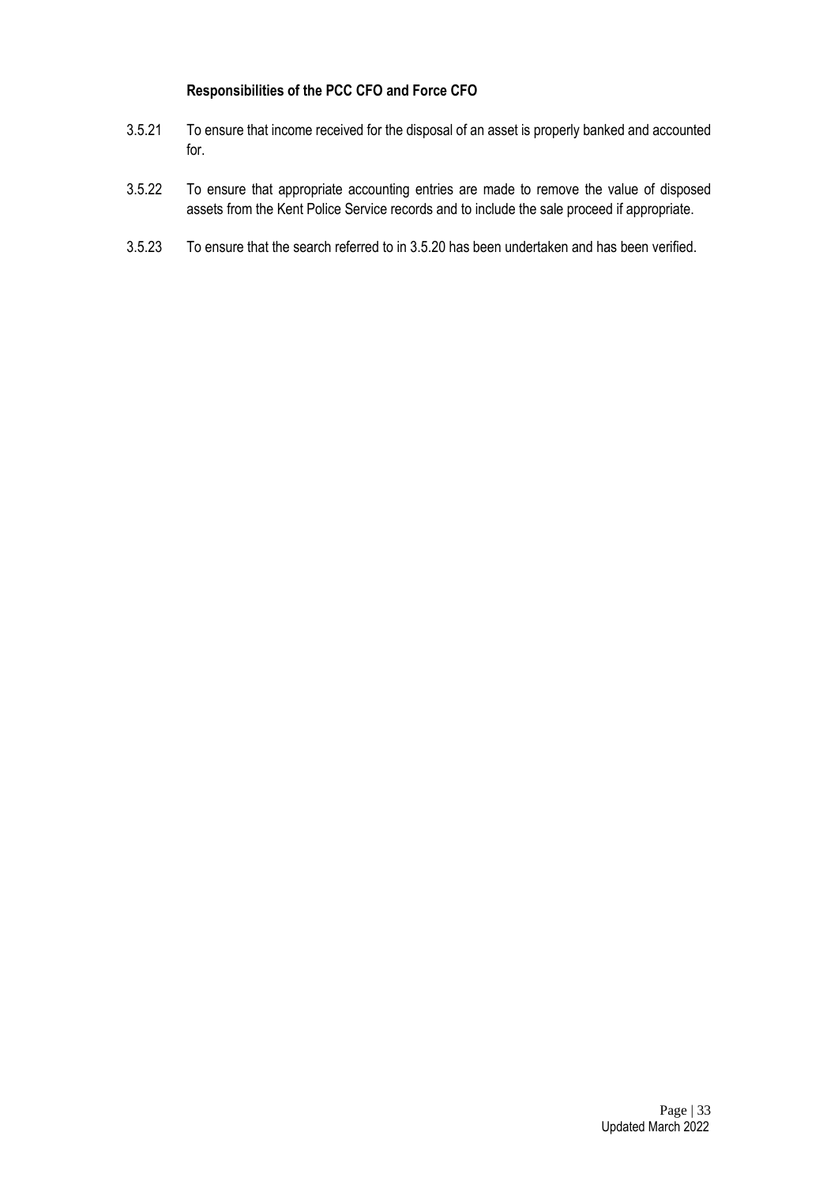**Responsibilities of the PCC CFO and Force CFO**

3.5.21 To ensure that income received for the disposal of an asset is properly banked and accounted for.

3.5.22 To ensure that appropriate accounting entries are made to remove the value of disposed assets from the Kent Police Service records and to include the sale proceed if appropriate.

3.5.23 To ensure that the search referred to in 3.5.20 has been undertaken and has been verified.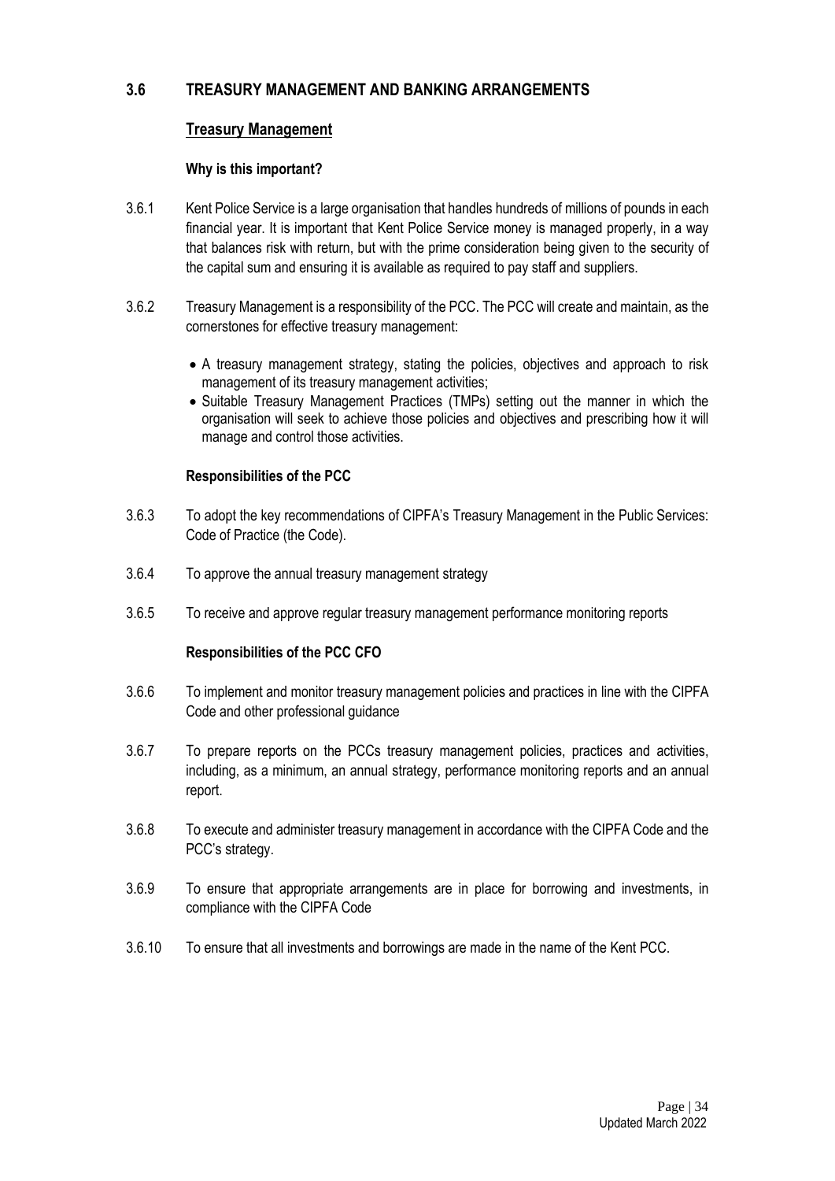## 3.6 TREASURY MANAGEMENT AND BANKING ARRANGEMENTS

### Treasury Management

**Why is this important?**

3.6.1 Kent Police Service is a large organisation that handles hundreds of millions of pounds in each financial year. It is important that Kent Police Service money is managed properly, in a way that balances risk with return, but with the prime consideration being given to the security of the capital sum and ensuring it is available as required to pay staff and suppliers.

3.6.2 Treasury Management is a responsibility of the PCC. The PCC will create and maintain, as the cornerstones for effective treasury management:

- A treasury management strategy, stating the policies, objectives and approach to risk management of its treasury management activities;
- Suitable Treasury Management Practices (TMPs) setting out the manner in which the organisation will seek to achieve those policies and objectives and prescribing how it will manage and control those activities.

**Responsibilities of the PCC**

3.6.3 To adopt the key recommendations of CIPFA's Treasury Management in the Public Services: Code of Practice (the Code).

3.6.4 To approve the annual treasury management strategy

3.6.5 To receive and approve regular treasury management performance monitoring reports

**Responsibilities of the PCC CFO**

3.6.6 To implement and monitor treasury management policies and practices in line with the CIPFA Code and other professional guidance

3.6.7 To prepare reports on the PCCs treasury management policies, practices and activities, including, as a minimum, an annual strategy, performance monitoring reports and an annual report.

3.6.8 To execute and administer treasury management in accordance with the CIPFA Code and the PCC's strategy.

3.6.9 To ensure that appropriate arrangements are in place for borrowing and investments, in compliance with the CIPFA Code

3.6.10 To ensure that all investments and borrowings are made in the name of the Kent PCC.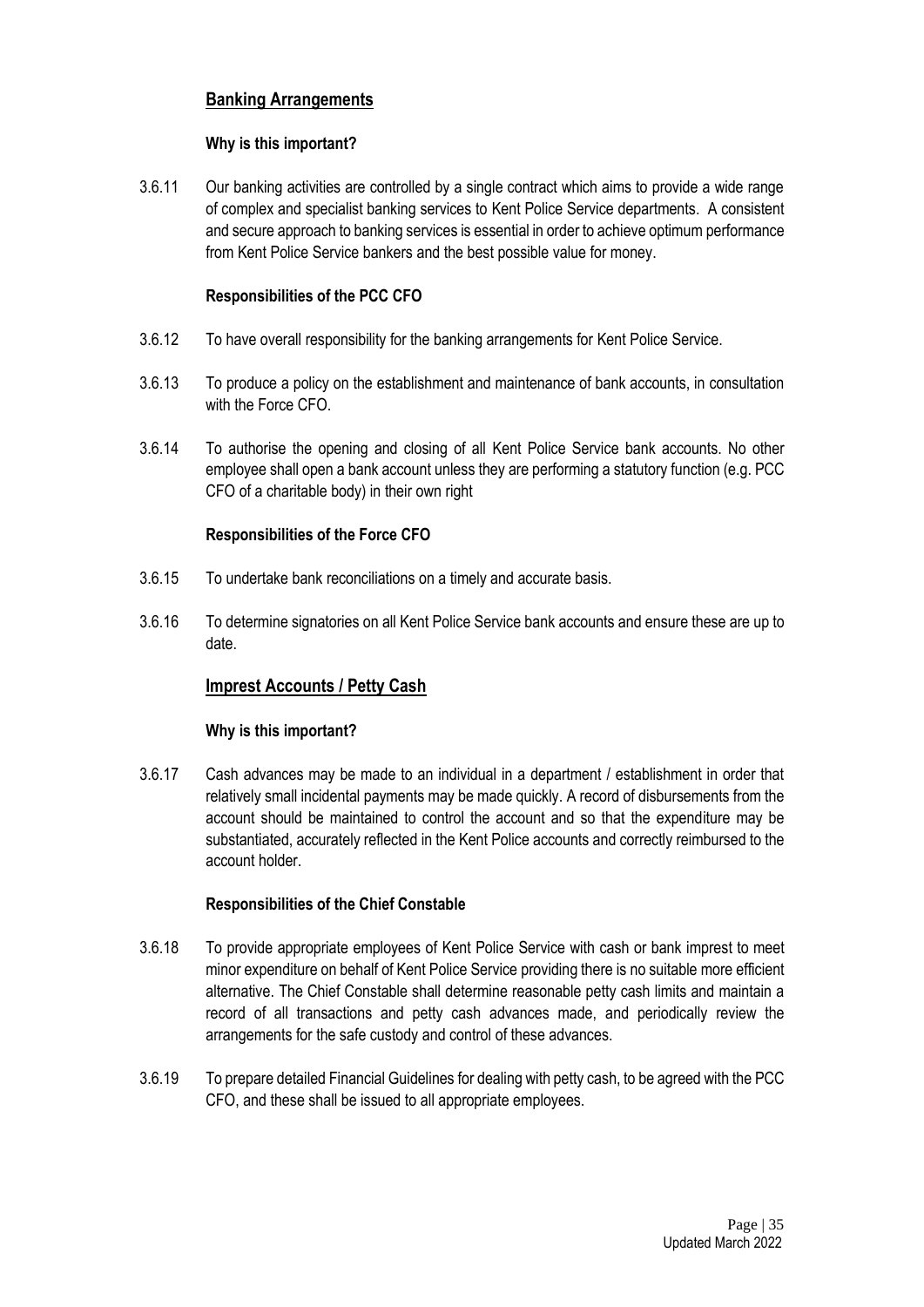## Banking Arrangements

**Why is this important?**

3.6.11 Our banking activities are controlled by a single contract which aims to provide a wide range of complex and specialist banking services to Kent Police Service departments. A consistent and secure approach to banking services is essential in order to achieve optimum performance from Kent Police Service bankers and the best possible value for money.

**Responsibilities of the PCC CFO**

3.6.12 To have overall responsibility for the banking arrangements for Kent Police Service.

3.6.13 To produce a policy on the establishment and maintenance of bank accounts, in consultation with the Force CFO.

3.6.14 To authorise the opening and closing of all Kent Police Service bank accounts. No other employee shall open a bank account unless they are performing a statutory function (e.g. PCC CFO of a charitable body) in their own right

**Responsibilities of the Force CFO**

3.6.15 To undertake bank reconciliations on a timely and accurate basis.

3.6.16 To determine signatories on all Kent Police Service bank accounts and ensure these are up to date.

## Imprest Accounts / Petty Cash

**Why is this important?**

3.6.17 Cash advances may be made to an individual in a department / establishment in order that relatively small incidental payments may be made quickly. A record of disbursements from the account should be maintained to control the account and so that the expenditure may be substantiated, accurately reflected in the Kent Police accounts and correctly reimbursed to the account holder.

**Responsibilities of the Chief Constable**

3.6.18 To provide appropriate employees of Kent Police Service with cash or bank imprest to meet minor expenditure on behalf of Kent Police Service providing there is no suitable more efficient alternative. The Chief Constable shall determine reasonable petty cash limits and maintain a record of all transactions and petty cash advances made, and periodically review the arrangements for the safe custody and control of these advances.

3.6.19 To prepare detailed Financial Guidelines for dealing with petty cash, to be agreed with the PCC CFO, and these shall be issued to all appropriate employees.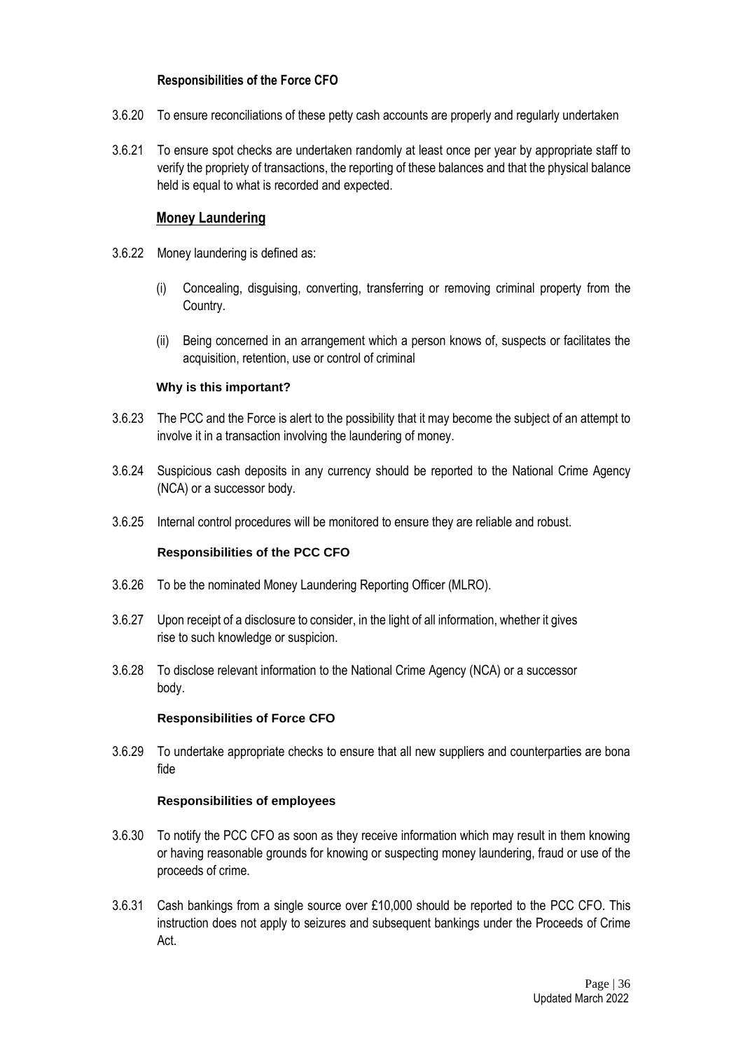**Responsibilities of the Force CFO**

3.6.20 To ensure reconciliations of these petty cash accounts are properly and regularly undertaken

3.6.21 To ensure spot checks are undertaken randomly at least once per year by appropriate staff to verify the propriety of transactions, the reporting of these balances and that the physical balance held is equal to what is recorded and expected.

## Money Laundering

3.6.22 Money laundering is defined as:

(i) Concealing, disguising, converting, transferring or removing criminal property from the Country.

(ii) Being concerned in an arrangement which a person knows of, suspects or facilitates the acquisition, retention, use or control of criminal

**Why is this important?**

3.6.23 The PCC and the Force is alert to the possibility that it may become the subject of an attempt to involve it in a transaction involving the laundering of money.

3.6.24 Suspicious cash deposits in any currency should be reported to the National Crime Agency (NCA) or a successor body.

3.6.25 Internal control procedures will be monitored to ensure they are reliable and robust.

**Responsibilities of the PCC CFO**

3.6.26 To be the nominated Money Laundering Reporting Officer (MLRO).

3.6.27 Upon receipt of a disclosure to consider, in the light of all information, whether it gives rise to such knowledge or suspicion.

3.6.28 To disclose relevant information to the National Crime Agency (NCA) or a successor body.

**Responsibilities of Force CFO**

3.6.29 To undertake appropriate checks to ensure that all new suppliers and counterparties are bona fide

**Responsibilities of employees**

3.6.30 To notify the PCC CFO as soon as they receive information which may result in them knowing or having reasonable grounds for knowing or suspecting money laundering, fraud or use of the proceeds of crime.

3.6.31 Cash bankings from a single source over £10,000 should be reported to the PCC CFO. This instruction does not apply to seizures and subsequent bankings under the Proceeds of Crime Act.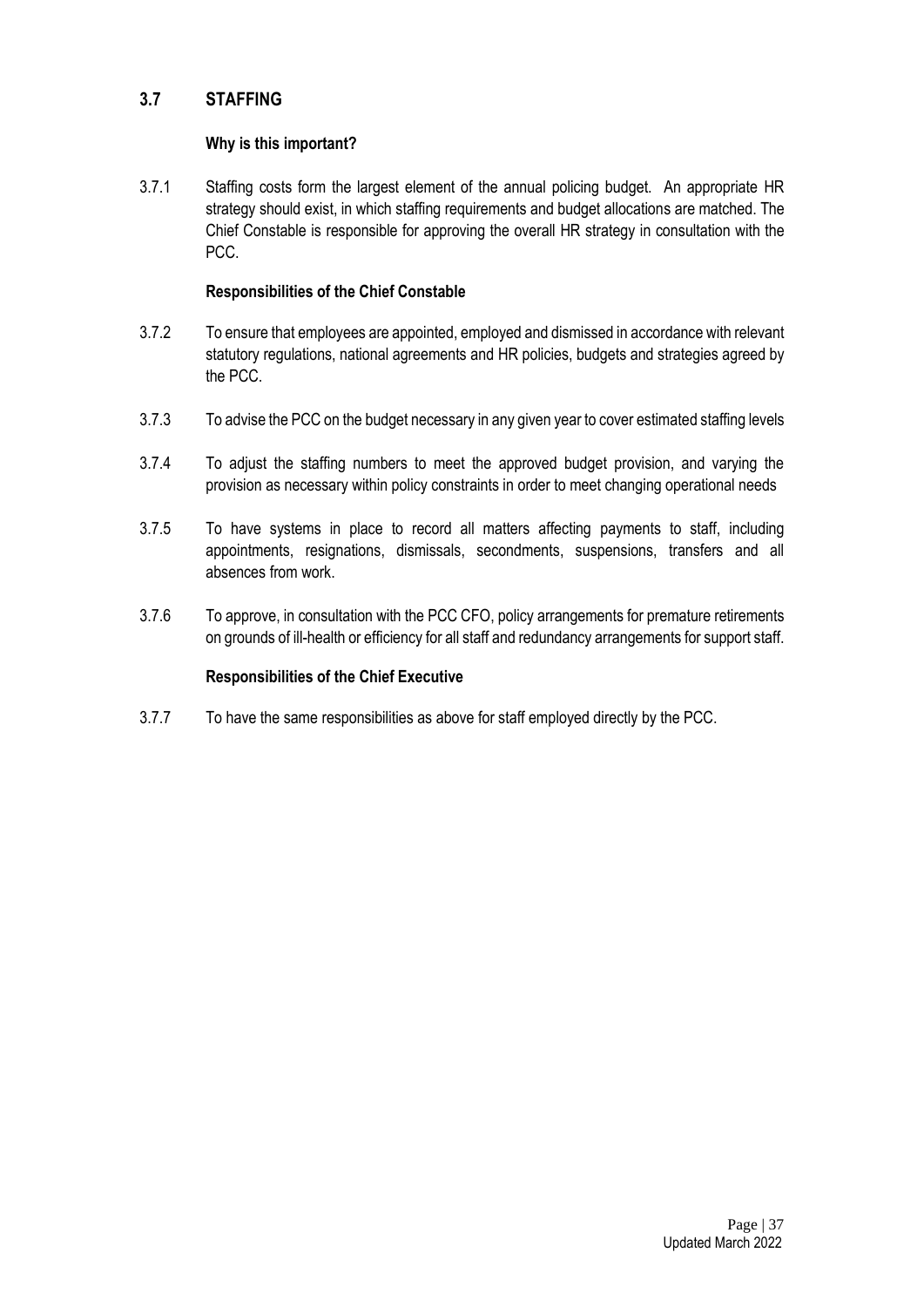## 3.7 STAFFING

**Why is this important?**

3.7.1 Staffing costs form the largest element of the annual policing budget. An appropriate HR strategy should exist, in which staffing requirements and budget allocations are matched. The Chief Constable is responsible for approving the overall HR strategy in consultation with the PCC.

**Responsibilities of the Chief Constable**

3.7.2 To ensure that employees are appointed, employed and dismissed in accordance with relevant statutory regulations, national agreements and HR policies, budgets and strategies agreed by the PCC.

3.7.3 To advise the PCC on the budget necessary in any given year to cover estimated staffing levels

3.7.4 To adjust the staffing numbers to meet the approved budget provision, and varying the provision as necessary within policy constraints in order to meet changing operational needs

3.7.5 To have systems in place to record all matters affecting payments to staff, including appointments, resignations, dismissals, secondments, suspensions, transfers and all absences from work.

3.7.6 To approve, in consultation with the PCC CFO, policy arrangements for premature retirements on grounds of ill-health or efficiency for all staff and redundancy arrangements for support staff.

**Responsibilities of the Chief Executive**

3.7.7 To have the same responsibilities as above for staff employed directly by the PCC.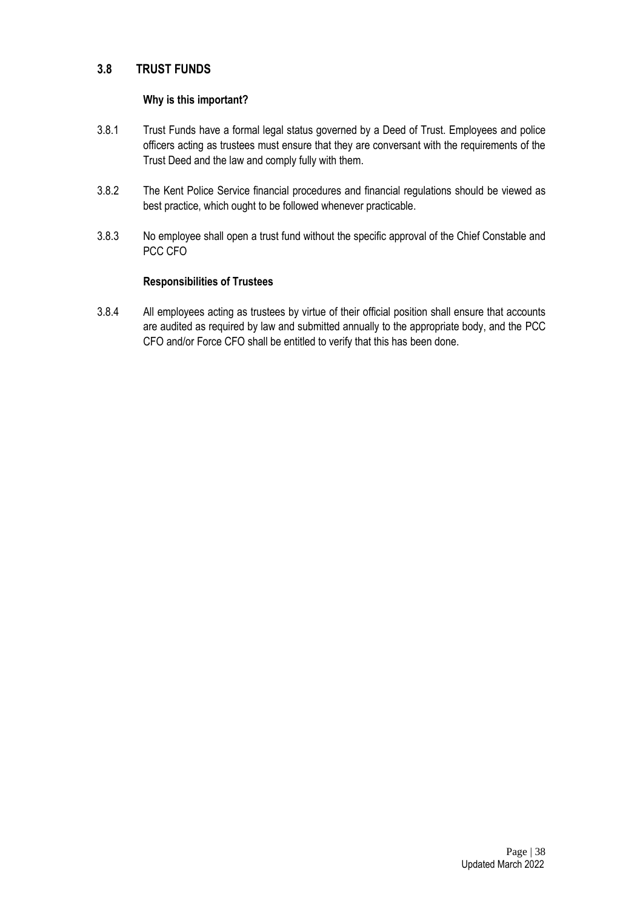## 3.8 TRUST FUNDS

**Why is this important?**

3.8.1 Trust Funds have a formal legal status governed by a Deed of Trust. Employees and police officers acting as trustees must ensure that they are conversant with the requirements of the Trust Deed and the law and comply fully with them.

3.8.2 The Kent Police Service financial procedures and financial regulations should be viewed as best practice, which ought to be followed whenever practicable.

3.8.3 No employee shall open a trust fund without the specific approval of the Chief Constable and PCC CFO

**Responsibilities of Trustees**

3.8.4 All employees acting as trustees by virtue of their official position shall ensure that accounts are audited as required by law and submitted annually to the appropriate body, and the PCC CFO and/or Force CFO shall be entitled to verify that this has been done.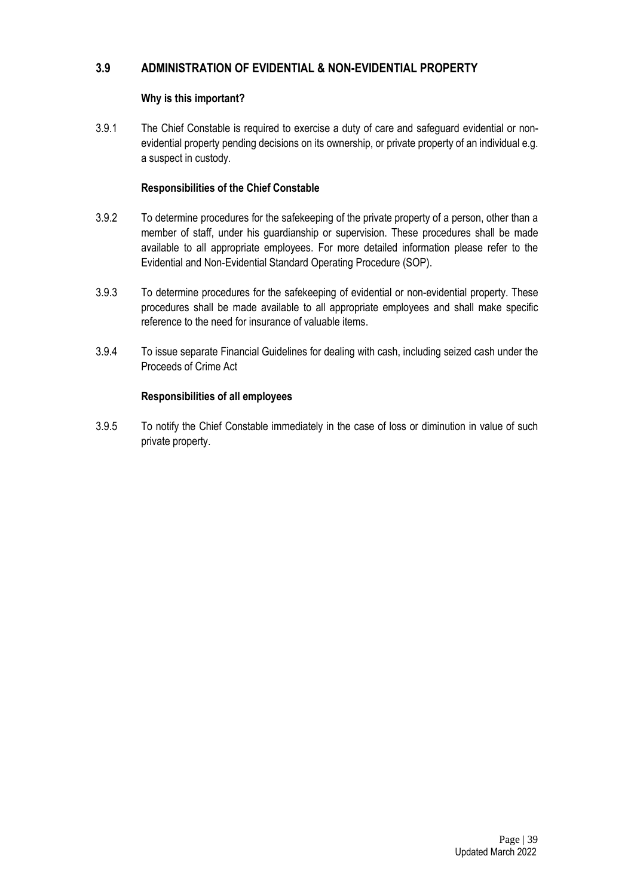## 3.9 ADMINISTRATION OF EVIDENTIAL & NON-EVIDENTIAL PROPERTY

### Why is this important?

3.9.1 The Chief Constable is required to exercise a duty of care and safeguard evidential or non-evidential property pending decisions on its ownership, or private property of an individual e.g. a suspect in custody.

### Responsibilities of the Chief Constable

3.9.2 To determine procedures for the safekeeping of the private property of a person, other than a member of staff, under his guardianship or supervision. These procedures shall be made available to all appropriate employees. For more detailed information please refer to the Evidential and Non-Evidential Standard Operating Procedure (SOP).

3.9.3 To determine procedures for the safekeeping of evidential or non-evidential property. These procedures shall be made available to all appropriate employees and shall make specific reference to the need for insurance of valuable items.

3.9.4 To issue separate Financial Guidelines for dealing with cash, including seized cash under the Proceeds of Crime Act

### Responsibilities of all employees

3.9.5 To notify the Chief Constable immediately in the case of loss or diminution in value of such private property.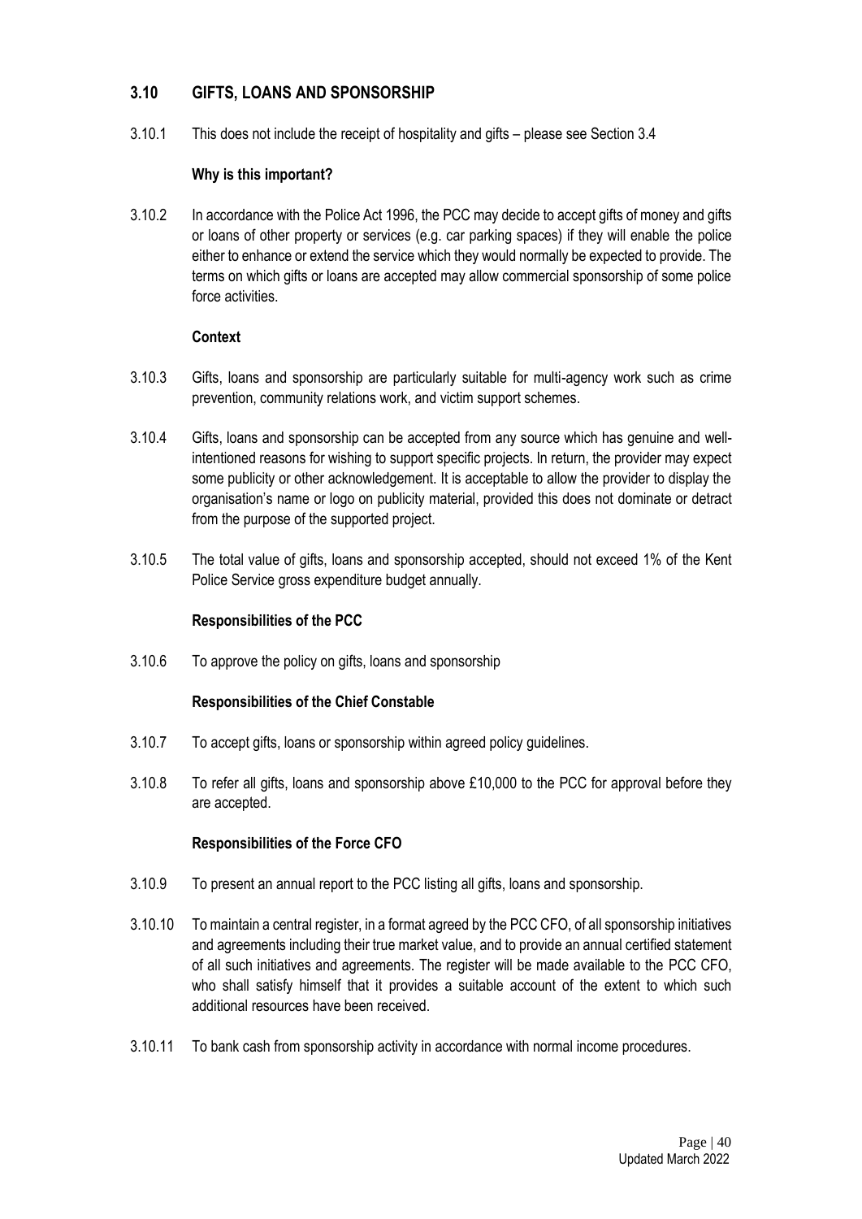## 3.10 GIFTS, LOANS AND SPONSORSHIP

3.10.1 This does not include the receipt of hospitality and gifts – please see Section 3.4

**Why is this important?**

3.10.2 In accordance with the Police Act 1996, the PCC may decide to accept gifts of money and gifts or loans of other property or services (e.g. car parking spaces) if they will enable the police either to enhance or extend the service which they would normally be expected to provide. The terms on which gifts or loans are accepted may allow commercial sponsorship of some police force activities.

**Context**

3.10.3 Gifts, loans and sponsorship are particularly suitable for multi-agency work such as crime prevention, community relations work, and victim support schemes.

3.10.4 Gifts, loans and sponsorship can be accepted from any source which has genuine and well-intentioned reasons for wishing to support specific projects. In return, the provider may expect some publicity or other acknowledgement. It is acceptable to allow the provider to display the organisation's name or logo on publicity material, provided this does not dominate or detract from the purpose of the supported project.

3.10.5 The total value of gifts, loans and sponsorship accepted, should not exceed 1% of the Kent Police Service gross expenditure budget annually.

**Responsibilities of the PCC**

3.10.6 To approve the policy on gifts, loans and sponsorship

**Responsibilities of the Chief Constable**

3.10.7 To accept gifts, loans or sponsorship within agreed policy guidelines.

3.10.8 To refer all gifts, loans and sponsorship above £10,000 to the PCC for approval before they are accepted.

**Responsibilities of the Force CFO**

3.10.9 To present an annual report to the PCC listing all gifts, loans and sponsorship.

3.10.10 To maintain a central register, in a format agreed by the PCC CFO, of all sponsorship initiatives and agreements including their true market value, and to provide an annual certified statement of all such initiatives and agreements. The register will be made available to the PCC CFO, who shall satisfy himself that it provides a suitable account of the extent to which such additional resources have been received.

3.10.11 To bank cash from sponsorship activity in accordance with normal income procedures.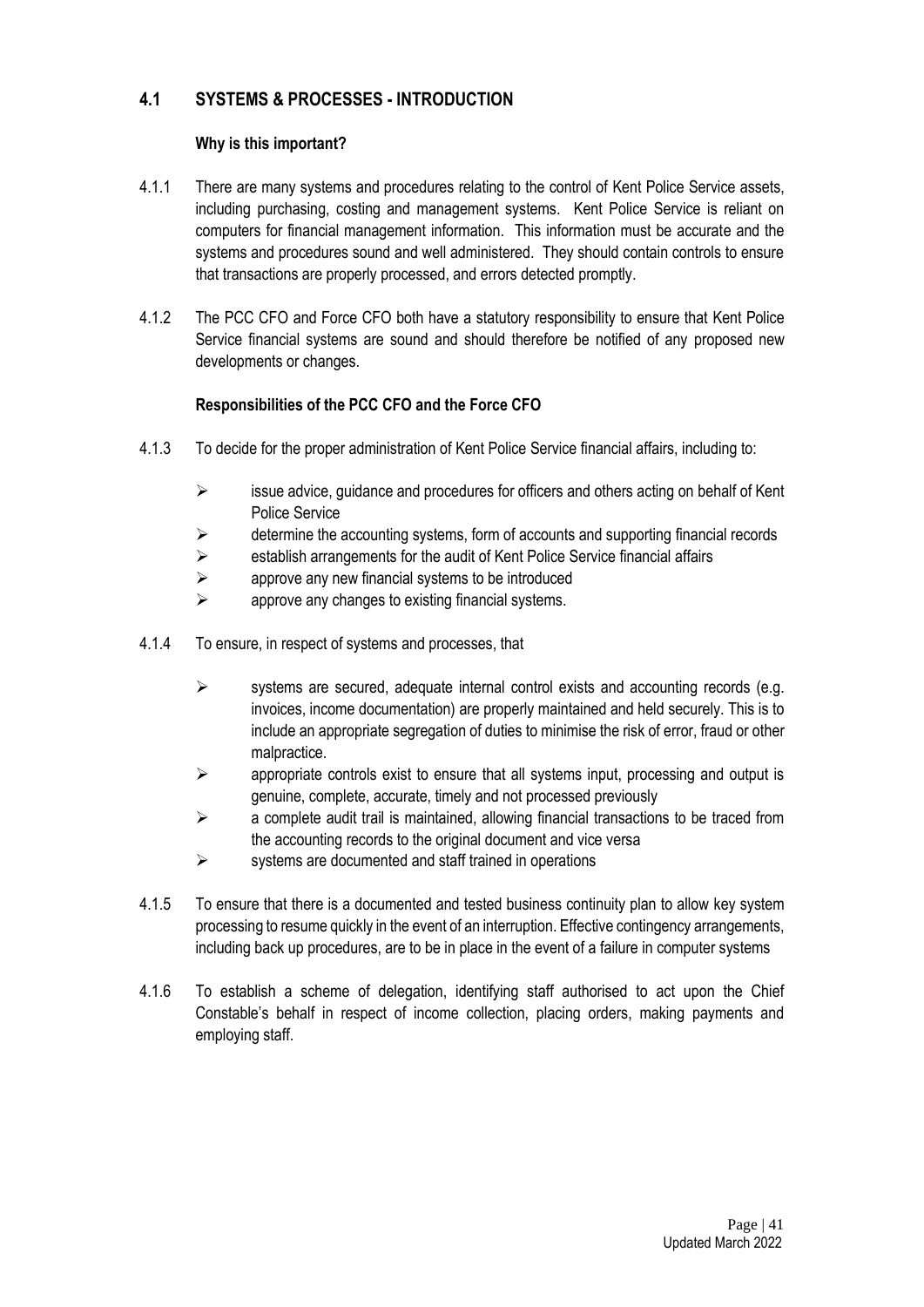## 4.1 SYSTEMS & PROCESSES - INTRODUCTION

**Why is this important?**

4.1.1 There are many systems and procedures relating to the control of Kent Police Service assets, including purchasing, costing and management systems. Kent Police Service is reliant on computers for financial management information. This information must be accurate and the systems and procedures sound and well administered. They should contain controls to ensure that transactions are properly processed, and errors detected promptly.

4.1.2 The PCC CFO and Force CFO both have a statutory responsibility to ensure that Kent Police Service financial systems are sound and should therefore be notified of any proposed new developments or changes.

**Responsibilities of the PCC CFO and the Force CFO**

4.1.3 To decide for the proper administration of Kent Police Service financial affairs, including to:

- issue advice, guidance and procedures for officers and others acting on behalf of Kent Police Service
- determine the accounting systems, form of accounts and supporting financial records
- establish arrangements for the audit of Kent Police Service financial affairs
- approve any new financial systems to be introduced
- approve any changes to existing financial systems.

4.1.4 To ensure, in respect of systems and processes, that

- systems are secured, adequate internal control exists and accounting records (e.g. invoices, income documentation) are properly maintained and held securely. This is to include an appropriate segregation of duties to minimise the risk of error, fraud or other malpractice.
- appropriate controls exist to ensure that all systems input, processing and output is genuine, complete, accurate, timely and not processed previously
- a complete audit trail is maintained, allowing financial transactions to be traced from the accounting records to the original document and vice versa
- systems are documented and staff trained in operations

4.1.5 To ensure that there is a documented and tested business continuity plan to allow key system processing to resume quickly in the event of an interruption. Effective contingency arrangements, including back up procedures, are to be in place in the event of a failure in computer systems

4.1.6 To establish a scheme of delegation, identifying staff authorised to act upon the Chief Constable's behalf in respect of income collection, placing orders, making payments and employing staff.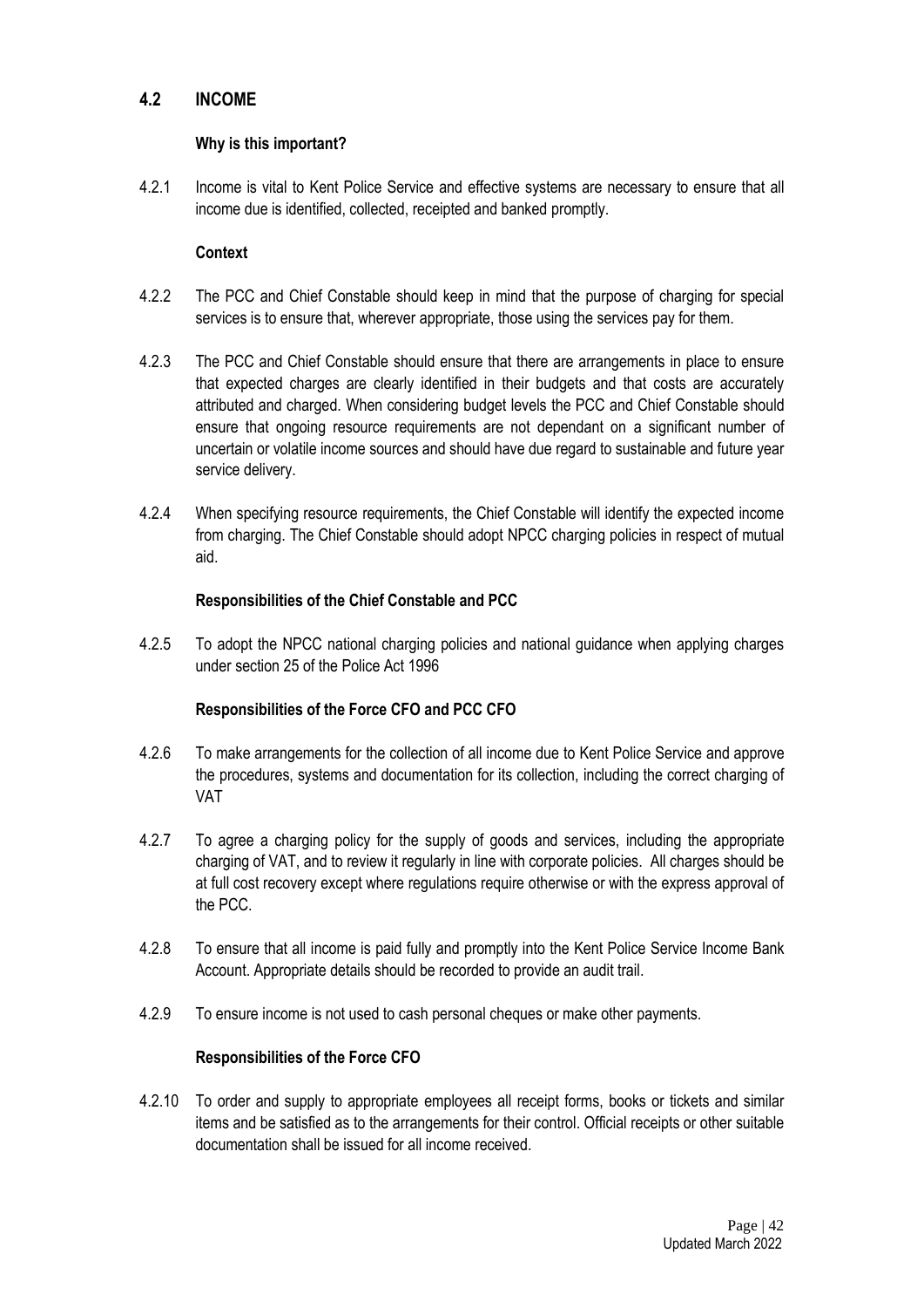## 4.2 INCOME

**Why is this important?**

4.2.1 Income is vital to Kent Police Service and effective systems are necessary to ensure that all income due is identified, collected, receipted and banked promptly.

**Context**

4.2.2 The PCC and Chief Constable should keep in mind that the purpose of charging for special services is to ensure that, wherever appropriate, those using the services pay for them.

4.2.3 The PCC and Chief Constable should ensure that there are arrangements in place to ensure that expected charges are clearly identified in their budgets and that costs are accurately attributed and charged. When considering budget levels the PCC and Chief Constable should ensure that ongoing resource requirements are not dependant on a significant number of uncertain or volatile income sources and should have due regard to sustainable and future year service delivery.

4.2.4 When specifying resource requirements, the Chief Constable will identify the expected income from charging. The Chief Constable should adopt NPCC charging policies in respect of mutual aid.

**Responsibilities of the Chief Constable and PCC**

4.2.5 To adopt the NPCC national charging policies and national guidance when applying charges under section 25 of the Police Act 1996

**Responsibilities of the Force CFO and PCC CFO**

4.2.6 To make arrangements for the collection of all income due to Kent Police Service and approve the procedures, systems and documentation for its collection, including the correct charging of VAT

4.2.7 To agree a charging policy for the supply of goods and services, including the appropriate charging of VAT, and to review it regularly in line with corporate policies. All charges should be at full cost recovery except where regulations require otherwise or with the express approval of the PCC.

4.2.8 To ensure that all income is paid fully and promptly into the Kent Police Service Income Bank Account. Appropriate details should be recorded to provide an audit trail.

4.2.9 To ensure income is not used to cash personal cheques or make other payments.

**Responsibilities of the Force CFO**

4.2.10 To order and supply to appropriate employees all receipt forms, books or tickets and similar items and be satisfied as to the arrangements for their control. Official receipts or other suitable documentation shall be issued for all income received.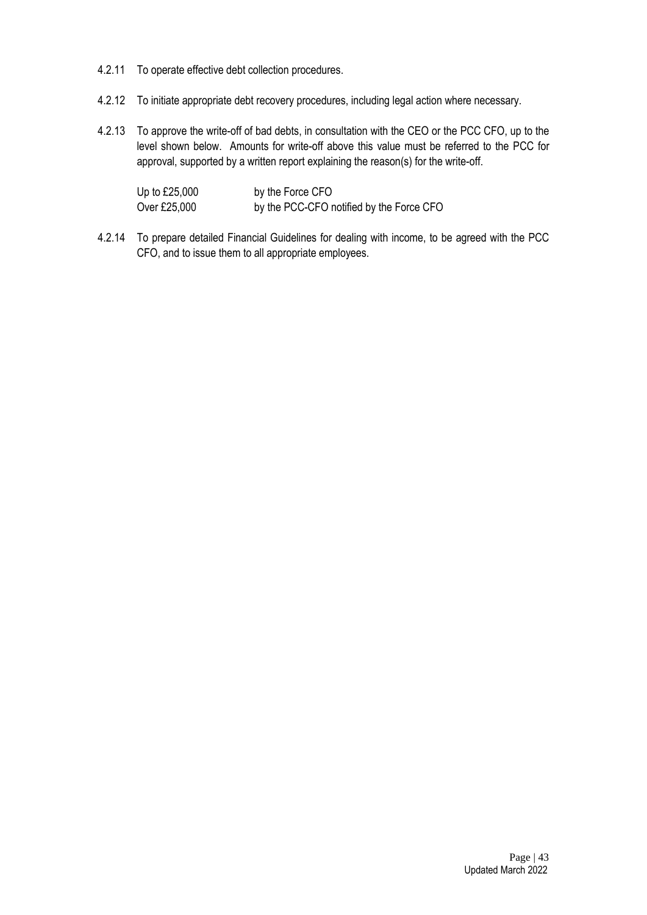4.2.11 To operate effective debt collection procedures.

4.2.12 To initiate appropriate debt recovery procedures, including legal action where necessary.

4.2.13 To approve the write-off of bad debts, in consultation with the CEO or the PCC CFO, up to the level shown below. Amounts for write-off above this value must be referred to the PCC for approval, supported by a written report explaining the reason(s) for the write-off.

| | |
|---|---|
| Up to £25,000 | by the Force CFO |
| Over £25,000 | by the PCC-CFO notified by the Force CFO |

4.2.14 To prepare detailed Financial Guidelines for dealing with income, to be agreed with the PCC CFO, and to issue them to all appropriate employees.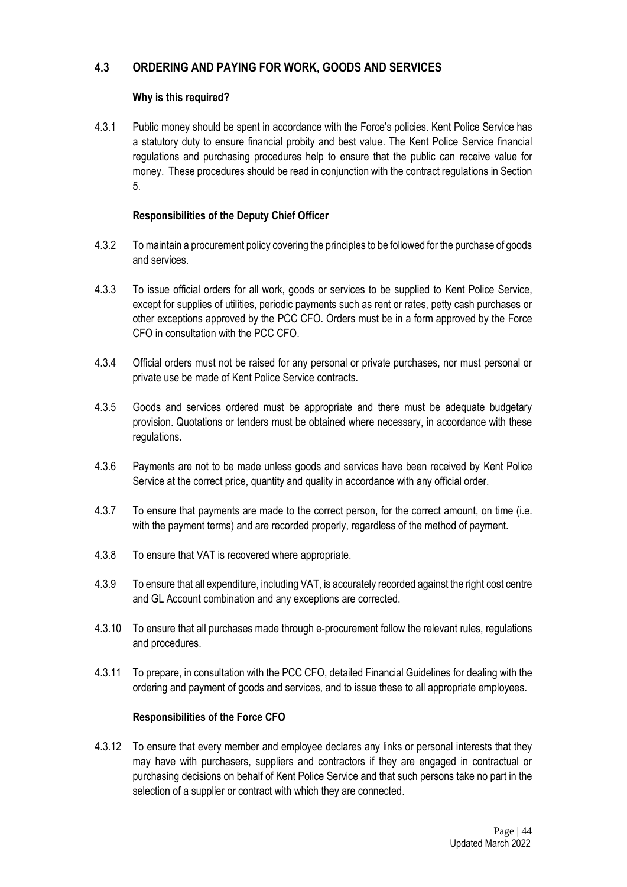## 4.3 ORDERING AND PAYING FOR WORK, GOODS AND SERVICES

**Why is this required?**

4.3.1 Public money should be spent in accordance with the Force's policies. Kent Police Service has a statutory duty to ensure financial probity and best value. The Kent Police Service financial regulations and purchasing procedures help to ensure that the public can receive value for money. These procedures should be read in conjunction with the contract regulations in Section 5.

**Responsibilities of the Deputy Chief Officer**

4.3.2 To maintain a procurement policy covering the principles to be followed for the purchase of goods and services.

4.3.3 To issue official orders for all work, goods or services to be supplied to Kent Police Service, except for supplies of utilities, periodic payments such as rent or rates, petty cash purchases or other exceptions approved by the PCC CFO. Orders must be in a form approved by the Force CFO in consultation with the PCC CFO.

4.3.4 Official orders must not be raised for any personal or private purchases, nor must personal or private use be made of Kent Police Service contracts.

4.3.5 Goods and services ordered must be appropriate and there must be adequate budgetary provision. Quotations or tenders must be obtained where necessary, in accordance with these regulations.

4.3.6 Payments are not to be made unless goods and services have been received by Kent Police Service at the correct price, quantity and quality in accordance with any official order.

4.3.7 To ensure that payments are made to the correct person, for the correct amount, on time (i.e. with the payment terms) and are recorded properly, regardless of the method of payment.

4.3.8 To ensure that VAT is recovered where appropriate.

4.3.9 To ensure that all expenditure, including VAT, is accurately recorded against the right cost centre and GL Account combination and any exceptions are corrected.

4.3.10 To ensure that all purchases made through e-procurement follow the relevant rules, regulations and procedures.

4.3.11 To prepare, in consultation with the PCC CFO, detailed Financial Guidelines for dealing with the ordering and payment of goods and services, and to issue these to all appropriate employees.

**Responsibilities of the Force CFO**

4.3.12 To ensure that every member and employee declares any links or personal interests that they may have with purchasers, suppliers and contractors if they are engaged in contractual or purchasing decisions on behalf of Kent Police Service and that such persons take no part in the selection of a supplier or contract with which they are connected.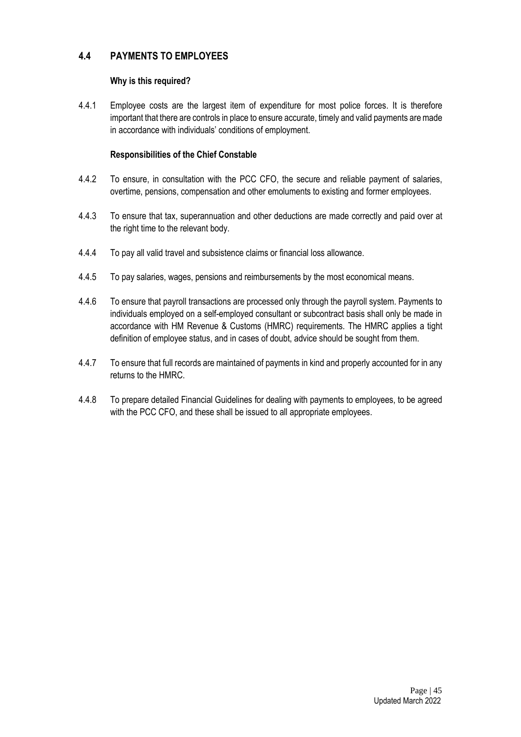## 4.4 PAYMENTS TO EMPLOYEES

**Why is this required?**

4.4.1 Employee costs are the largest item of expenditure for most police forces. It is therefore important that there are controls in place to ensure accurate, timely and valid payments are made in accordance with individuals' conditions of employment.

**Responsibilities of the Chief Constable**

4.4.2 To ensure, in consultation with the PCC CFO, the secure and reliable payment of salaries, overtime, pensions, compensation and other emoluments to existing and former employees.

4.4.3 To ensure that tax, superannuation and other deductions are made correctly and paid over at the right time to the relevant body.

4.4.4 To pay all valid travel and subsistence claims or financial loss allowance.

4.4.5 To pay salaries, wages, pensions and reimbursements by the most economical means.

4.4.6 To ensure that payroll transactions are processed only through the payroll system. Payments to individuals employed on a self-employed consultant or subcontract basis shall only be made in accordance with HM Revenue & Customs (HMRC) requirements. The HMRC applies a tight definition of employee status, and in cases of doubt, advice should be sought from them.

4.4.7 To ensure that full records are maintained of payments in kind and properly accounted for in any returns to the HMRC.

4.4.8 To prepare detailed Financial Guidelines for dealing with payments to employees, to be agreed with the PCC CFO, and these shall be issued to all appropriate employees.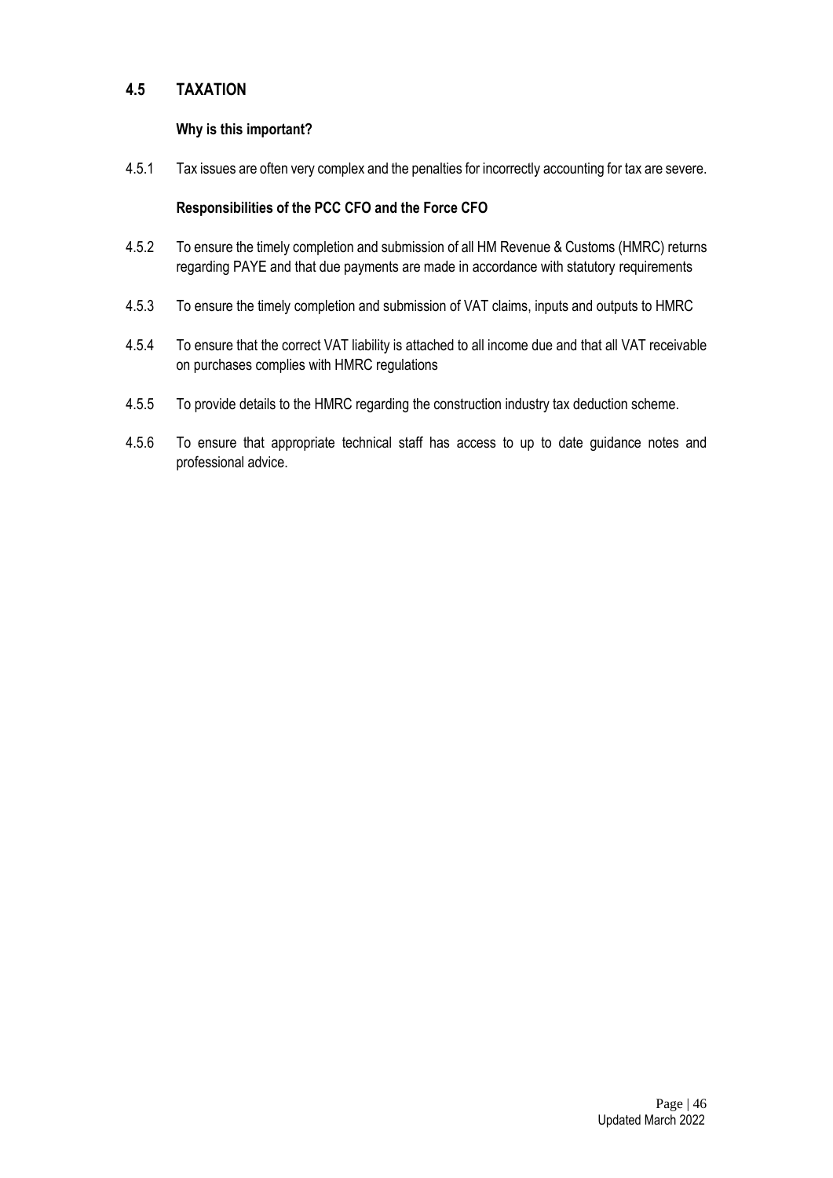## 4.5 TAXATION

**Why is this important?**

4.5.1 Tax issues are often very complex and the penalties for incorrectly accounting for tax are severe.

**Responsibilities of the PCC CFO and the Force CFO**

4.5.2 To ensure the timely completion and submission of all HM Revenue & Customs (HMRC) returns regarding PAYE and that due payments are made in accordance with statutory requirements

4.5.3 To ensure the timely completion and submission of VAT claims, inputs and outputs to HMRC

4.5.4 To ensure that the correct VAT liability is attached to all income due and that all VAT receivable on purchases complies with HMRC regulations

4.5.5 To provide details to the HMRC regarding the construction industry tax deduction scheme.

4.5.6 To ensure that appropriate technical staff has access to up to date guidance notes and professional advice.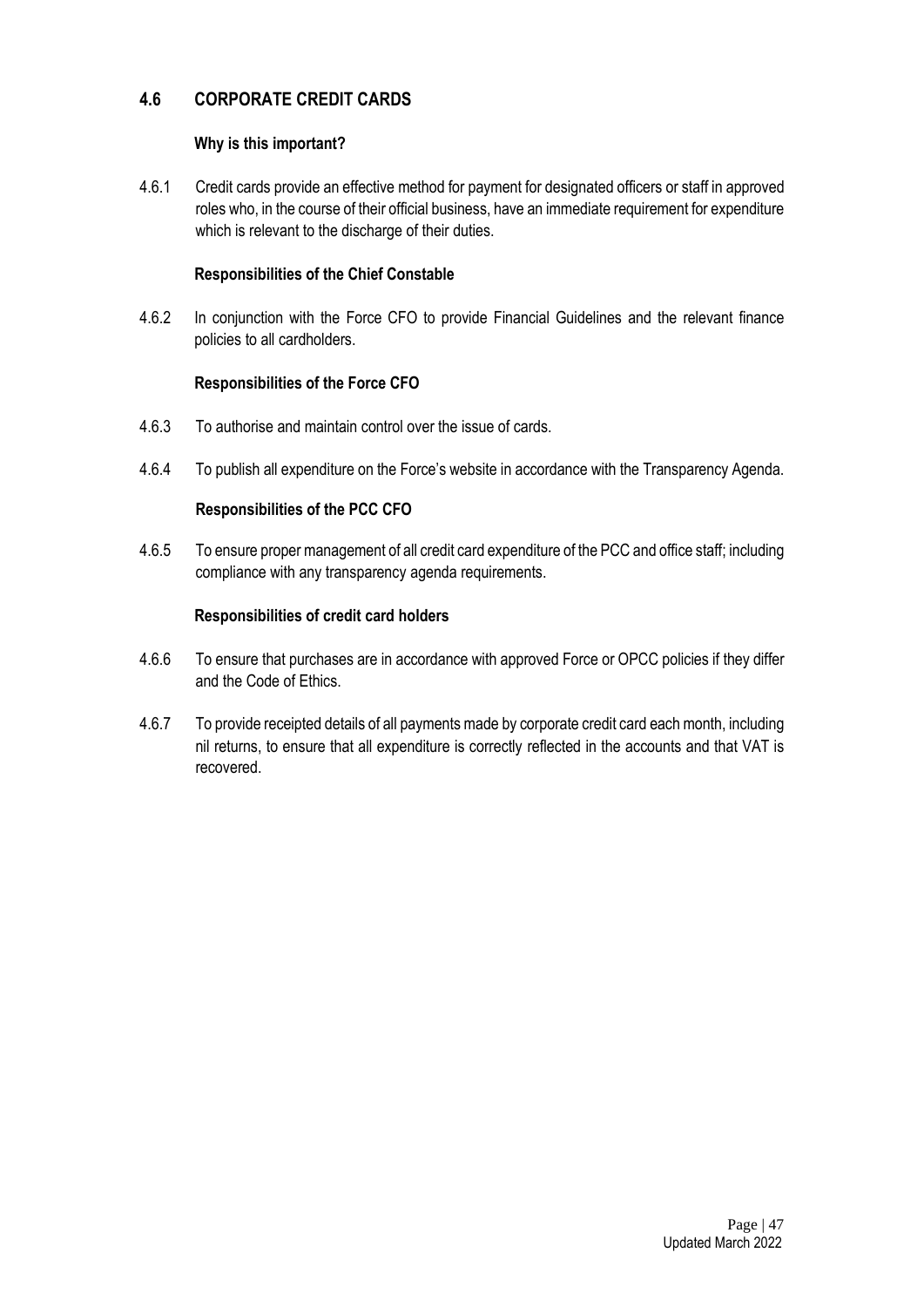## 4.6 CORPORATE CREDIT CARDS

**Why is this important?**

4.6.1 Credit cards provide an effective method for payment for designated officers or staff in approved roles who, in the course of their official business, have an immediate requirement for expenditure which is relevant to the discharge of their duties.

**Responsibilities of the Chief Constable**

4.6.2 In conjunction with the Force CFO to provide Financial Guidelines and the relevant finance policies to all cardholders.

**Responsibilities of the Force CFO**

4.6.3 To authorise and maintain control over the issue of cards.

4.6.4 To publish all expenditure on the Force's website in accordance with the Transparency Agenda.

**Responsibilities of the PCC CFO**

4.6.5 To ensure proper management of all credit card expenditure of the PCC and office staff; including compliance with any transparency agenda requirements.

**Responsibilities of credit card holders**

4.6.6 To ensure that purchases are in accordance with approved Force or OPCC policies if they differ and the Code of Ethics.

4.6.7 To provide receipted details of all payments made by corporate credit card each month, including nil returns, to ensure that all expenditure is correctly reflected in the accounts and that VAT is recovered.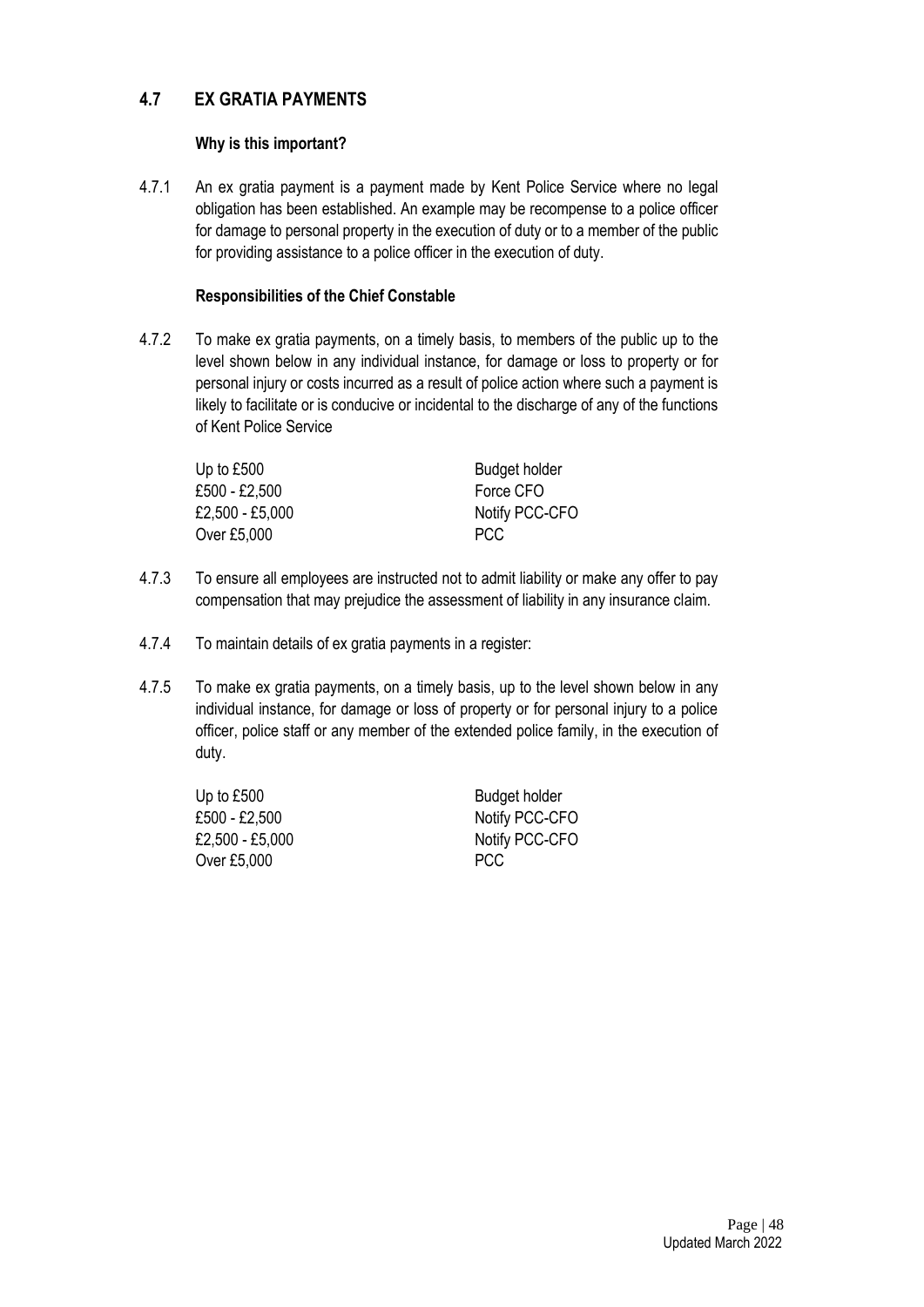## 4.7 EX GRATIA PAYMENTS

**Why is this important?**

4.7.1 An ex gratia payment is a payment made by Kent Police Service where no legal obligation has been established. An example may be recompense to a police officer for damage to personal property in the execution of duty or to a member of the public for providing assistance to a police officer in the execution of duty.

**Responsibilities of the Chief Constable**

4.7.2 To make ex gratia payments, on a timely basis, to members of the public up to the level shown below in any individual instance, for damage or loss to property or for personal injury or costs incurred as a result of police action where such a payment is likely to facilitate or is conducive or incidental to the discharge of any of the functions of Kent Police Service

| | |
|---|---|
| Up to £500 | Budget holder |
| £500 - £2,500 | Force CFO |
| £2,500 - £5,000 | Notify PCC-CFO |
| Over £5,000 | PCC |

4.7.3 To ensure all employees are instructed not to admit liability or make any offer to pay compensation that may prejudice the assessment of liability in any insurance claim.

4.7.4 To maintain details of ex gratia payments in a register:

4.7.5 To make ex gratia payments, on a timely basis, up to the level shown below in any individual instance, for damage or loss of property or for personal injury to a police officer, police staff or any member of the extended police family, in the execution of duty.

| | |
|---|---|
| Up to £500 | Budget holder |
| £500 - £2,500 | Notify PCC-CFO |
| £2,500 - £5,000 | Notify PCC-CFO |
| Over £5,000 | PCC |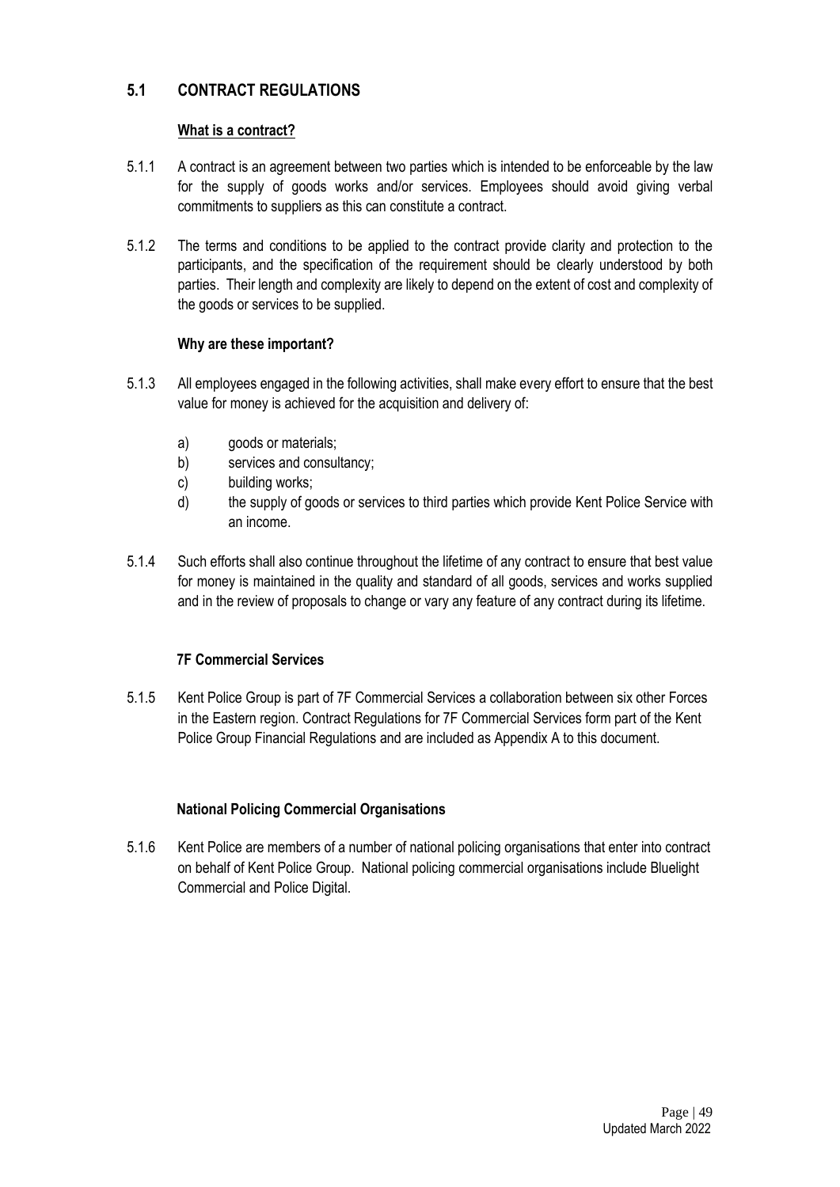## 5.1 CONTRACT REGULATIONS

### What is a contract?

5.1.1 A contract is an agreement between two parties which is intended to be enforceable by the law for the supply of goods works and/or services. Employees should avoid giving verbal commitments to suppliers as this can constitute a contract.

5.1.2 The terms and conditions to be applied to the contract provide clarity and protection to the participants, and the specification of the requirement should be clearly understood by both parties. Their length and complexity are likely to depend on the extent of cost and complexity of the goods or services to be supplied.

### Why are these important?

5.1.3 All employees engaged in the following activities, shall make every effort to ensure that the best value for money is achieved for the acquisition and delivery of:

a) goods or materials;
b) services and consultancy;
c) building works;
d) the supply of goods or services to third parties which provide Kent Police Service with an income.

5.1.4 Such efforts shall also continue throughout the lifetime of any contract to ensure that best value for money is maintained in the quality and standard of all goods, services and works supplied and in the review of proposals to change or vary any feature of any contract during its lifetime.

### 7F Commercial Services

5.1.5 Kent Police Group is part of 7F Commercial Services a collaboration between six other Forces in the Eastern region. Contract Regulations for 7F Commercial Services form part of the Kent Police Group Financial Regulations and are included as Appendix A to this document.

### National Policing Commercial Organisations

5.1.6 Kent Police are members of a number of national policing organisations that enter into contract on behalf of Kent Police Group. National policing commercial organisations include Bluelight Commercial and Police Digital.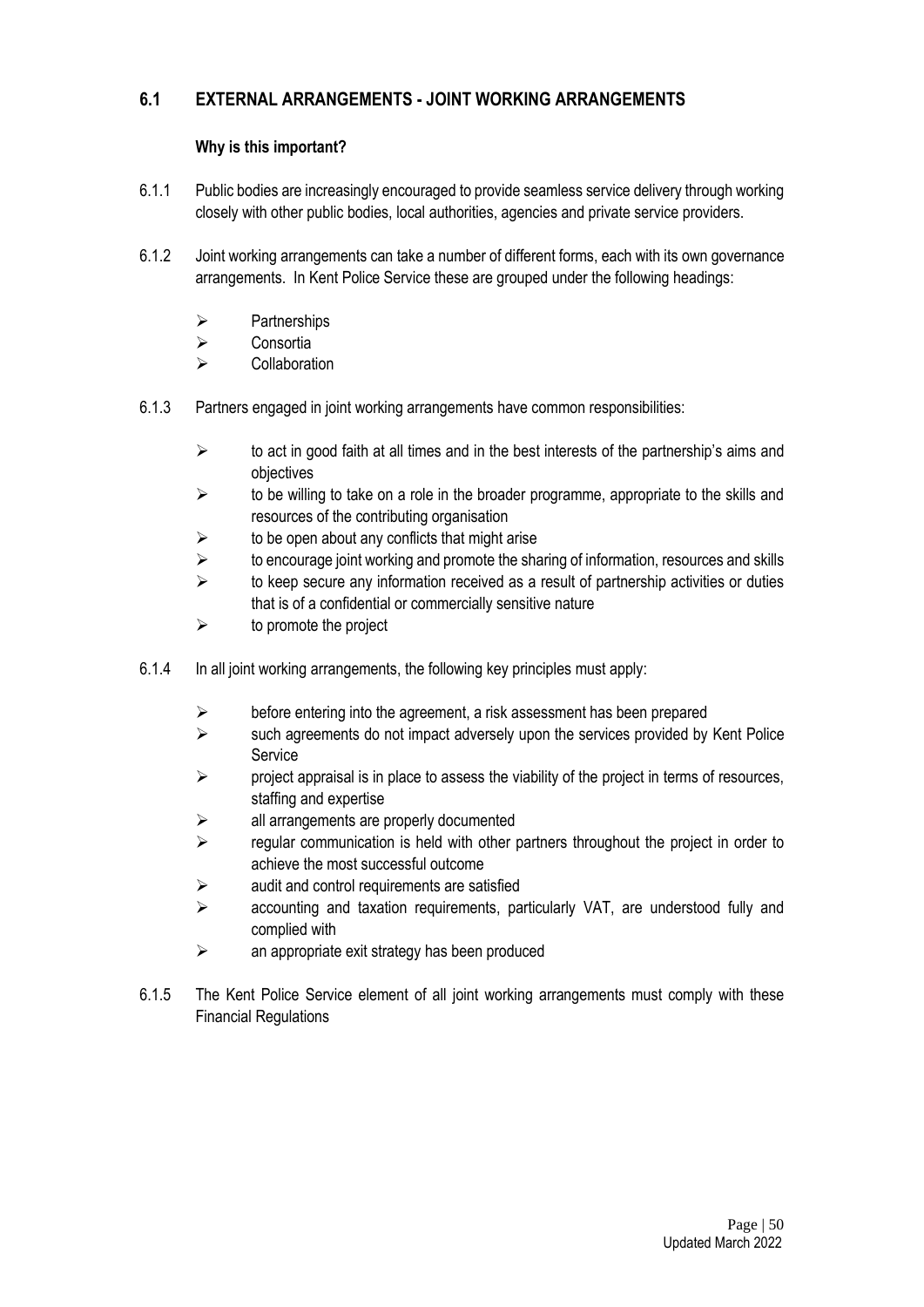## 6.1 EXTERNAL ARRANGEMENTS - JOINT WORKING ARRANGEMENTS

**Why is this important?**

6.1.1 Public bodies are increasingly encouraged to provide seamless service delivery through working closely with other public bodies, local authorities, agencies and private service providers.

6.1.2 Joint working arrangements can take a number of different forms, each with its own governance arrangements. In Kent Police Service these are grouped under the following headings:

- Partnerships
- Consortia
- Collaboration

6.1.3 Partners engaged in joint working arrangements have common responsibilities:

- to act in good faith at all times and in the best interests of the partnership's aims and objectives
- to be willing to take on a role in the broader programme, appropriate to the skills and resources of the contributing organisation
- to be open about any conflicts that might arise
- to encourage joint working and promote the sharing of information, resources and skills
- to keep secure any information received as a result of partnership activities or duties that is of a confidential or commercially sensitive nature
- to promote the project

6.1.4 In all joint working arrangements, the following key principles must apply:

- before entering into the agreement, a risk assessment has been prepared
- such agreements do not impact adversely upon the services provided by Kent Police Service
- project appraisal is in place to assess the viability of the project in terms of resources, staffing and expertise
- all arrangements are properly documented
- regular communication is held with other partners throughout the project in order to achieve the most successful outcome
- audit and control requirements are satisfied
- accounting and taxation requirements, particularly VAT, are understood fully and complied with
- an appropriate exit strategy has been produced

6.1.5 The Kent Police Service element of all joint working arrangements must comply with these Financial Regulations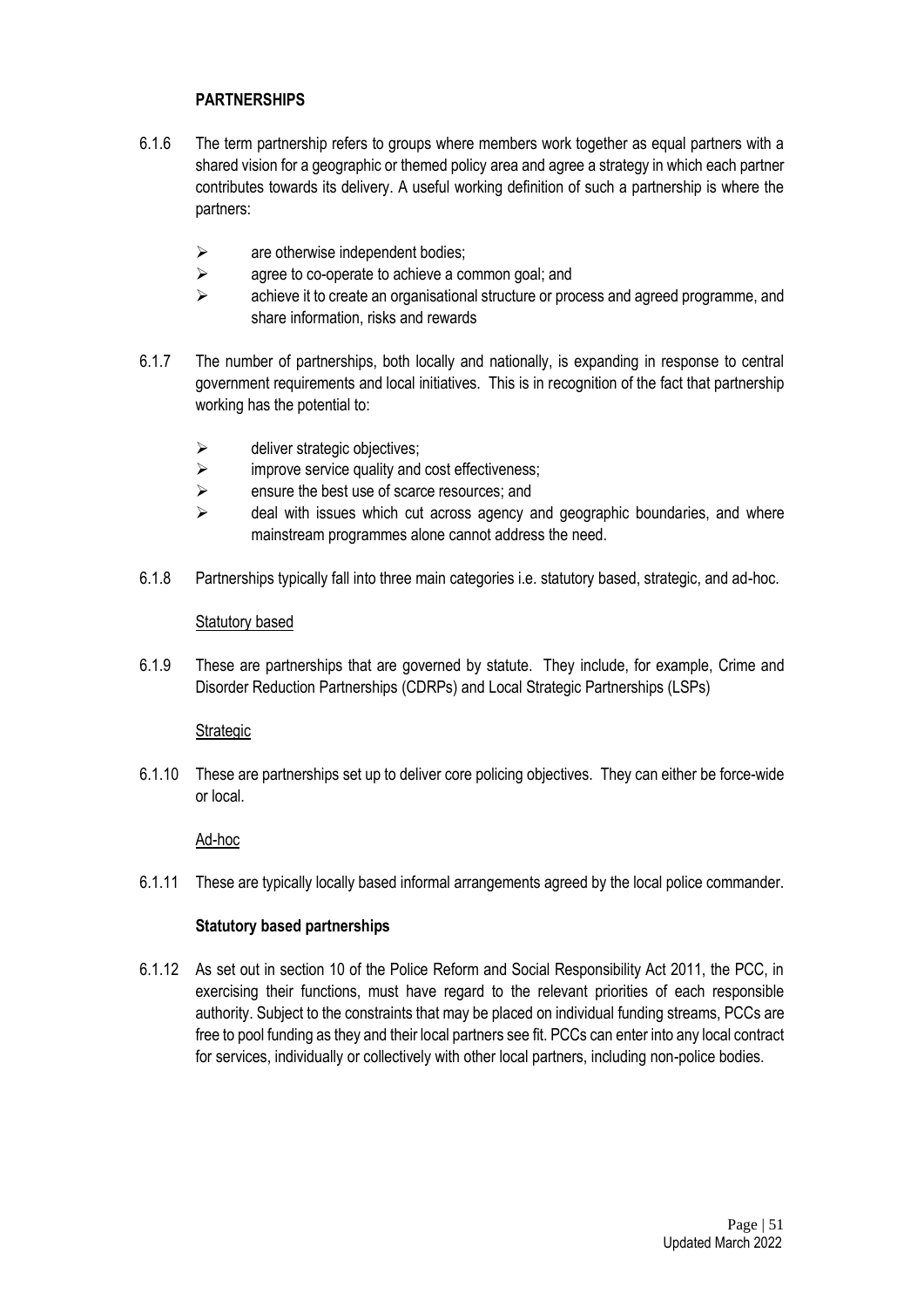## PARTNERSHIPS

6.1.6 The term partnership refers to groups where members work together as equal partners with a shared vision for a geographic or themed policy area and agree a strategy in which each partner contributes towards its delivery. A useful working definition of such a partnership is where the partners:

- are otherwise independent bodies;
- agree to co-operate to achieve a common goal; and
- achieve it to create an organisational structure or process and agreed programme, and share information, risks and rewards

6.1.7 The number of partnerships, both locally and nationally, is expanding in response to central government requirements and local initiatives. This is in recognition of the fact that partnership working has the potential to:

- deliver strategic objectives;
- improve service quality and cost effectiveness;
- ensure the best use of scarce resources; and
- deal with issues which cut across agency and geographic boundaries, and where mainstream programmes alone cannot address the need.

6.1.8 Partnerships typically fall into three main categories i.e. statutory based, strategic, and ad-hoc.

Statutory based

6.1.9 These are partnerships that are governed by statute. They include, for example, Crime and Disorder Reduction Partnerships (CDRPs) and Local Strategic Partnerships (LSPs)

Strategic

6.1.10 These are partnerships set up to deliver core policing objectives. They can either be force-wide or local.

Ad-hoc

6.1.11 These are typically locally based informal arrangements agreed by the local police commander.

### Statutory based partnerships

6.1.12 As set out in section 10 of the Police Reform and Social Responsibility Act 2011, the PCC, in exercising their functions, must have regard to the relevant priorities of each responsible authority. Subject to the constraints that may be placed on individual funding streams, PCCs are free to pool funding as they and their local partners see fit. PCCs can enter into any local contract for services, individually or collectively with other local partners, including non-police bodies.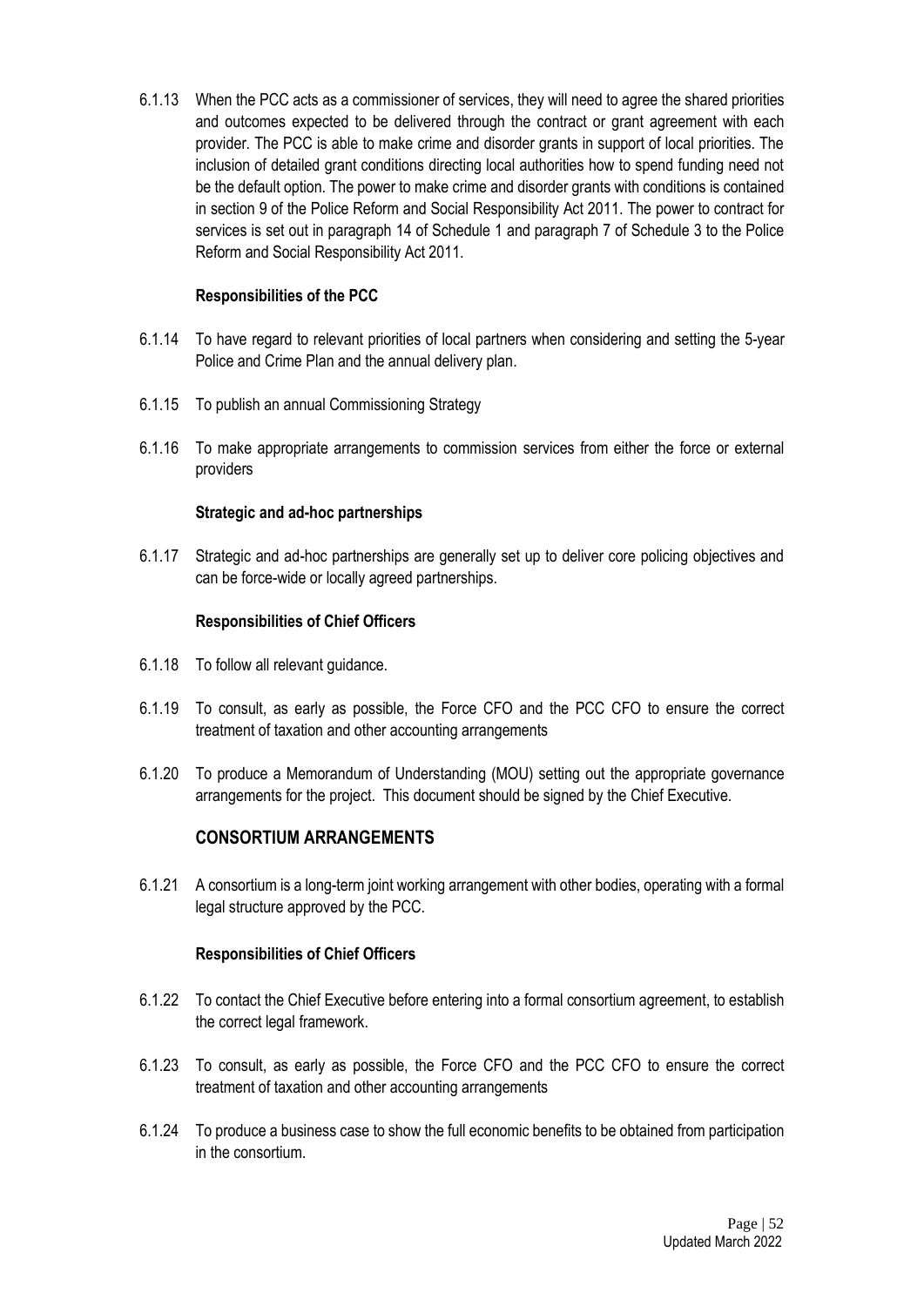6.1.13 When the PCC acts as a commissioner of services, they will need to agree the shared priorities and outcomes expected to be delivered through the contract or grant agreement with each provider. The PCC is able to make crime and disorder grants in support of local priorities. The inclusion of detailed grant conditions directing local authorities how to spend funding need not be the default option. The power to make crime and disorder grants with conditions is contained in section 9 of the Police Reform and Social Responsibility Act 2011. The power to contract for services is set out in paragraph 14 of Schedule 1 and paragraph 7 of Schedule 3 to the Police Reform and Social Responsibility Act 2011.

**Responsibilities of the PCC**

6.1.14 To have regard to relevant priorities of local partners when considering and setting the 5-year Police and Crime Plan and the annual delivery plan.

6.1.15 To publish an annual Commissioning Strategy

6.1.16 To make appropriate arrangements to commission services from either the force or external providers

**Strategic and ad-hoc partnerships**

6.1.17 Strategic and ad-hoc partnerships are generally set up to deliver core policing objectives and can be force-wide or locally agreed partnerships.

**Responsibilities of Chief Officers**

6.1.18 To follow all relevant guidance.

6.1.19 To consult, as early as possible, the Force CFO and the PCC CFO to ensure the correct treatment of taxation and other accounting arrangements

6.1.20 To produce a Memorandum of Understanding (MOU) setting out the appropriate governance arrangements for the project. This document should be signed by the Chief Executive.

## CONSORTIUM ARRANGEMENTS

6.1.21 A consortium is a long-term joint working arrangement with other bodies, operating with a formal legal structure approved by the PCC.

**Responsibilities of Chief Officers**

6.1.22 To contact the Chief Executive before entering into a formal consortium agreement, to establish the correct legal framework.

6.1.23 To consult, as early as possible, the Force CFO and the PCC CFO to ensure the correct treatment of taxation and other accounting arrangements

6.1.24 To produce a business case to show the full economic benefits to be obtained from participation in the consortium.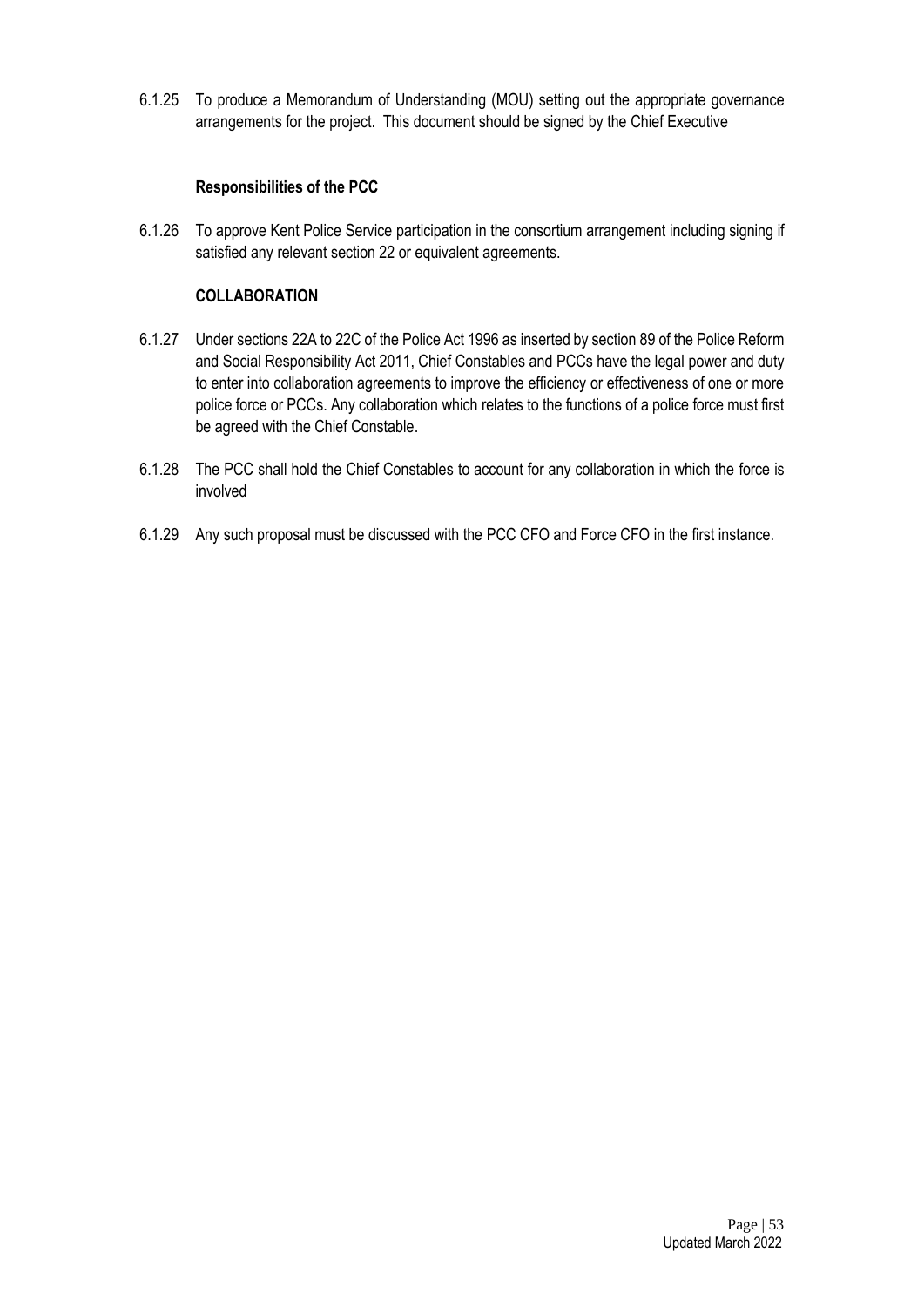6.1.25 To produce a Memorandum of Understanding (MOU) setting out the appropriate governance arrangements for the project. This document should be signed by the Chief Executive

**Responsibilities of the PCC**

6.1.26 To approve Kent Police Service participation in the consortium arrangement including signing if satisfied any relevant section 22 or equivalent agreements.

**COLLABORATION**

6.1.27 Under sections 22A to 22C of the Police Act 1996 as inserted by section 89 of the Police Reform and Social Responsibility Act 2011, Chief Constables and PCCs have the legal power and duty to enter into collaboration agreements to improve the efficiency or effectiveness of one or more police force or PCCs. Any collaboration which relates to the functions of a police force must first be agreed with the Chief Constable.

6.1.28 The PCC shall hold the Chief Constables to account for any collaboration in which the force is involved

6.1.29 Any such proposal must be discussed with the PCC CFO and Force CFO in the first instance.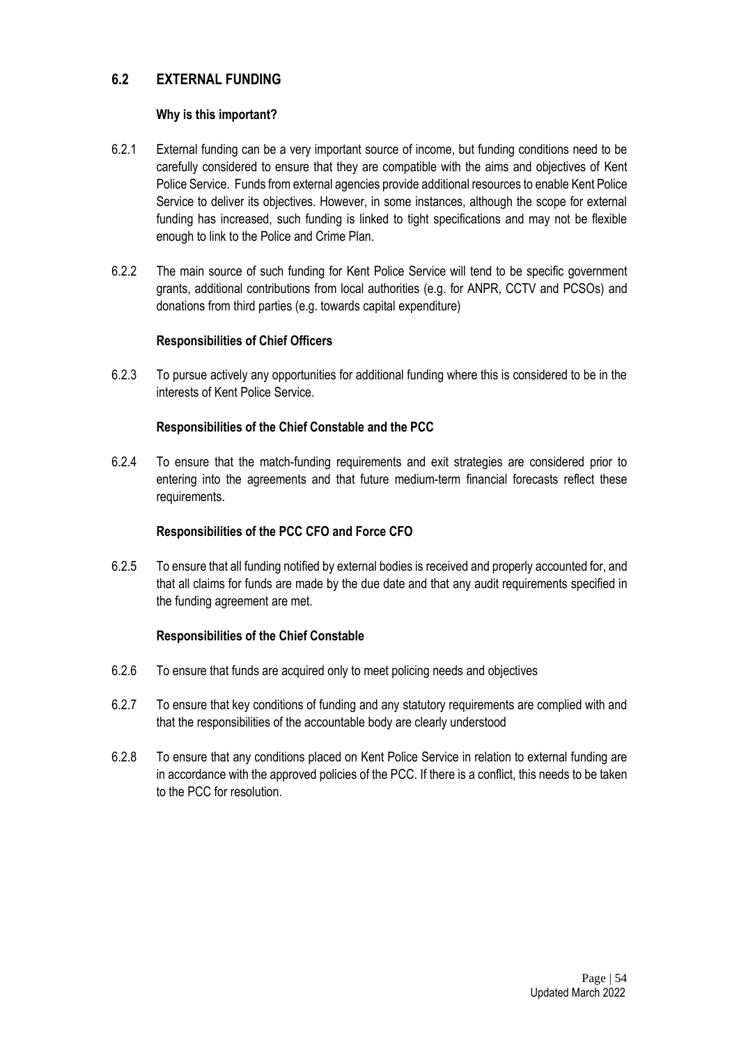## 6.2 EXTERNAL FUNDING

**Why is this important?**

6.2.1 External funding can be a very important source of income, but funding conditions need to be carefully considered to ensure that they are compatible with the aims and objectives of Kent Police Service. Funds from external agencies provide additional resources to enable Kent Police Service to deliver its objectives. However, in some instances, although the scope for external funding has increased, such funding is linked to tight specifications and may not be flexible enough to link to the Police and Crime Plan.

6.2.2 The main source of such funding for Kent Police Service will tend to be specific government grants, additional contributions from local authorities (e.g. for ANPR, CCTV and PCSOs) and donations from third parties (e.g. towards capital expenditure)

**Responsibilities of Chief Officers**

6.2.3 To pursue actively any opportunities for additional funding where this is considered to be in the interests of Kent Police Service.

**Responsibilities of the Chief Constable and the PCC**

6.2.4 To ensure that the match-funding requirements and exit strategies are considered prior to entering into the agreements and that future medium-term financial forecasts reflect these requirements.

**Responsibilities of the PCC CFO and Force CFO**

6.2.5 To ensure that all funding notified by external bodies is received and properly accounted for, and that all claims for funds are made by the due date and that any audit requirements specified in the funding agreement are met.

**Responsibilities of the Chief Constable**

6.2.6 To ensure that funds are acquired only to meet policing needs and objectives

6.2.7 To ensure that key conditions of funding and any statutory requirements are complied with and that the responsibilities of the accountable body are clearly understood

6.2.8 To ensure that any conditions placed on Kent Police Service in relation to external funding are in accordance with the approved policies of the PCC. If there is a conflict, this needs to be taken to the PCC for resolution.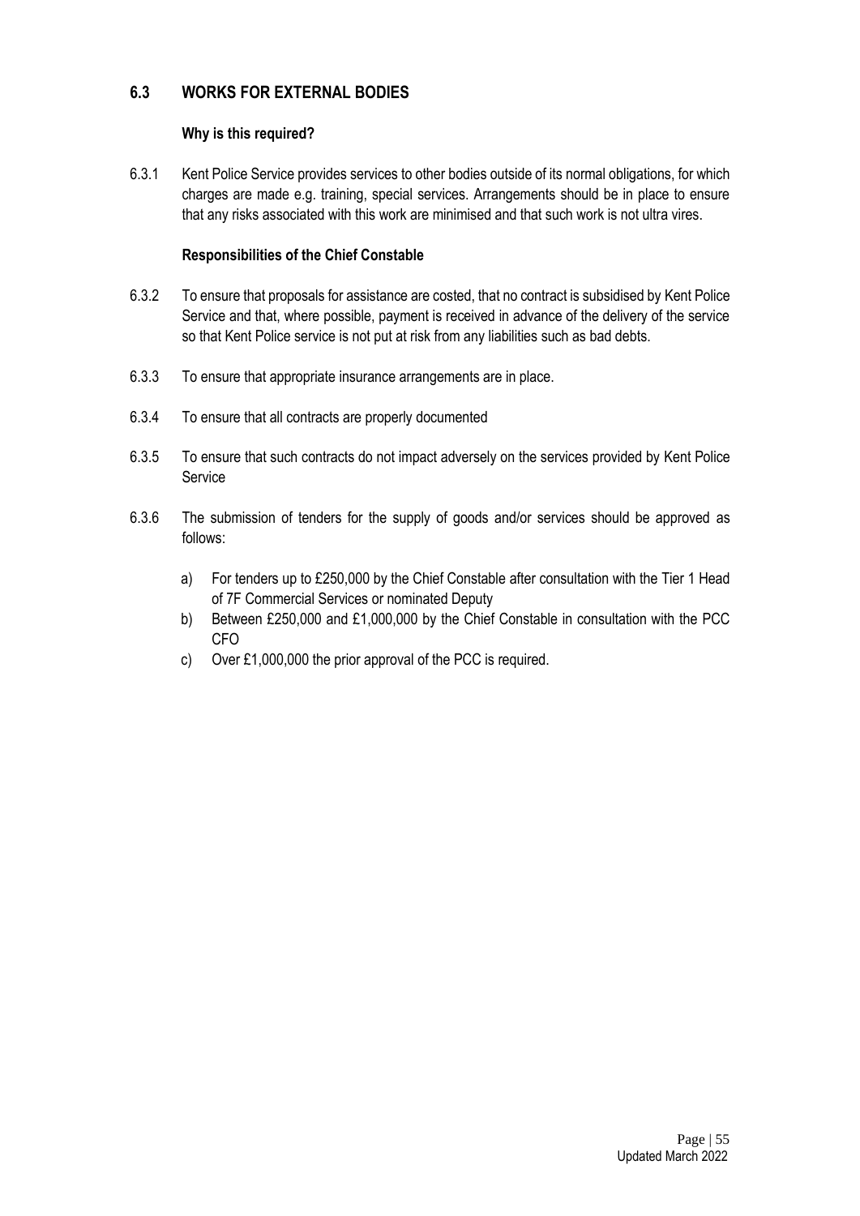## 6.3 WORKS FOR EXTERNAL BODIES

**Why is this required?**

6.3.1 Kent Police Service provides services to other bodies outside of its normal obligations, for which charges are made e.g. training, special services. Arrangements should be in place to ensure that any risks associated with this work are minimised and that such work is not ultra vires.

**Responsibilities of the Chief Constable**

6.3.2 To ensure that proposals for assistance are costed, that no contract is subsidised by Kent Police Service and that, where possible, payment is received in advance of the delivery of the service so that Kent Police service is not put at risk from any liabilities such as bad debts.

6.3.3 To ensure that appropriate insurance arrangements are in place.

6.3.4 To ensure that all contracts are properly documented

6.3.5 To ensure that such contracts do not impact adversely on the services provided by Kent Police Service

6.3.6 The submission of tenders for the supply of goods and/or services should be approved as follows:

a) For tenders up to £250,000 by the Chief Constable after consultation with the Tier 1 Head of 7F Commercial Services or nominated Deputy
b) Between £250,000 and £1,000,000 by the Chief Constable in consultation with the PCC CFO
c) Over £1,000,000 the prior approval of the PCC is required.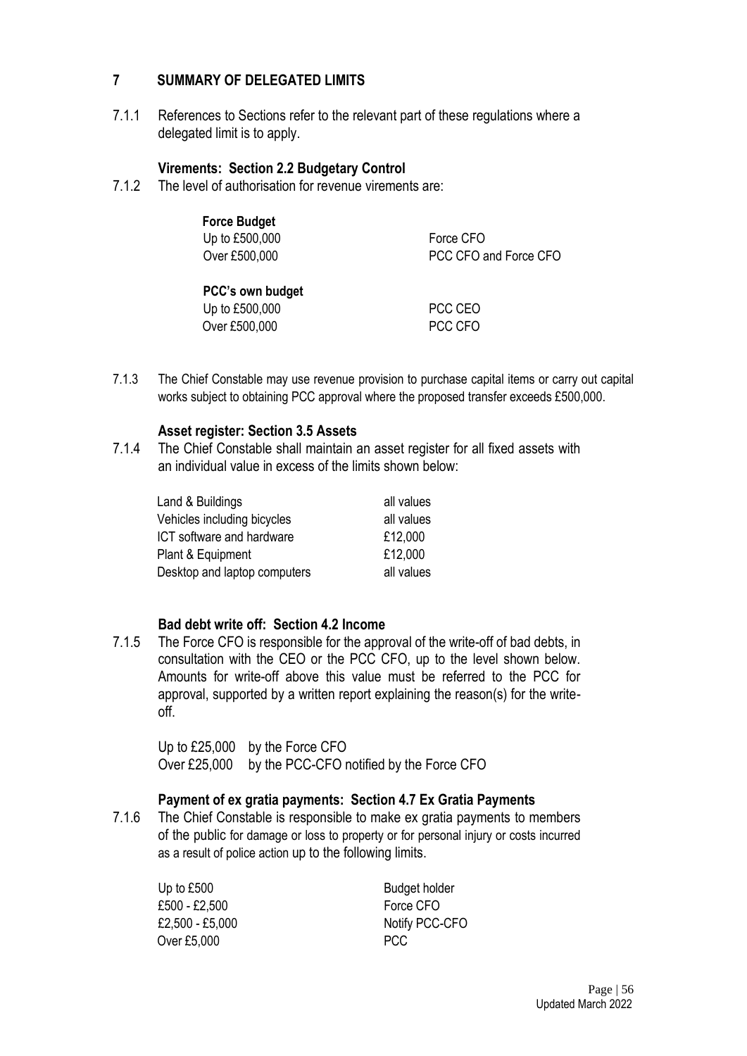## 7 SUMMARY OF DELEGATED LIMITS

7.1.1 References to Sections refer to the relevant part of these regulations where a delegated limit is to apply.

### Virements: Section 2.2 Budgetary Control

7.1.2 The level of authorisation for revenue virements are:

| **Force Budget** | |
|---|---|
| Up to £500,000 | Force CFO |
| Over £500,000 | PCC CFO and Force CFO |
| **PCC's own budget** | |
| Up to £500,000 | PCC CEO |
| Over £500,000 | PCC CFO |

7.1.3 The Chief Constable may use revenue provision to purchase capital items or carry out capital works subject to obtaining PCC approval where the proposed transfer exceeds £500,000.

### Asset register: Section 3.5 Assets

7.1.4 The Chief Constable shall maintain an asset register for all fixed assets with an individual value in excess of the limits shown below:

| | |
|---|---|
| Land & Buildings | all values |
| Vehicles including bicycles | all values |
| ICT software and hardware | £12,000 |
| Plant & Equipment | £12,000 |
| Desktop and laptop computers | all values |

### Bad debt write off: Section 4.2 Income

7.1.5 The Force CFO is responsible for the approval of the write-off of bad debts, in consultation with the CEO or the PCC CFO, up to the level shown below. Amounts for write-off above this value must be referred to the PCC for approval, supported by a written report explaining the reason(s) for the write-off.

| | |
|---|---|
| Up to £25,000 | by the Force CFO |
| Over £25,000 | by the PCC-CFO notified by the Force CFO |

### Payment of ex gratia payments: Section 4.7 Ex Gratia Payments

7.1.6 The Chief Constable is responsible to make ex gratia payments to members of the public for damage or loss to property or for personal injury or costs incurred as a result of police action up to the following limits.

| | |
|---|---|
| Up to £500 | Budget holder |
| £500 - £2,500 | Force CFO |
| £2,500 - £5,000 | Notify PCC-CFO |
| Over £5,000 | PCC |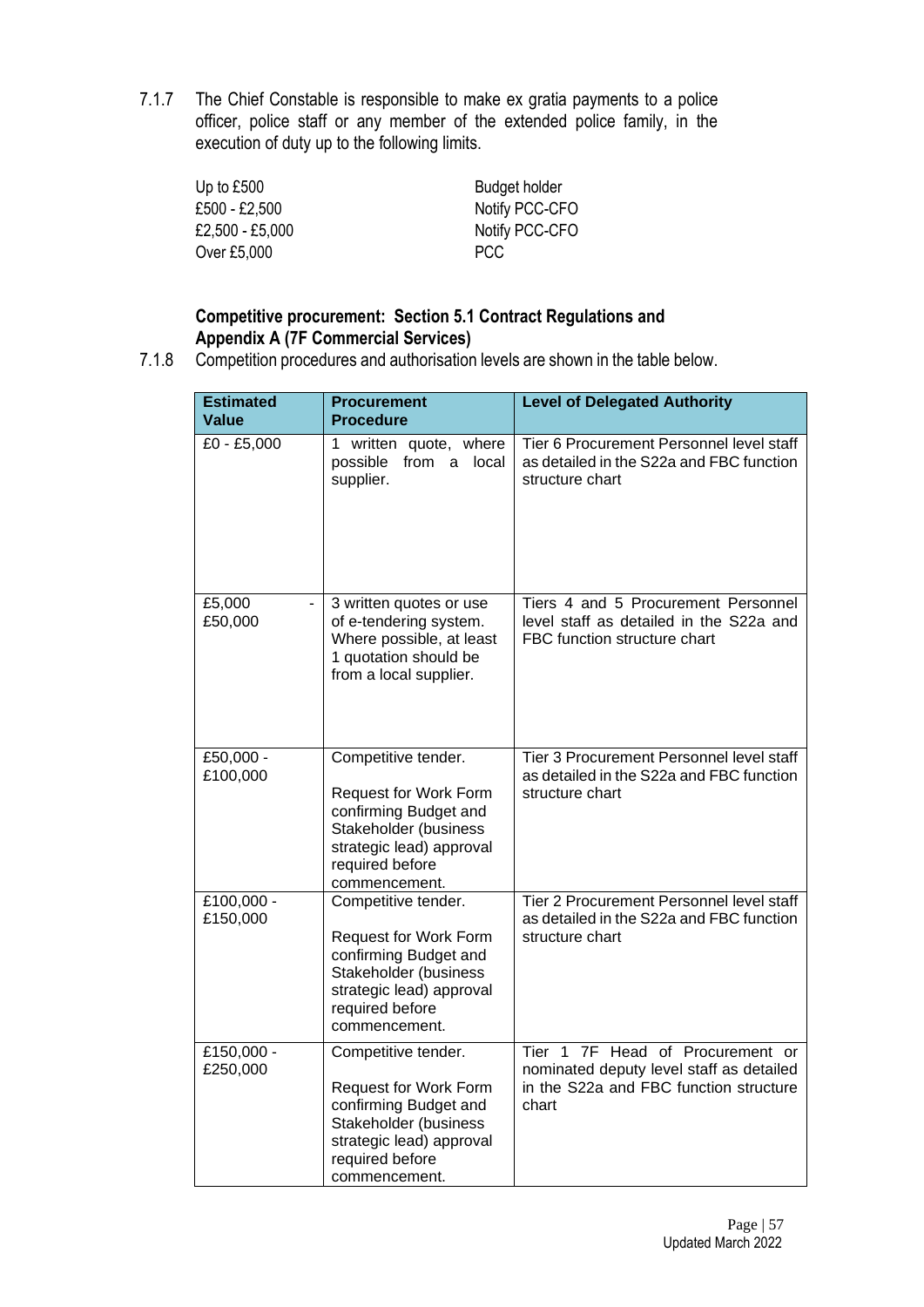7.1.7 The Chief Constable is responsible to make ex gratia payments to a police officer, police staff or any member of the extended police family, in the execution of duty up to the following limits.

| | |
|---|---|
| Up to £500 | Budget holder |
| £500 - £2,500 | Notify PCC-CFO |
| £2,500 - £5,000 | Notify PCC-CFO |
| Over £5,000 | PCC |

**Competitive procurement: Section 5.1 Contract Regulations and Appendix A (7F Commercial Services)**

7.1.8 Competition procedures and authorisation levels are shown in the table below.

| Estimated Value | Procurement Procedure | Level of Delegated Authority |
|---|---|---|
| £0 - £5,000 | 1 written quote, where possible from a local supplier. | Tier 6 Procurement Personnel level staff as detailed in the S22a and FBC function structure chart |
| £5,000 - £50,000 | 3 written quotes or use of e-tendering system. Where possible, at least 1 quotation should be from a local supplier. | Tiers 4 and 5 Procurement Personnel level staff as detailed in the S22a and FBC function structure chart |
| £50,000 - £100,000 | Competitive tender.<br><br>Request for Work Form confirming Budget and Stakeholder (business strategic lead) approval required before commencement. | Tier 3 Procurement Personnel level staff as detailed in the S22a and FBC function structure chart |
| £100,000 - £150,000 | Competitive tender.<br><br>Request for Work Form confirming Budget and Stakeholder (business strategic lead) approval required before commencement. | Tier 2 Procurement Personnel level staff as detailed in the S22a and FBC function structure chart |
| £150,000 - £250,000 | Competitive tender.<br><br>Request for Work Form confirming Budget and Stakeholder (business strategic lead) approval required before commencement. | Tier 1 7F Head of Procurement or nominated deputy level staff as detailed in the S22a and FBC function structure chart |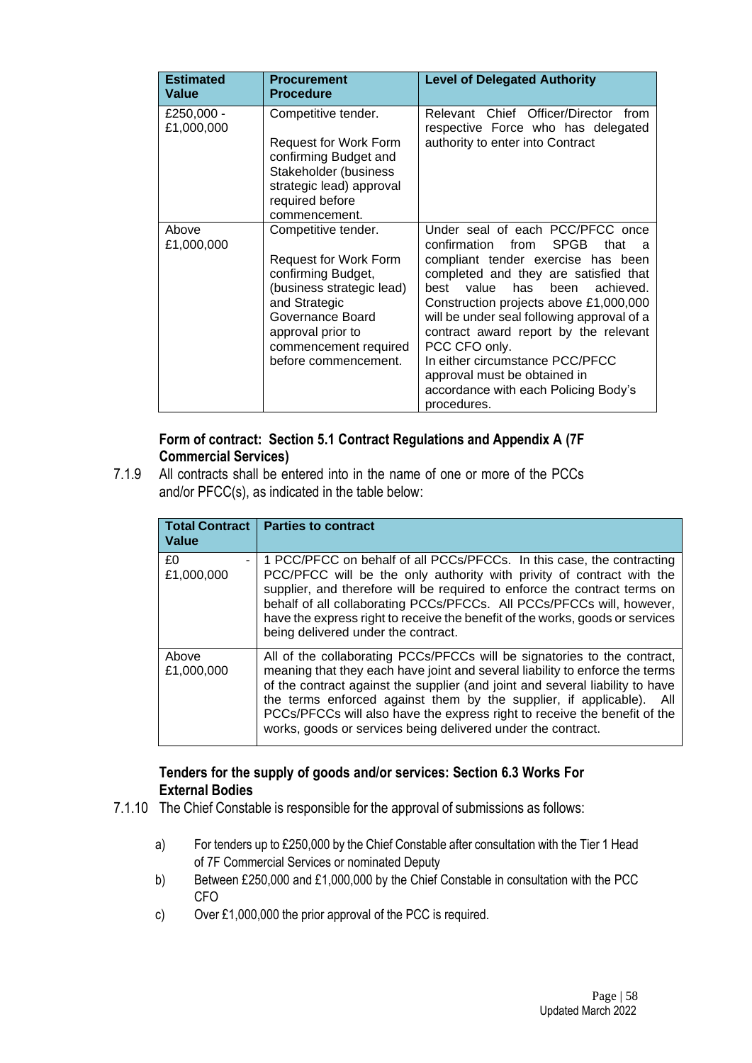| Estimated Value | Procurement Procedure | Level of Delegated Authority |
|---|---|---|
| £250,000 - £1,000,000 | Competitive tender.<br><br>Request for Work Form confirming Budget and Stakeholder (business strategic lead) approval required before commencement. | Relevant Chief Officer/Director from respective Force who has delegated authority to enter into Contract |
| Above £1,000,000 | Competitive tender.<br><br>Request for Work Form confirming Budget, (business strategic lead) and Strategic Governance Board approval prior to commencement required before commencement. | Under seal of each PCC/PFCC once confirmation from SPGB that a compliant tender exercise has been completed and they are satisfied that best value has been achieved. Construction projects above £1,000,000 will be under seal following approval of a contract award report by the relevant PCC CFO only.<br>In either circumstance PCC/PFCC approval must be obtained in accordance with each Policing Body's procedures. |

**Form of contract: Section 5.1 Contract Regulations and Appendix A (7F Commercial Services)**

7.1.9 All contracts shall be entered into in the name of one or more of the PCCs and/or PFCC(s), as indicated in the table below:

| Total Contract Value | Parties to contract |
|---|---|
| £0 - £1,000,000 | 1 PCC/PFCC on behalf of all PCCs/PFCCs. In this case, the contracting PCC/PFCC will be the only authority with privity of contract with the supplier, and therefore will be required to enforce the contract terms on behalf of all collaborating PCCs/PFCCs. All PCCs/PFCCs will, however, have the express right to receive the benefit of the works, goods or services being delivered under the contract. |
| Above £1,000,000 | All of the collaborating PCCs/PFCCs will be signatories to the contract, meaning that they each have joint and several liability to enforce the terms of the contract against the supplier (and joint and several liability to have the terms enforced against them by the supplier, if applicable). All PCCs/PFCCs will also have the express right to receive the benefit of the works, goods or services being delivered under the contract. |

**Tenders for the supply of goods and/or services: Section 6.3 Works For External Bodies**

7.1.10 The Chief Constable is responsible for the approval of submissions as follows:

a) For tenders up to £250,000 by the Chief Constable after consultation with the Tier 1 Head of 7F Commercial Services or nominated Deputy

b) Between £250,000 and £1,000,000 by the Chief Constable in consultation with the PCC CFO

c) Over £1,000,000 the prior approval of the PCC is required.